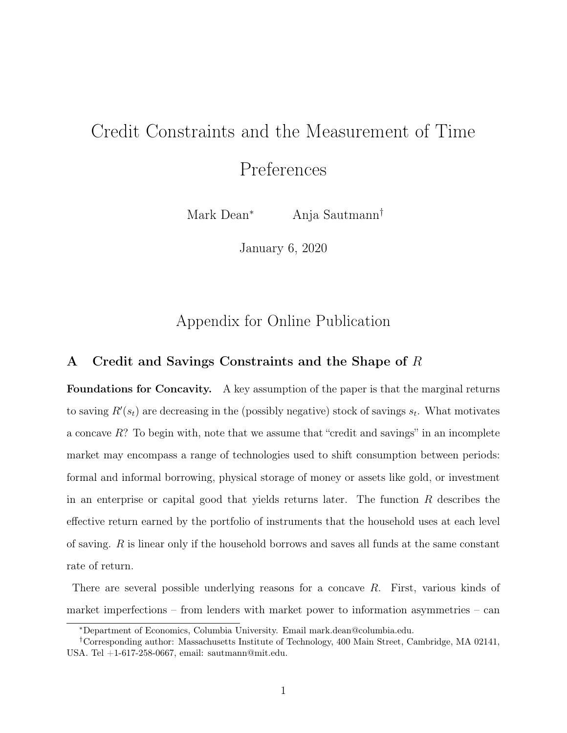# Credit Constraints and the Measurement of Time Preferences

Mark Dean[*] Anja Sautmann[†]

January 6, 2020

## Appendix for Online Publication

### A Credit and Savings Constraints and the Shape of $R$

**Foundations for Concavity.** A key assumption of the paper is that the marginal returns to saving $R'(s_t)$ are decreasing in the (possibly negative) stock of savings $s_t$. What motivates a concave $R$? To begin with, note that we assume that "credit and savings" in an incomplete market may encompass a range of technologies used to shift consumption between periods: formal and informal borrowing, physical storage of money or assets like gold, or investment in an enterprise or capital good that yields returns later. The function $R$ describes the effective return earned by the portfolio of instruments that the household uses at each level of saving. $R$ is linear only if the household borrows and saves all funds at the same constant rate of return.

There are several possible underlying reasons for a concave $R$. First, various kinds of market imperfections – from lenders with market power to information asymmetries – can

[*] Department of Economics, Columbia University. Email mark.dean@columbia.edu.

[†] Corresponding author: Massachusetts Institute of Technology, 400 Main Street, Cambridge, MA 02141, USA. Tel +1-617-258-0667, email: sautmann@mit.edu.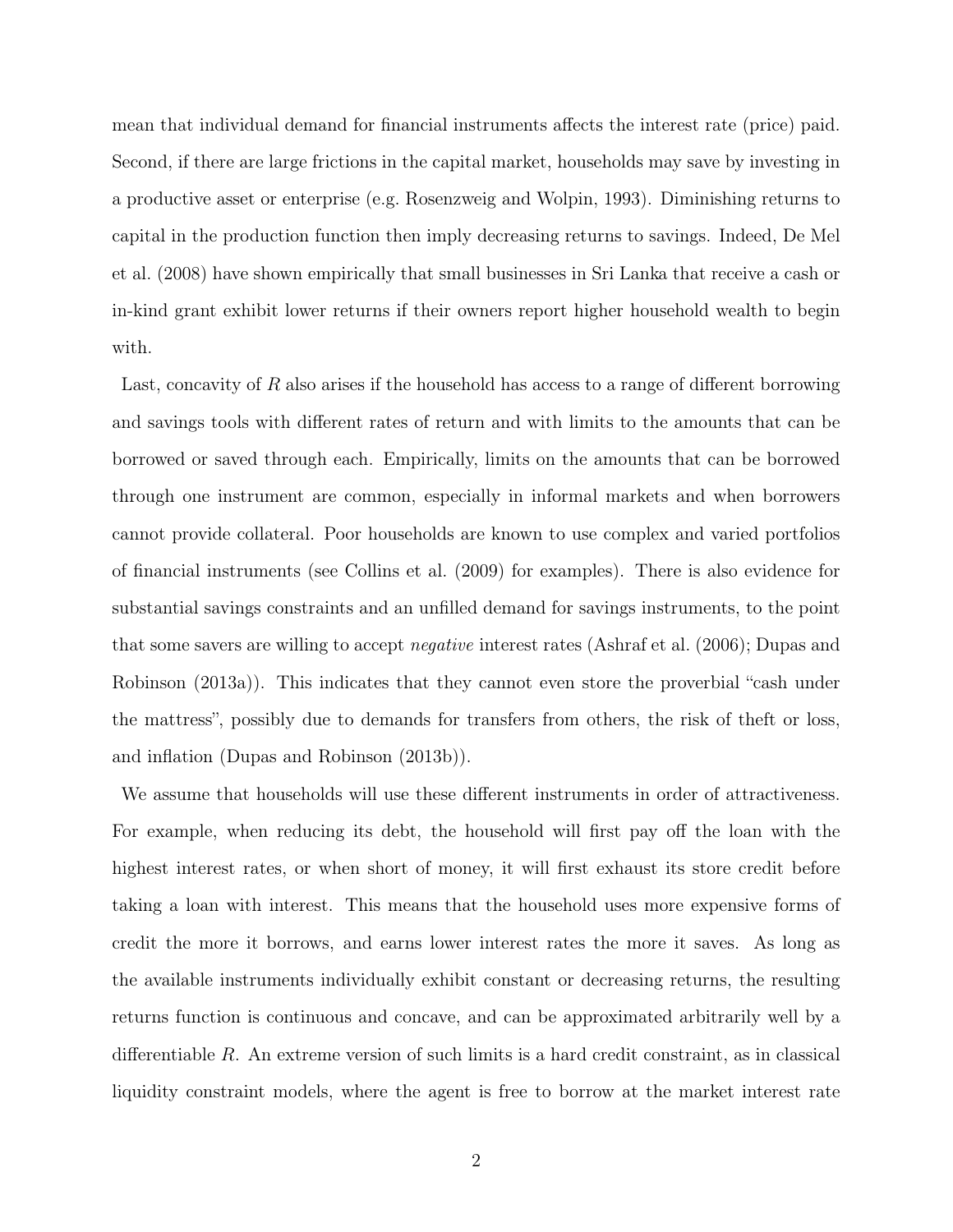mean that individual demand for financial instruments affects the interest rate (price) paid. Second, if there are large frictions in the capital market, households may save by investing in a productive asset or enterprise (e.g. Rosenzweig and Wolpin, 1993). Diminishing returns to capital in the production function then imply decreasing returns to savings. Indeed, De Mel et al. (2008) have shown empirically that small businesses in Sri Lanka that receive a cash or in-kind grant exhibit lower returns if their owners report higher household wealth to begin with.

Last, concavity of $R$ also arises if the household has access to a range of different borrowing and savings tools with different rates of return and with limits to the amounts that can be borrowed or saved through each. Empirically, limits on the amounts that can be borrowed through one instrument are common, especially in informal markets and when borrowers cannot provide collateral. Poor households are known to use complex and varied portfolios of financial instruments (see Collins et al. (2009) for examples). There is also evidence for substantial savings constraints and an unfilled demand for savings instruments, to the point that some savers are willing to accept *negative* interest rates (Ashraf et al. (2006); Dupas and Robinson (2013a)). This indicates that they cannot even store the proverbial "cash under the mattress", possibly due to demands for transfers from others, the risk of theft or loss, and inflation (Dupas and Robinson (2013b)).

We assume that households will use these different instruments in order of attractiveness. For example, when reducing its debt, the household will first pay off the loan with the highest interest rates, or when short of money, it will first exhaust its store credit before taking a loan with interest. This means that the household uses more expensive forms of credit the more it borrows, and earns lower interest rates the more it saves. As long as the available instruments individually exhibit constant or decreasing returns, the resulting returns function is continuous and concave, and can be approximated arbitrarily well by a differentiable $R$. An extreme version of such limits is a hard credit constraint, as in classical liquidity constraint models, where the agent is free to borrow at the market interest rate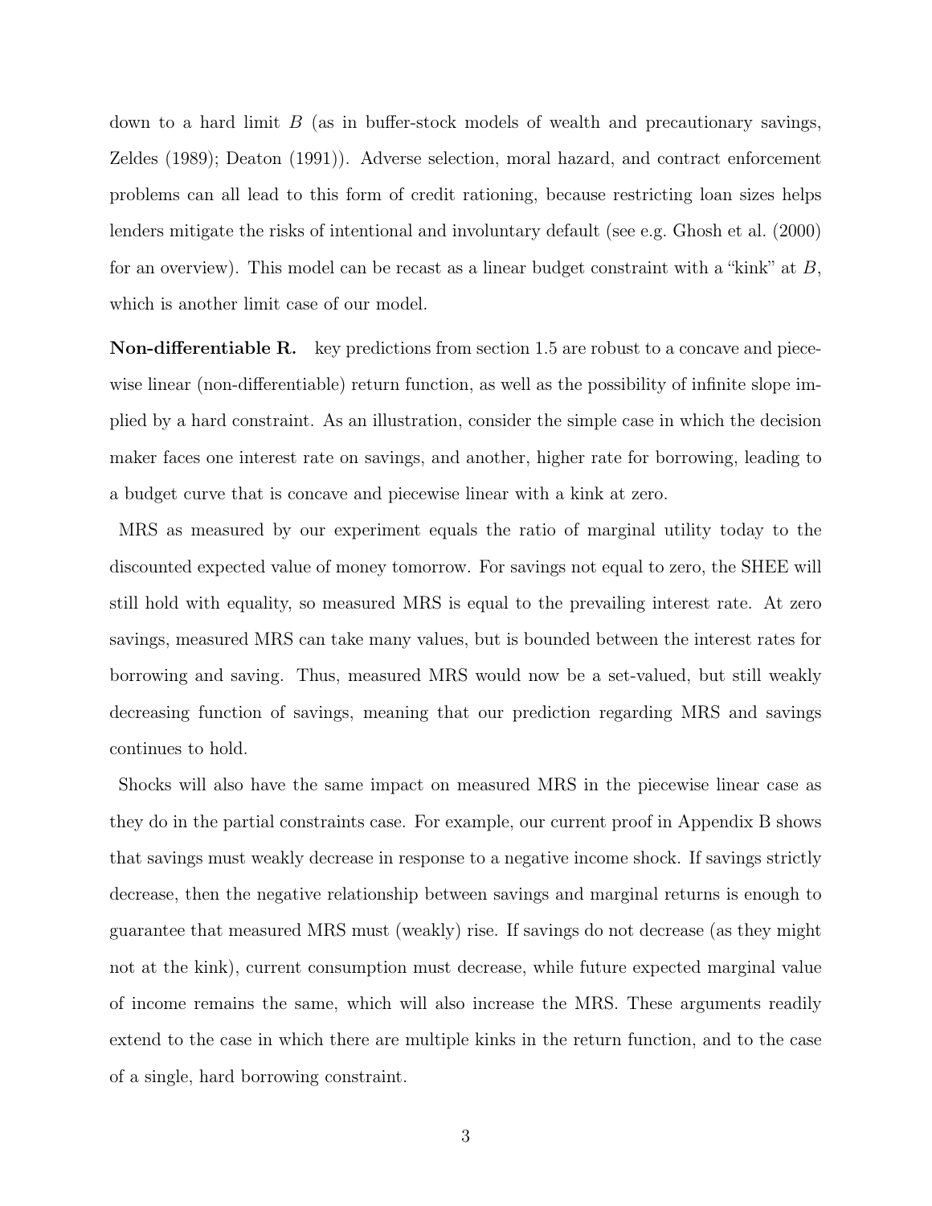down to a hard limit $B$ (as in buffer-stock models of wealth and precautionary savings, Zeldes (1989); Deaton (1991)). Adverse selection, moral hazard, and contract enforcement problems can all lead to this form of credit rationing, because restricting loan sizes helps lenders mitigate the risks of intentional and involuntary default (see e.g. Ghosh et al. (2000) for an overview). This model can be recast as a linear budget constraint with a "kink" at $B$, which is another limit case of our model.

**Non-differentiable R.** key predictions from section 1.5 are robust to a concave and piecewise linear (non-differentiable) return function, as well as the possibility of infinite slope implied by a hard constraint. As an illustration, consider the simple case in which the decision maker faces one interest rate on savings, and another, higher rate for borrowing, leading to a budget curve that is concave and piecewise linear with a kink at zero.

MRS as measured by our experiment equals the ratio of marginal utility today to the discounted expected value of money tomorrow. For savings not equal to zero, the SHEE will still hold with equality, so measured MRS is equal to the prevailing interest rate. At zero savings, measured MRS can take many values, but is bounded between the interest rates for borrowing and saving. Thus, measured MRS would now be a set-valued, but still weakly decreasing function of savings, meaning that our prediction regarding MRS and savings continues to hold.

Shocks will also have the same impact on measured MRS in the piecewise linear case as they do in the partial constraints case. For example, our current proof in Appendix B shows that savings must weakly decrease in response to a negative income shock. If savings strictly decrease, then the negative relationship between savings and marginal returns is enough to guarantee that measured MRS must (weakly) rise. If savings do not decrease (as they might not at the kink), current consumption must decrease, while future expected marginal value of income remains the same, which will also increase the MRS. These arguments readily extend to the case in which there are multiple kinks in the return function, and to the case of a single, hard borrowing constraint.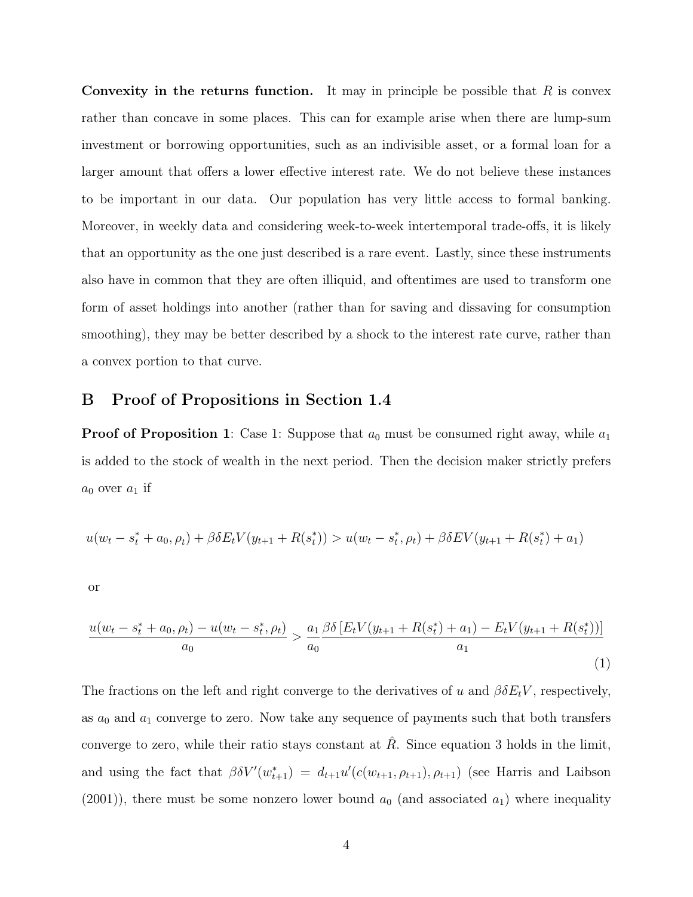**Convexity in the returns function.** It may in principle be possible that $R$ is convex rather than concave in some places. This can for example arise when there are lump-sum investment or borrowing opportunities, such as an indivisible asset, or a formal loan for a larger amount that offers a lower effective interest rate. We do not believe these instances to be important in our data. Our population has very little access to formal banking. Moreover, in weekly data and considering week-to-week intertemporal trade-offs, it is likely that an opportunity as the one just described is a rare event. Lastly, since these instruments also have in common that they are often illiquid, and oftentimes are used to transform one form of asset holdings into another (rather than for saving and dissaving for consumption smoothing), they may be better described by a shock to the interest rate curve, rather than a convex portion to that curve.

# B Proof of Propositions in Section 1.4

**Proof of Proposition 1**: Case 1: Suppose that $a_0$ must be consumed right away, while $a_1$ is added to the stock of wealth in the next period. Then the decision maker strictly prefers $a_0$ over $a_1$ if

$$u(w_t - s_t^* + a_0, \rho_t) + \beta\delta E_t V(y_{t+1} + R(s_t^*)) > u(w_t - s_t^*, \rho_t) + \beta\delta E V(y_{t+1} + R(s_t^*) + a_1)$$

or

$$\frac{u(w_t - s_t^* + a_0, \rho_t) - u(w_t - s_t^*, \rho_t)}{a_0} > \frac{a_1}{a_0} \frac{\beta\delta \left[E_t V(y_{t+1} + R(s_t^*) + a_1) - E_t V(y_{t+1} + R(s_t^*))\right]}{a_1} \tag{1}$$

The fractions on the left and right converge to the derivatives of $u$ and $\beta\delta E_t V$, respectively, as $a_0$ and $a_1$ converge to zero. Now take any sequence of payments such that both transfers converge to zero, while their ratio stays constant at $\hat{R}$. Since equation 3 holds in the limit, and using the fact that $\beta\delta V'(w_{t+1}^*) = d_{t+1}u'(c(w_{t+1}, \rho_{t+1}), \rho_{t+1})$ (see Harris and Laibson (2001)), there must be some nonzero lower bound $a_0$ (and associated $a_1$) where inequality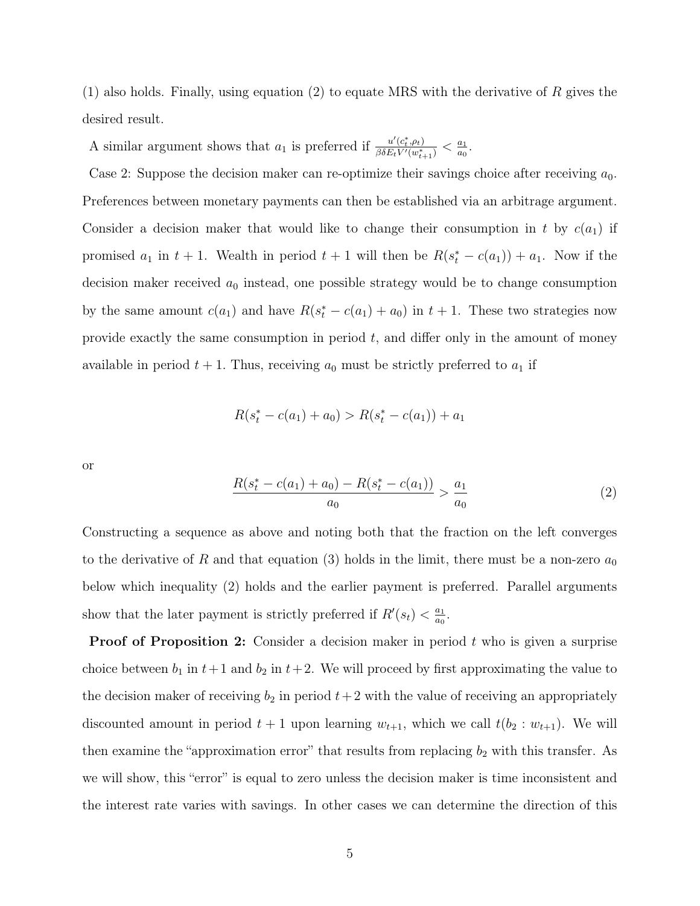(1) also holds. Finally, using equation (2) to equate MRS with the derivative of $R$ gives the desired result.

A similar argument shows that $a_1$ is preferred if $\frac{u'(c_t^*,\rho_t)}{\beta\delta E_t V'(w_{t+1}^*)} < \frac{a_1}{a_0}$.

Case 2: Suppose the decision maker can re-optimize their savings choice after receiving $a_0$. Preferences between monetary payments can then be established via an arbitrage argument. Consider a decision maker that would like to change their consumption in $t$ by $c(a_1)$ if promised $a_1$ in $t+1$. Wealth in period $t+1$ will then be $R(s_t^* - c(a_1)) + a_1$. Now if the decision maker received $a_0$ instead, one possible strategy would be to change consumption by the same amount $c(a_1)$ and have $R(s_t^* - c(a_1) + a_0)$ in $t+1$. These two strategies now provide exactly the same consumption in period $t$, and differ only in the amount of money available in period $t+1$. Thus, receiving $a_0$ must be strictly preferred to $a_1$ if

$$R(s_t^* - c(a_1) + a_0) > R(s_t^* - c(a_1)) + a_1$$

or

$$\frac{R(s_t^* - c(a_1) + a_0) - R(s_t^* - c(a_1))}{a_0} > \frac{a_1}{a_0} \tag{2}$$

Constructing a sequence as above and noting both that the fraction on the left converges to the derivative of $R$ and that equation (3) holds in the limit, there must be a non-zero $a_0$ below which inequality (2) holds and the earlier payment is preferred. Parallel arguments show that the later payment is strictly preferred if $R'(s_t) < \frac{a_1}{a_0}$.

**Proof of Proposition 2:** Consider a decision maker in period $t$ who is given a surprise choice between $b_1$ in $t+1$ and $b_2$ in $t+2$. We will proceed by first approximating the value to the decision maker of receiving $b_2$ in period $t+2$ with the value of receiving an appropriately discounted amount in period $t+1$ upon learning $w_{t+1}$, which we call $t(b_2 : w_{t+1})$. We will then examine the "approximation error" that results from replacing $b_2$ with this transfer. As we will show, this "error" is equal to zero unless the decision maker is time inconsistent and the interest rate varies with savings. In other cases we can determine the direction of this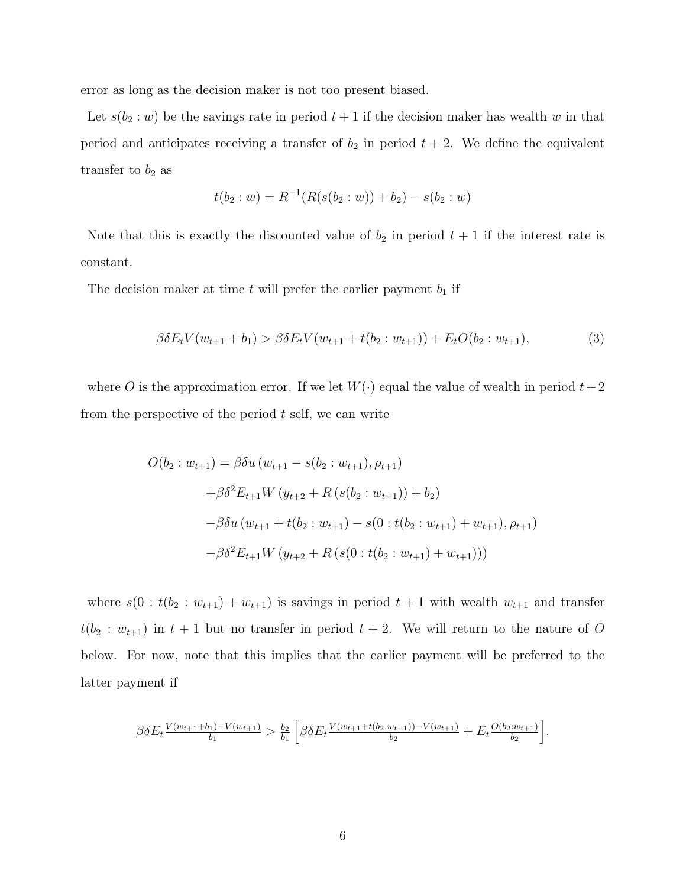error as long as the decision maker is not too present biased.

Let $s(b_2 : w)$ be the savings rate in period $t+1$ if the decision maker has wealth $w$ in that period and anticipates receiving a transfer of $b_2$ in period $t+2$. We define the equivalent transfer to $b_2$ as

$$t(b_2 : w) = R^{-1}(R(s(b_2 : w)) + b_2) - s(b_2 : w)$$

Note that this is exactly the discounted value of $b_2$ in period $t+1$ if the interest rate is constant.

The decision maker at time $t$ will prefer the earlier payment $b_1$ if

$$\beta\delta E_t V(w_{t+1} + b_1) > \beta\delta E_t V(w_{t+1} + t(b_2 : w_{t+1})) + E_t O(b_2 : w_{t+1}), \tag{3}$$

where $O$ is the approximation error. If we let $W(\cdot)$ equal the value of wealth in period $t+2$ from the perspective of the period $t$ self, we can write

$$\begin{aligned}
O(b_2 : w_{t+1}) &= \beta\delta u\left(w_{t+1} - s(b_2 : w_{t+1}), \rho_{t+1}\right) \\
&\quad + \beta\delta^2 E_{t+1} W\left(y_{t+2} + R\left(s(b_2 : w_{t+1})\right) + b_2\right) \\
&\quad - \beta\delta u\left(w_{t+1} + t(b_2 : w_{t+1}) - s(0 : t(b_2 : w_{t+1}) + w_{t+1}), \rho_{t+1}\right) \\
&\quad - \beta\delta^2 E_{t+1} W\left(y_{t+2} + R\left(s(0 : t(b_2 : w_{t+1}) + w_{t+1})\right)\right)
\end{aligned}$$

where $s(0 : t(b_2 : w_{t+1}) + w_{t+1})$ is savings in period $t+1$ with wealth $w_{t+1}$ and transfer $t(b_2 : w_{t+1})$ in $t+1$ but no transfer in period $t+2$. We will return to the nature of $O$ below. For now, note that this implies that the earlier payment will be preferred to the latter payment if

$$\beta\delta E_t \frac{V(w_{t+1}+b_1) - V(w_{t+1})}{b_1} > \frac{b_2}{b_1}\left[\beta\delta E_t \frac{V(w_{t+1}+t(b_2 : w_{t+1})) - V(w_{t+1})}{b_2} + E_t \frac{O(b_2 : w_{t+1})}{b_2}\right].$$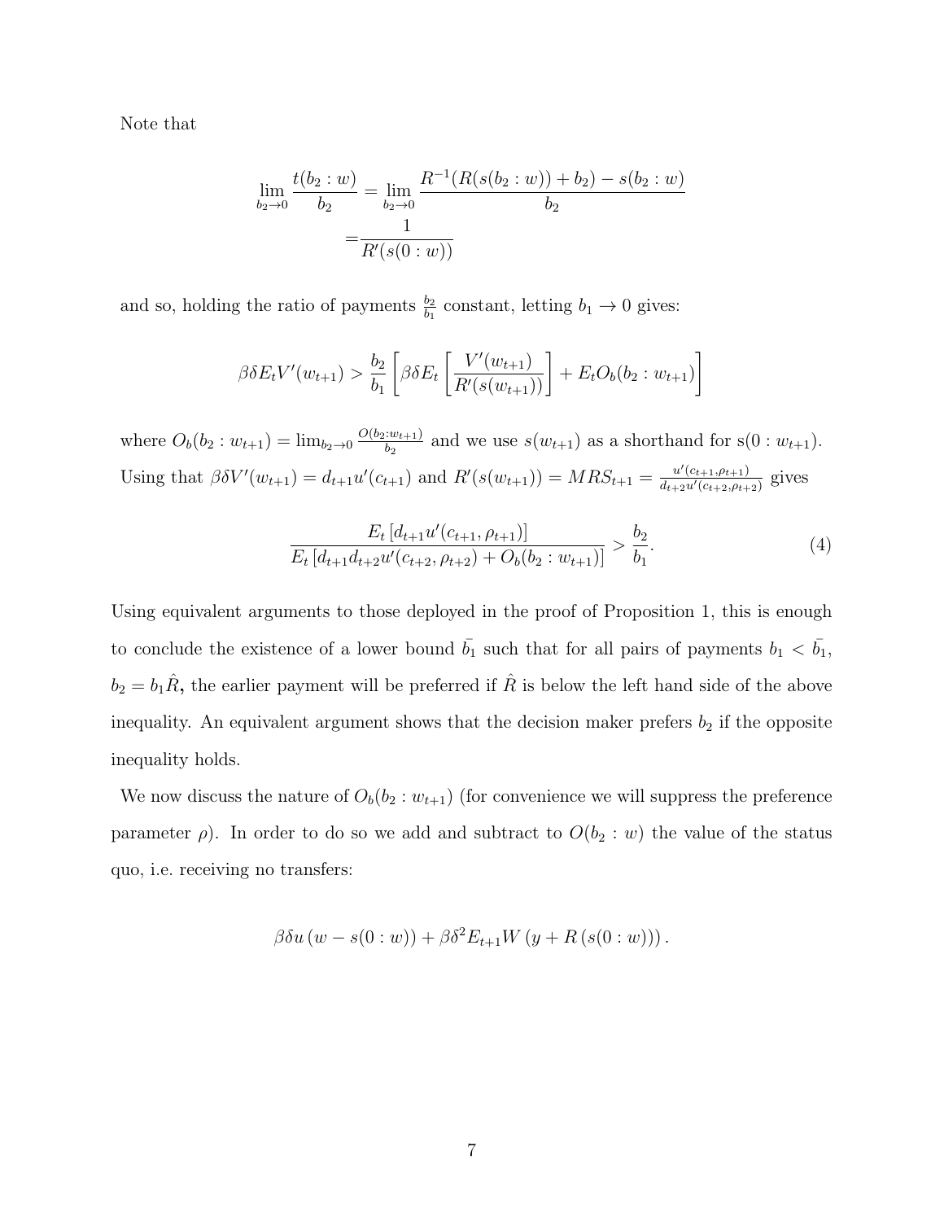Note that

$$
\begin{aligned}
\lim_{b_2 \to 0} \frac{t(b_2 : w)}{b_2} = & \lim_{b_2 \to 0} \frac{R^{-1}(R(s(b_2 : w)) + b_2) - s(b_2 : w)}{b_2} \\
= & \frac{1}{R'(s(0 : w))}
\end{aligned}
$$

and so, holding the ratio of payments $\frac{b_2}{b_1}$ constant, letting $b_1 \to 0$ gives:

$$
\beta \delta E_t V'(w_{t+1}) > \frac{b_2}{b_1} \left[ \beta \delta E_t \left[ \frac{V'(w_{t+1})}{R'(s(w_{t+1}))} \right] + E_t O_b(b_2 : w_{t+1}) \right]
$$

where $O_b(b_2 : w_{t+1}) = \lim_{b_2 \to 0} \frac{O(b_2 : w_{t+1})}{b_2}$ and we use $s(w_{t+1})$ as a shorthand for $s(0 : w_{t+1})$. Using that $\beta \delta V'(w_{t+1}) = d_{t+1} u'(c_{t+1})$ and $R'(s(w_{t+1})) = MRS_{t+1} = \frac{u'(c_{t+1}, \rho_{t+1})}{d_{t+2} u'(c_{t+2}, \rho_{t+2})}$ gives

$$
\frac{E_t \left[ d_{t+1} u'(c_{t+1}, \rho_{t+1}) \right]}{E_t \left[ d_{t+1} d_{t+2} u'(c_{t+2}, \rho_{t+2}) + O_b(b_2 : w_{t+1}) \right]} > \frac{b_2}{b_1}. \tag{4}
$$

Using equivalent arguments to those deployed in the proof of Proposition 1, this is enough to conclude the existence of a lower bound $\bar{b_1}$ such that for all pairs of payments $b_1 < \bar{b_1}$, $b_2 = b_1 \hat{R}$**,** the earlier payment will be preferred if $\hat{R}$ is below the left hand side of the above inequality. An equivalent argument shows that the decision maker prefers $b_2$ if the opposite inequality holds.

We now discuss the nature of $O_b(b_2 : w_{t+1})$ (for convenience we will suppress the preference parameter $\rho$). In order to do so we add and subtract to $O(b_2 : w)$ the value of the status quo, i.e. receiving no transfers:

$$
\beta \delta u \left( w - s(0 : w) \right) + \beta \delta^2 E_{t+1} W \left( y + R \left( s(0 : w) \right) \right).
$$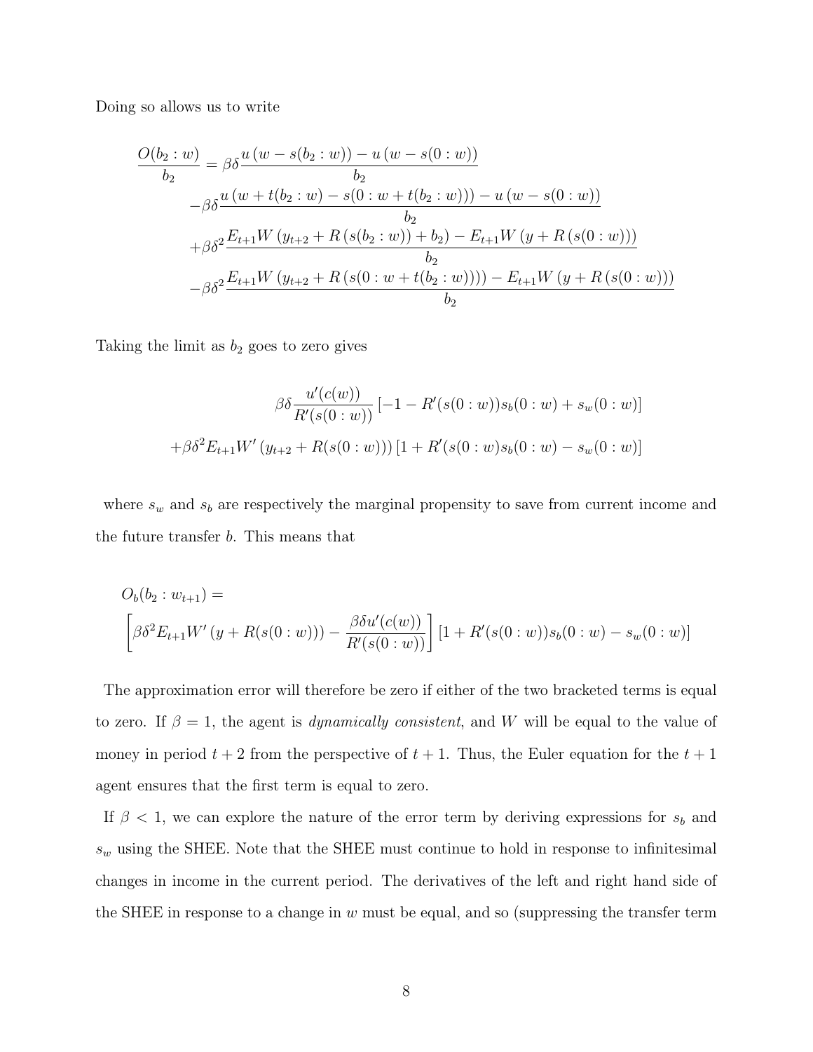Doing so allows us to write

$$
\begin{aligned}
\frac{O(b_2 : w)}{b_2} &= \beta\delta \frac{u\left(w - s(b_2 : w)\right) - u\left(w - s(0 : w)\right)}{b_2} \\
&\quad - \beta\delta \frac{u\left(w + t(b_2 : w) - s(0 : w + t(b_2 : w))\right) - u\left(w - s(0 : w)\right)}{b_2} \\
&\quad + \beta\delta^2 \frac{E_{t+1} W\left(y_{t+2} + R\left(s(b_2 : w)\right) + b_2\right) - E_{t+1} W\left(y + R\left(s(0 : w)\right)\right)}{b_2} \\
&\quad - \beta\delta^2 \frac{E_{t+1} W\left(y_{t+2} + R\left(s(0 : w + t(b_2 : w))\right)\right) - E_{t+1} W\left(y + R\left(s(0 : w)\right)\right)}{b_2}
\end{aligned}
$$

Taking the limit as $b_2$ goes to zero gives

$$
\begin{aligned}
&\beta\delta \frac{u'(c(w))}{R'(s(0 : w))} \left[-1 - R'(s(0 : w)) s_b(0 : w) + s_w(0 : w)\right] \\
&+ \beta\delta^2 E_{t+1} W'\left(y_{t+2} + R(s(0 : w))\right) \left[1 + R'(s(0 : w) s_b(0 : w) - s_w(0 : w)\right]
\end{aligned}
$$

where $s_w$ and $s_b$ are respectively the marginal propensity to save from current income and the future transfer $b$. This means that

$$
\begin{aligned}
&O_b(b_2 : w_{t+1}) = \\
&\left[\beta\delta^2 E_{t+1} W'\left(y + R(s(0 : w))\right) - \frac{\beta\delta u'(c(w))}{R'(s(0 : w))}\right] \left[1 + R'(s(0 : w)) s_b(0 : w) - s_w(0 : w)\right]
\end{aligned}
$$

The approximation error will therefore be zero if either of the two bracketed terms is equal to zero. If $\beta = 1$, the agent is *dynamically consistent*, and $W$ will be equal to the value of money in period $t + 2$ from the perspective of $t + 1$. Thus, the Euler equation for the $t + 1$ agent ensures that the first term is equal to zero.

If $\beta < 1$, we can explore the nature of the error term by deriving expressions for $s_b$ and $s_w$ using the SHEE. Note that the SHEE must continue to hold in response to infinitesimal changes in income in the current period. The derivatives of the left and right hand side of the SHEE in response to a change in $w$ must be equal, and so (suppressing the transfer term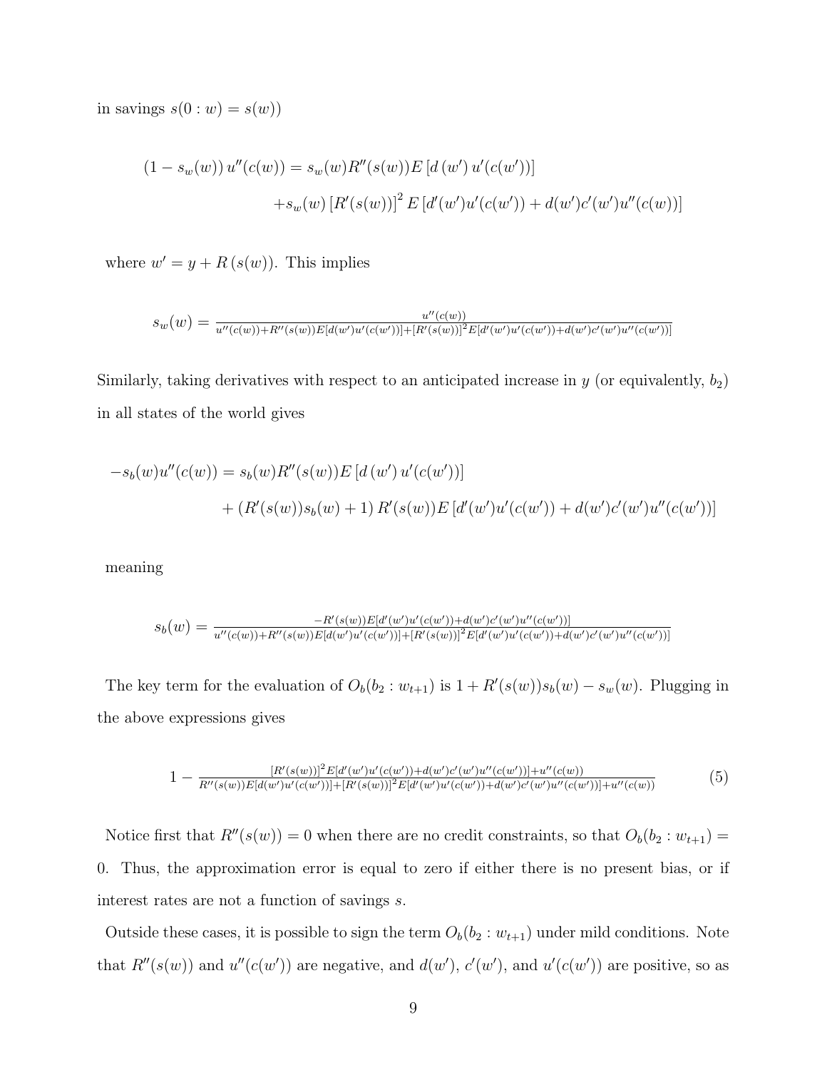in savings $s(0 : w) = s(w)$)

$$
\begin{aligned}
(1 - s_w(w))\, u''(c(w)) &= s_w(w) R''(s(w)) E\left[d\left(w'\right) u'(c(w'))\right] \\
&\quad + s_w(w)\left[R'(s(w))\right]^2 E\left[d'(w')u'(c(w')) + d(w')c'(w')u''(c(w))\right]
\end{aligned}
$$

where $w' = y + R\left(s(w)\right)$. This implies

$$
s_w(w) = \frac{u''(c(w))}{u''(c(w)) + R''(s(w))E[d(w')u'(c(w'))] + [R'(s(w))]^2 E[d'(w')u'(c(w')) + d(w')c'(w')u''(c(w'))]}
$$

Similarly, taking derivatives with respect to an anticipated increase in $y$ (or equivalently, $b_2$) in all states of the world gives

$$
\begin{aligned}
-s_b(w)u''(c(w)) &= s_b(w)R''(s(w))E\left[d\left(w'\right) u'(c(w'))\right] \\
&\quad + \left(R'(s(w))s_b(w) + 1\right) R'(s(w)) E\left[d'(w')u'(c(w')) + d(w')c'(w')u''(c(w'))\right]
\end{aligned}
$$

meaning

$$
s_b(w) = \frac{-R'(s(w))E[d'(w')u'(c(w')) + d(w')c'(w')u''(c(w'))]}{u''(c(w)) + R''(s(w))E[d(w')u'(c(w'))] + [R'(s(w))]^2 E[d'(w')u'(c(w')) + d(w')c'(w')u''(c(w'))]}
$$

The key term for the evaluation of $O_b(b_2 : w_{t+1})$ is $1 + R'(s(w))s_b(w) - s_w(w)$. Plugging in the above expressions gives

$$
1 - \frac{[R'(s(w))]^2 E[d'(w')u'(c(w')) + d(w')c'(w')u''(c(w'))] + u''(c(w))}{R''(s(w))E[d(w')u'(c(w'))] + [R'(s(w))]^2 E[d'(w')u'(c(w')) + d(w')c'(w')u''(c(w'))] + u''(c(w))} \tag{5}
$$

Notice first that $R''(s(w)) = 0$ when there are no credit constraints, so that $O_b(b_2 : w_{t+1}) = 0$. Thus, the approximation error is equal to zero if either there is no present bias, or if interest rates are not a function of savings $s$.

Outside these cases, it is possible to sign the term $O_b(b_2 : w_{t+1})$ under mild conditions. Note that $R''(s(w))$ and $u''(c(w'))$ are negative, and $d(w')$, $c'(w')$, and $u'(c(w'))$ are positive, so as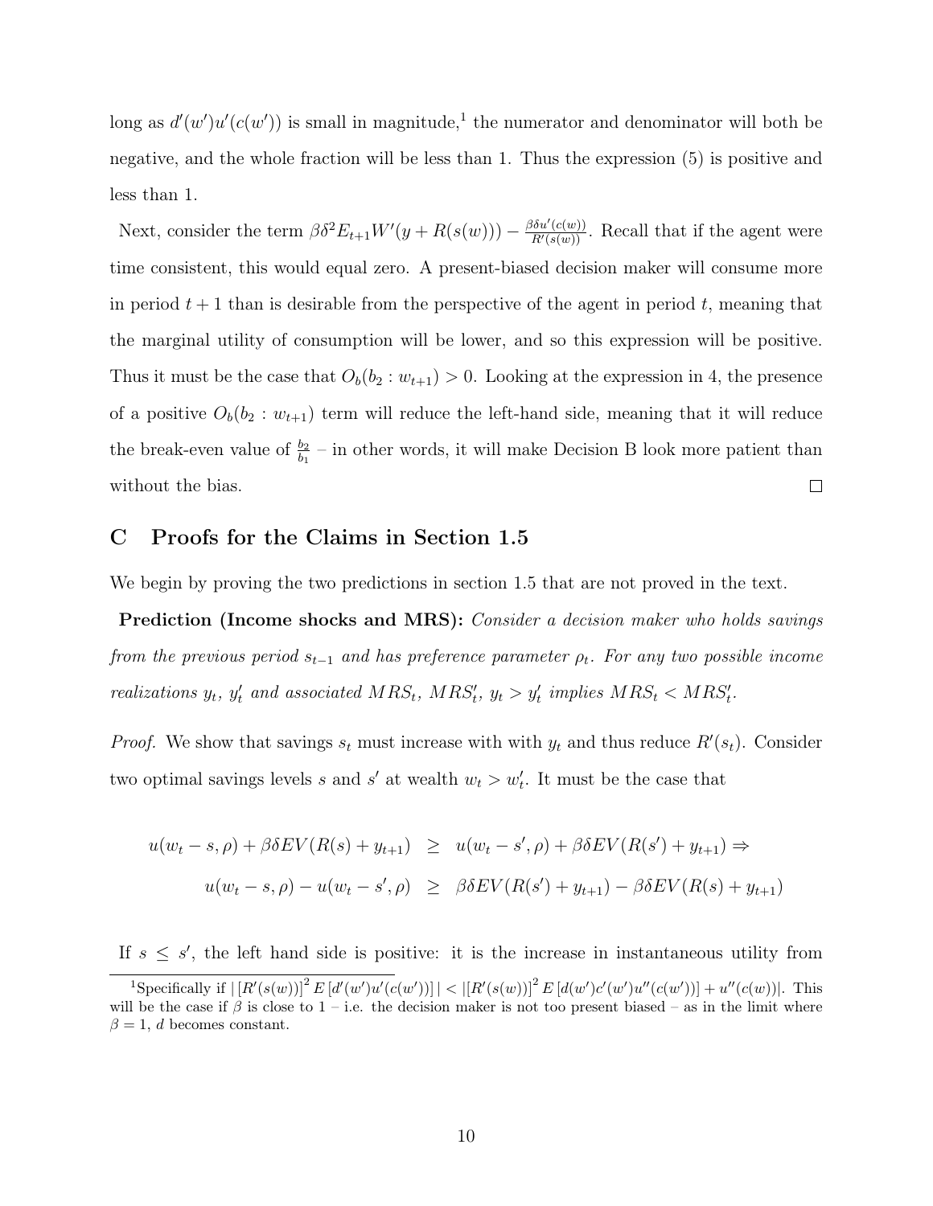long as $d'(w')u'(c(w'))$ is small in magnitude,[1] the numerator and denominator will both be negative, and the whole fraction will be less than 1. Thus the expression (5) is positive and less than 1.

Next, consider the term $\beta\delta^2 E_{t+1}W'(y + R(s(w))) - \frac{\beta\delta u'(c(w))}{R'(s(w))}$. Recall that if the agent were time consistent, this would equal zero. A present-biased decision maker will consume more in period $t+1$ than is desirable from the perspective of the agent in period $t$, meaning that the marginal utility of consumption will be lower, and so this expression will be positive. Thus it must be the case that $O_b(b_2 : w_{t+1}) > 0$. Looking at the expression in 4, the presence of a positive $O_b(b_2 : w_{t+1})$ term will reduce the left-hand side, meaning that it will reduce the break-even value of $\frac{b_2}{b_1}$ – in other words, it will make Decision B look more patient than without the bias. □

## C Proofs for the Claims in Section 1.5

We begin by proving the two predictions in section 1.5 that are not proved in the text.

**Prediction (Income shocks and MRS):** *Consider a decision maker who holds savings from the previous period $s_{t-1}$ and has preference parameter $\rho_t$. For any two possible income realizations $y_t$, $y'_t$ and associated $MRS_t$, $MRS'_t$, $y_t > y'_t$ implies $MRS_t < MRS'_t$.*

*Proof.* We show that savings $s_t$ must increase with with $y_t$ and thus reduce $R'(s_t)$. Consider two optimal savings levels $s$ and $s'$ at wealth $w_t > w'_t$. It must be the case that

$$
\begin{aligned}
u(w_t - s, \rho) + \beta\delta EV(R(s) + y_{t+1}) &\geq u(w_t - s', \rho) + \beta\delta EV(R(s') + y_{t+1}) \Rightarrow \\
u(w_t - s, \rho) - u(w_t - s', \rho) &\geq \beta\delta EV(R(s') + y_{t+1}) - \beta\delta EV(R(s) + y_{t+1})
\end{aligned}
$$

If $s \leq s'$, the left hand side is positive: it is the increase in instantaneous utility from

[1] Specifically if $|\left[R'(s(w))\right]^2 E\left[d'(w')u'(c(w'))\right]| < |\left[R'(s(w))\right]^2 E\left[d(w')c'(w')u''(c(w'))\right] + u''(c(w))|$. This will be the case if $\beta$ is close to 1 – i.e. the decision maker is not too present biased – as in the limit where $\beta = 1$, $d$ becomes constant.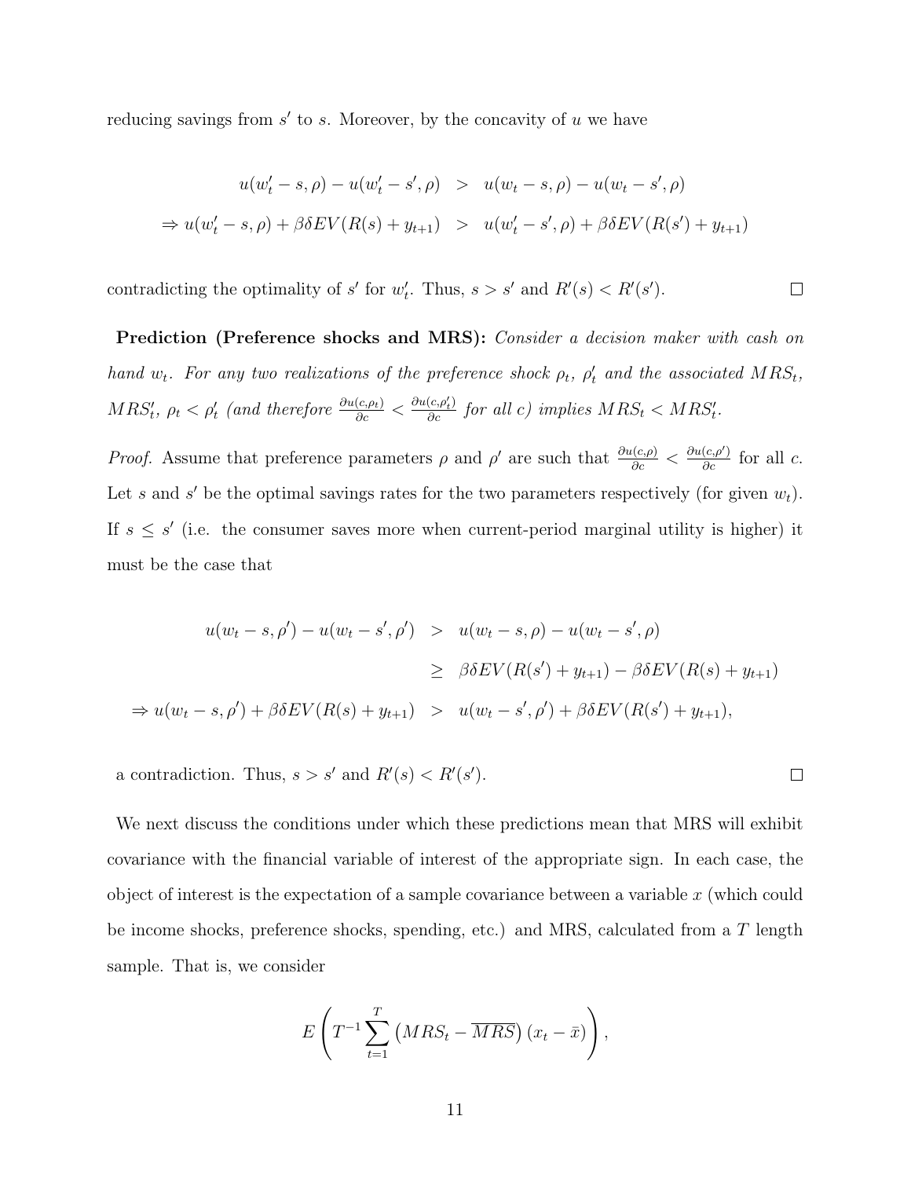reducing savings from $s'$ to $s$. Moreover, by the concavity of $u$ we have

$$
\begin{aligned}
u(w_t' - s, \rho) - u(w_t' - s', \rho) &> u(w_t - s, \rho) - u(w_t - s', \rho) \\
\Rightarrow u(w_t' - s, \rho) + \beta\delta EV(R(s) + y_{t+1}) &> u(w_t' - s', \rho) + \beta\delta EV(R(s') + y_{t+1})
\end{aligned}
$$

contradicting the optimality of $s'$ for $w_t'$. Thus, $s > s'$ and $R'(s) < R'(s')$. $\square$

**Prediction (Preference shocks and MRS):** *Consider a decision maker with cash on hand $w_t$. For any two realizations of the preference shock $\rho_t$, $\rho_t'$ and the associated $MRS_t$, $MRS_t'$, $\rho_t < \rho_t'$ (and therefore $\frac{\partial u(c,\rho_t)}{\partial c} < \frac{\partial u(c,\rho_t')}{\partial c}$ for all $c$) implies $MRS_t < MRS_t'$.*

*Proof.* Assume that preference parameters $\rho$ and $\rho'$ are such that $\frac{\partial u(c,\rho)}{\partial c} < \frac{\partial u(c,\rho')}{\partial c}$ for all $c$. Let $s$ and $s'$ be the optimal savings rates for the two parameters respectively (for given $w_t$). If $s \leq s'$ (i.e. the consumer saves more when current-period marginal utility is higher) it must be the case that

$$
\begin{aligned}
u(w_t - s, \rho') - u(w_t - s', \rho') &> u(w_t - s, \rho) - u(w_t - s', \rho) \\
&\geq \beta\delta EV(R(s') + y_{t+1}) - \beta\delta EV(R(s) + y_{t+1}) \\
\Rightarrow u(w_t - s, \rho') + \beta\delta EV(R(s) + y_{t+1}) &> u(w_t - s', \rho') + \beta\delta EV(R(s') + y_{t+1}),
\end{aligned}
$$

a contradiction. Thus, $s > s'$ and $R'(s) < R'(s')$. $\square$

We next discuss the conditions under which these predictions mean that MRS will exhibit covariance with the financial variable of interest of the appropriate sign. In each case, the object of interest is the expectation of a sample covariance between a variable $x$ (which could be income shocks, preference shocks, spending, etc.) and MRS, calculated from a $T$ length sample. That is, we consider

$$
E\left(T^{-1}\sum_{t=1}^{T}\left(MRS_t - \overline{MRS}\right)(x_t - \bar{x})\right),
$$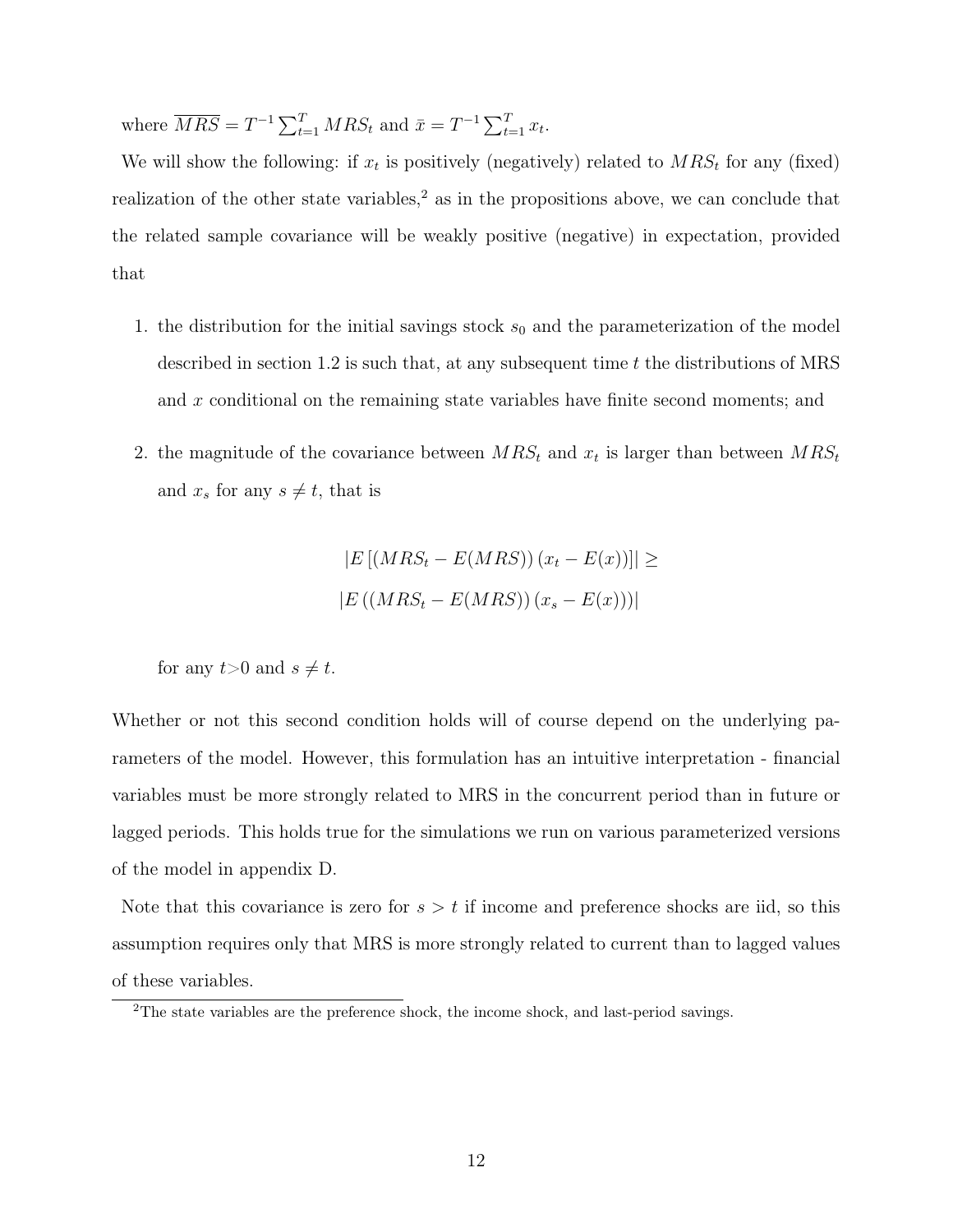where $\overline{MRS} = T^{-1} \sum_{t=1}^{T} MRS_t$ and $\bar{x} = T^{-1} \sum_{t=1}^{T} x_t$.

We will show the following: if $x_t$ is positively (negatively) related to $MRS_t$ for any (fixed) realization of the other state variables,[2] as in the propositions above, we can conclude that the related sample covariance will be weakly positive (negative) in expectation, provided that

1. the distribution for the initial savings stock $s_0$ and the parameterization of the model described in section 1.2 is such that, at any subsequent time $t$ the distributions of MRS and $x$ conditional on the remaining state variables have finite second moments; and

2. the magnitude of the covariance between $MRS_t$ and $x_t$ is larger than between $MRS_t$ and $x_s$ for any $s \neq t$, that is

$$
\begin{gathered}
|E\left[(MRS_t - E(MRS))\left(x_t - E(x)\right)\right]| \geq \\
|E\left((MRS_t - E(MRS))\left(x_s - E(x)\right)\right)|
\end{gathered}
$$

   for any $t>0$ and $s \neq t$.

Whether or not this second condition holds will of course depend on the underlying parameters of the model. However, this formulation has an intuitive interpretation - financial variables must be more strongly related to MRS in the concurrent period than in future or lagged periods. This holds true for the simulations we run on various parameterized versions of the model in appendix D.

Note that this covariance is zero for $s > t$ if income and preference shocks are iid, so this assumption requires only that MRS is more strongly related to current than to lagged values of these variables.

[2] The state variables are the preference shock, the income shock, and last-period savings.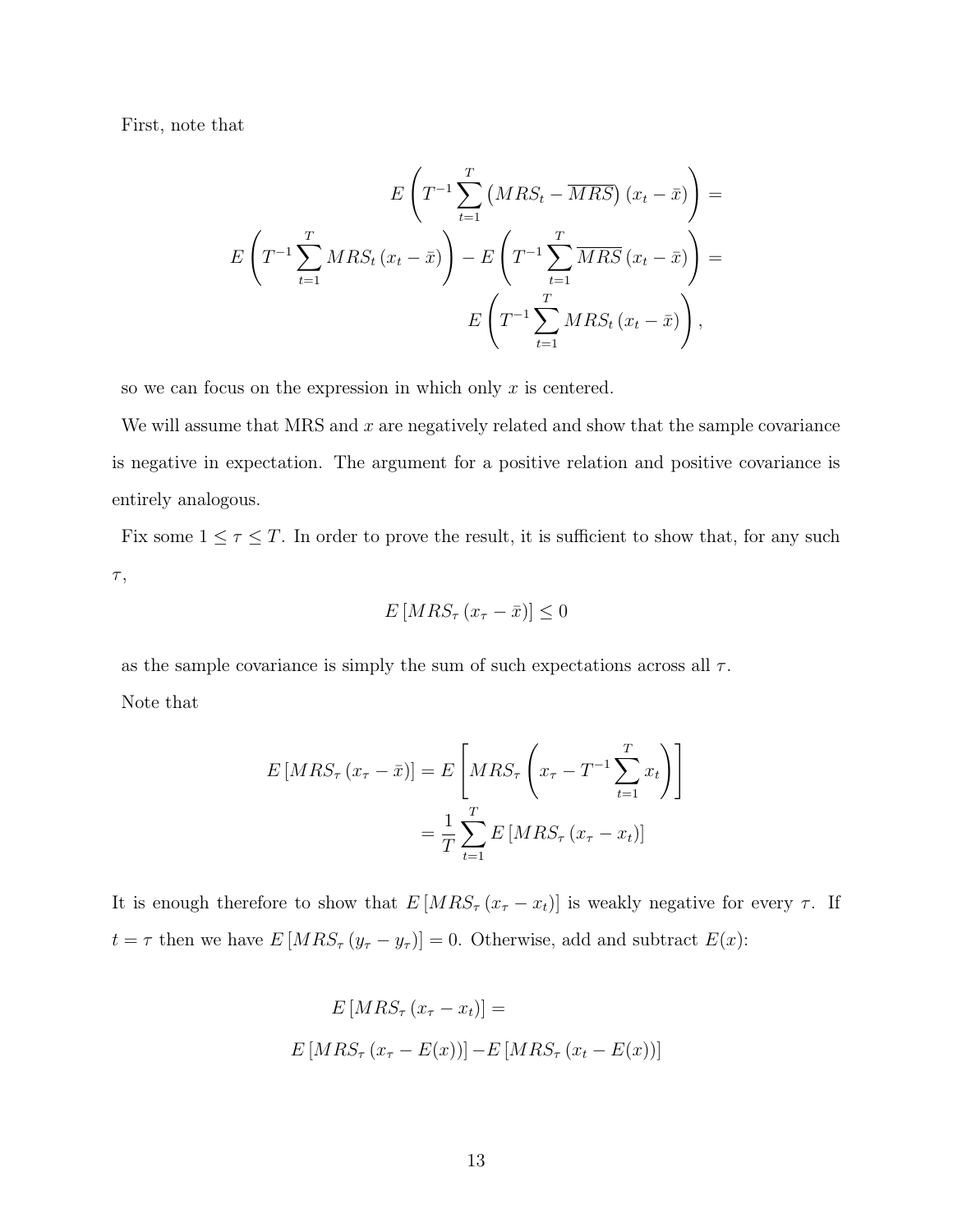First, note that

$$E\left(T^{-1}\sum_{t=1}^{T}\left(MRS_t - \overline{MRS}\right)(x_t - \bar{x})\right) =$$

$$E\left(T^{-1}\sum_{t=1}^{T} MRS_t\,(x_t - \bar{x})\right) - E\left(T^{-1}\sum_{t=1}^{T}\overline{MRS}\,(x_t - \bar{x})\right) =$$

$$E\left(T^{-1}\sum_{t=1}^{T} MRS_t\,(x_t - \bar{x})\right),$$

so we can focus on the expression in which only $x$ is centered.

We will assume that MRS and $x$ are negatively related and show that the sample covariance is negative in expectation. The argument for a positive relation and positive covariance is entirely analogous.

Fix some $1 \leq \tau \leq T$. In order to prove the result, it is sufficient to show that, for any such $\tau$,

$$E\left[MRS_\tau\,(x_\tau - \bar{x})\right] \leq 0$$

as the sample covariance is simply the sum of such expectations across all $\tau$.

Note that

$$E\left[MRS_\tau\,(x_\tau - \bar{x})\right] = E\left[MRS_\tau\left(x_\tau - T^{-1}\sum_{t=1}^{T} x_t\right)\right]$$
$$= \frac{1}{T}\sum_{t=1}^{T} E\left[MRS_\tau\,(x_\tau - x_t)\right]$$

It is enough therefore to show that $E\left[MRS_\tau\,(x_\tau - x_t)\right]$ is weakly negative for every $\tau$. If $t = \tau$ then we have $E\left[MRS_\tau\,(y_\tau - y_\tau)\right] = 0$. Otherwise, add and subtract $E(x)$:

$$E\left[MRS_\tau\,(x_\tau - x_t)\right] =$$

$$E\left[MRS_\tau\,(x_\tau - E(x))\right] - E\left[MRS_\tau\,(x_t - E(x))\right]$$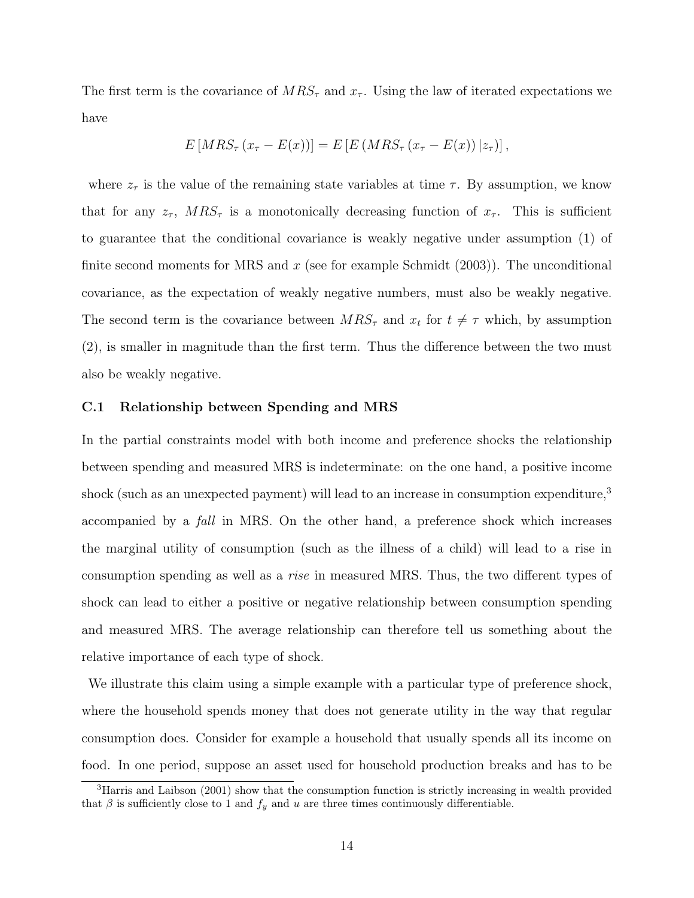The first term is the covariance of $MRS_\tau$ and $x_\tau$. Using the law of iterated expectations we have

$$E\left[MRS_\tau\left(x_\tau - E(x)\right)\right] = E\left[E\left(MRS_\tau\left(x_\tau - E(x)\right)|z_\tau\right)\right],$$

where $z_\tau$ is the value of the remaining state variables at time $\tau$. By assumption, we know that for any $z_\tau$, $MRS_\tau$ is a monotonically decreasing function of $x_\tau$. This is sufficient to guarantee that the conditional covariance is weakly negative under assumption (1) of finite second moments for MRS and $x$ (see for example Schmidt (2003)). The unconditional covariance, as the expectation of weakly negative numbers, must also be weakly negative. The second term is the covariance between $MRS_\tau$ and $x_t$ for $t \neq \tau$ which, by assumption (2), is smaller in magnitude than the first term. Thus the difference between the two must also be weakly negative.

### C.1 Relationship between Spending and MRS

In the partial constraints model with both income and preference shocks the relationship between spending and measured MRS is indeterminate: on the one hand, a positive income shock (such as an unexpected payment) will lead to an increase in consumption expenditure,[3] accompanied by a *fall* in MRS. On the other hand, a preference shock which increases the marginal utility of consumption (such as the illness of a child) will lead to a rise in consumption spending as well as a *rise* in measured MRS. Thus, the two different types of shock can lead to either a positive or negative relationship between consumption spending and measured MRS. The average relationship can therefore tell us something about the relative importance of each type of shock.

We illustrate this claim using a simple example with a particular type of preference shock, where the household spends money that does not generate utility in the way that regular consumption does. Consider for example a household that usually spends all its income on food. In one period, suppose an asset used for household production breaks and has to be

[3] Harris and Laibson (2001) show that the consumption function is strictly increasing in wealth provided that $\beta$ is sufficiently close to 1 and $f_y$ and $u$ are three times continuously differentiable.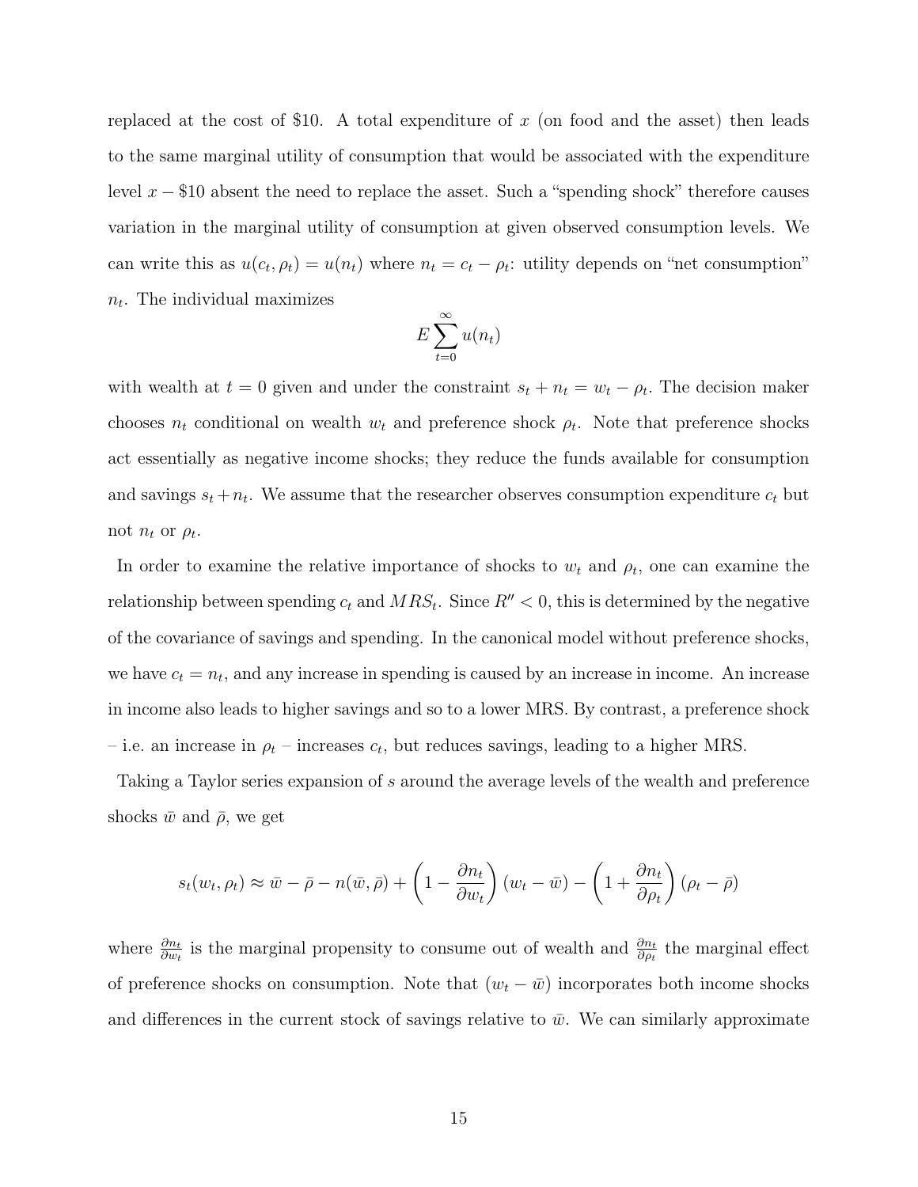replaced at the cost of \$10. A total expenditure of $x$ (on food and the asset) then leads to the same marginal utility of consumption that would be associated with the expenditure level $x - \$10$ absent the need to replace the asset. Such a "spending shock" therefore causes variation in the marginal utility of consumption at given observed consumption levels. We can write this as $u(c_t, \rho_t) = u(n_t)$ where $n_t = c_t - \rho_t$: utility depends on "net consumption" $n_t$. The individual maximizes

$$E \sum_{t=0}^{\infty} u(n_t)$$

with wealth at $t = 0$ given and under the constraint $s_t + n_t = w_t - \rho_t$. The decision maker chooses $n_t$ conditional on wealth $w_t$ and preference shock $\rho_t$. Note that preference shocks act essentially as negative income shocks; they reduce the funds available for consumption and savings $s_t + n_t$. We assume that the researcher observes consumption expenditure $c_t$ but not $n_t$ or $\rho_t$.

In order to examine the relative importance of shocks to $w_t$ and $\rho_t$, one can examine the relationship between spending $c_t$ and $MRS_t$. Since $R'' < 0$, this is determined by the negative of the covariance of savings and spending. In the canonical model without preference shocks, we have $c_t = n_t$, and any increase in spending is caused by an increase in income. An increase in income also leads to higher savings and so to a lower MRS. By contrast, a preference shock – i.e. an increase in $\rho_t$ – increases $c_t$, but reduces savings, leading to a higher MRS.

Taking a Taylor series expansion of $s$ around the average levels of the wealth and preference shocks $\bar{w}$ and $\bar{\rho}$, we get

$$s_t(w_t, \rho_t) \approx \bar{w} - \bar{\rho} - n(\bar{w}, \bar{\rho}) + \left(1 - \frac{\partial n_t}{\partial w_t}\right)(w_t - \bar{w}) - \left(1 + \frac{\partial n_t}{\partial \rho_t}\right)(\rho_t - \bar{\rho})$$

where $\frac{\partial n_t}{\partial w_t}$ is the marginal propensity to consume out of wealth and $\frac{\partial n_t}{\partial \rho_t}$ the marginal effect of preference shocks on consumption. Note that $(w_t - \bar{w})$ incorporates both income shocks and differences in the current stock of savings relative to $\bar{w}$. We can similarly approximate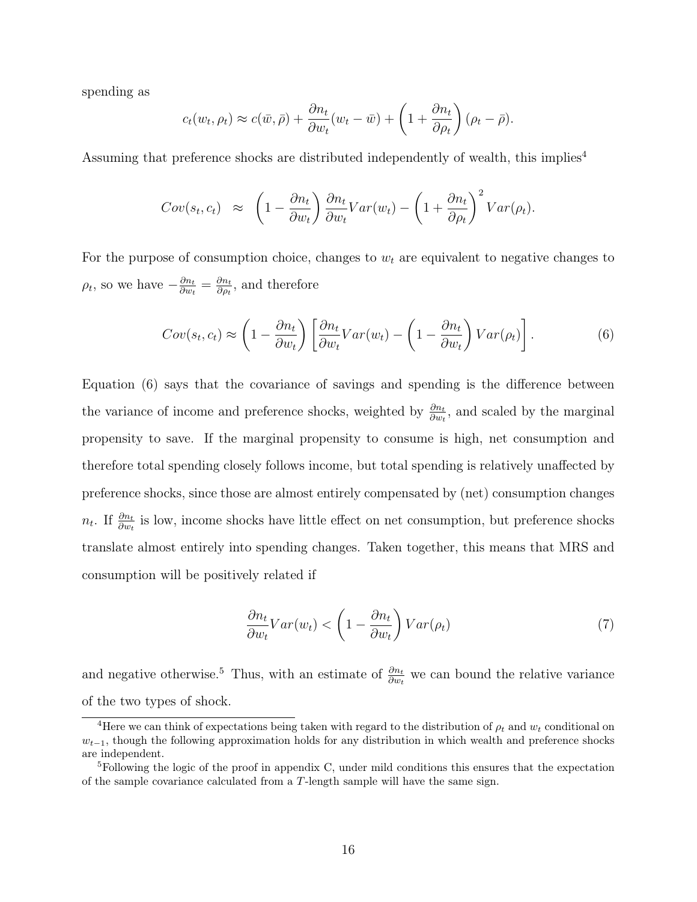spending as

$$c_t(w_t, \rho_t) \approx c(\bar{w}, \bar{\rho}) + \frac{\partial n_t}{\partial w_t}(w_t - \bar{w}) + \left(1 + \frac{\partial n_t}{\partial \rho_t}\right)(\rho_t - \bar{\rho}).$$

Assuming that preference shocks are distributed independently of wealth, this implies[4]

$$Cov(s_t, c_t) \approx \left(1 - \frac{\partial n_t}{\partial w_t}\right)\frac{\partial n_t}{\partial w_t}Var(w_t) - \left(1 + \frac{\partial n_t}{\partial \rho_t}\right)^2 Var(\rho_t).$$

For the purpose of consumption choice, changes to $w_t$ are equivalent to negative changes to $\rho_t$, so we have $-\frac{\partial n_t}{\partial w_t} = \frac{\partial n_t}{\partial \rho_t}$, and therefore

$$Cov(s_t, c_t) \approx \left(1 - \frac{\partial n_t}{\partial w_t}\right)\left[\frac{\partial n_t}{\partial w_t}Var(w_t) - \left(1 - \frac{\partial n_t}{\partial w_t}\right)Var(\rho_t)\right]. \tag{6}$$

Equation (6) says that the covariance of savings and spending is the difference between the variance of income and preference shocks, weighted by $\frac{\partial n_t}{\partial w_t}$, and scaled by the marginal propensity to save. If the marginal propensity to consume is high, net consumption and therefore total spending closely follows income, but total spending is relatively unaffected by preference shocks, since those are almost entirely compensated by (net) consumption changes $n_t$. If $\frac{\partial n_t}{\partial w_t}$ is low, income shocks have little effect on net consumption, but preference shocks translate almost entirely into spending changes. Taken together, this means that MRS and consumption will be positively related if

$$\frac{\partial n_t}{\partial w_t}Var(w_t) < \left(1 - \frac{\partial n_t}{\partial w_t}\right)Var(\rho_t) \tag{7}$$

and negative otherwise.[5] Thus, with an estimate of $\frac{\partial n_t}{\partial w_t}$ we can bound the relative variance of the two types of shock.

[4] Here we can think of expectations being taken with regard to the distribution of $\rho_t$ and $w_t$ conditional on $w_{t-1}$, though the following approximation holds for any distribution in which wealth and preference shocks are independent.

[5] Following the logic of the proof in appendix C, under mild conditions this ensures that the expectation of the sample covariance calculated from a $T$-length sample will have the same sign.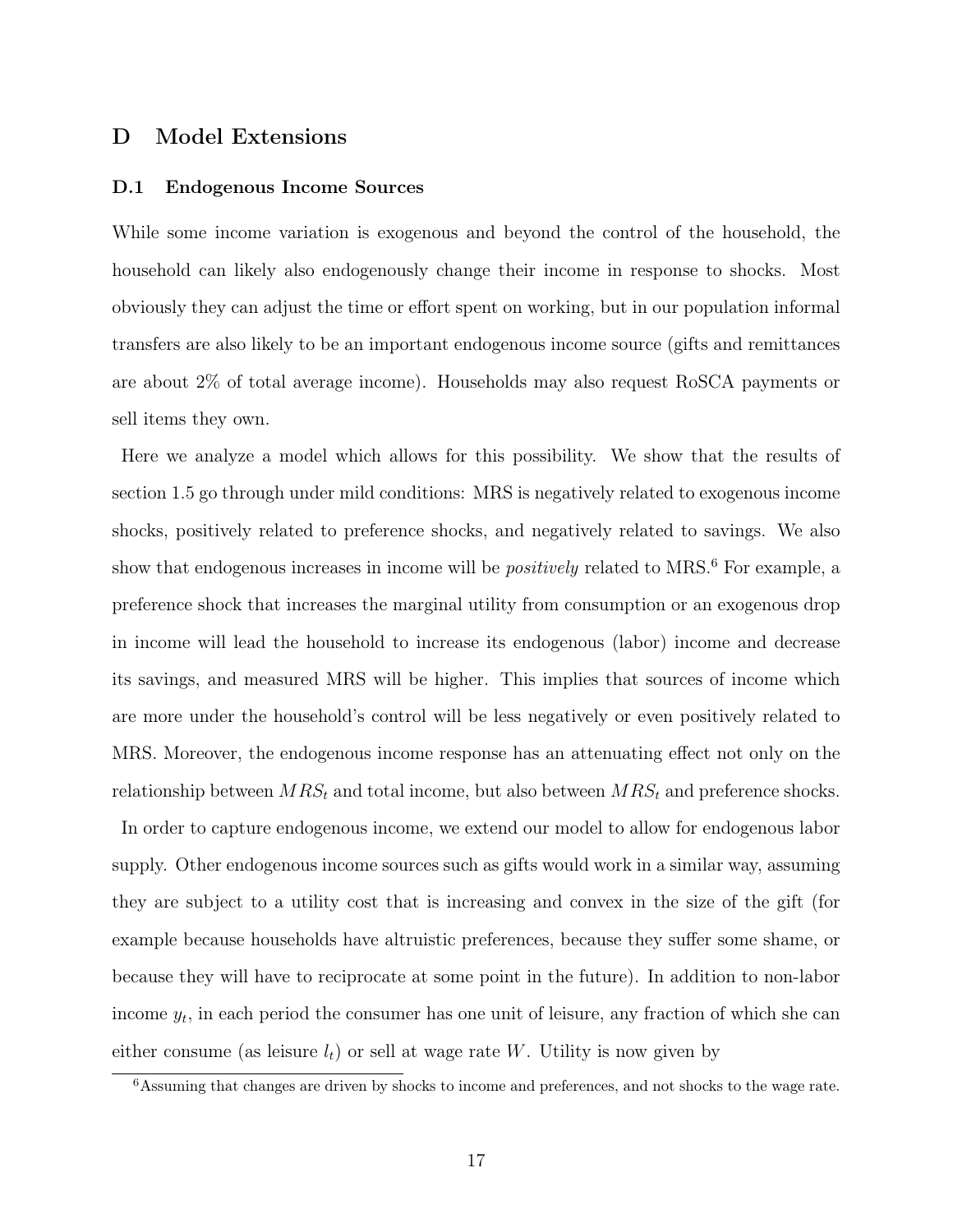# D Model Extensions

## D.1 Endogenous Income Sources

While some income variation is exogenous and beyond the control of the household, the household can likely also endogenously change their income in response to shocks. Most obviously they can adjust the time or effort spent on working, but in our population informal transfers are also likely to be an important endogenous income source (gifts and remittances are about 2% of total average income). Households may also request RoSCA payments or sell items they own.

Here we analyze a model which allows for this possibility. We show that the results of section 1.5 go through under mild conditions: MRS is negatively related to exogenous income shocks, positively related to preference shocks, and negatively related to savings. We also show that endogenous increases in income will be *positively* related to MRS.[6] For example, a preference shock that increases the marginal utility from consumption or an exogenous drop in income will lead the household to increase its endogenous (labor) income and decrease its savings, and measured MRS will be higher. This implies that sources of income which are more under the household's control will be less negatively or even positively related to MRS. Moreover, the endogenous income response has an attenuating effect not only on the relationship between $MRS_t$ and total income, but also between $MRS_t$ and preference shocks.

In order to capture endogenous income, we extend our model to allow for endogenous labor supply. Other endogenous income sources such as gifts would work in a similar way, assuming they are subject to a utility cost that is increasing and convex in the size of the gift (for example because households have altruistic preferences, because they suffer some shame, or because they will have to reciprocate at some point in the future). In addition to non-labor income $y_t$, in each period the consumer has one unit of leisure, any fraction of which she can either consume (as leisure $l_t$) or sell at wage rate $W$. Utility is now given by

[6] Assuming that changes are driven by shocks to income and preferences, and not shocks to the wage rate.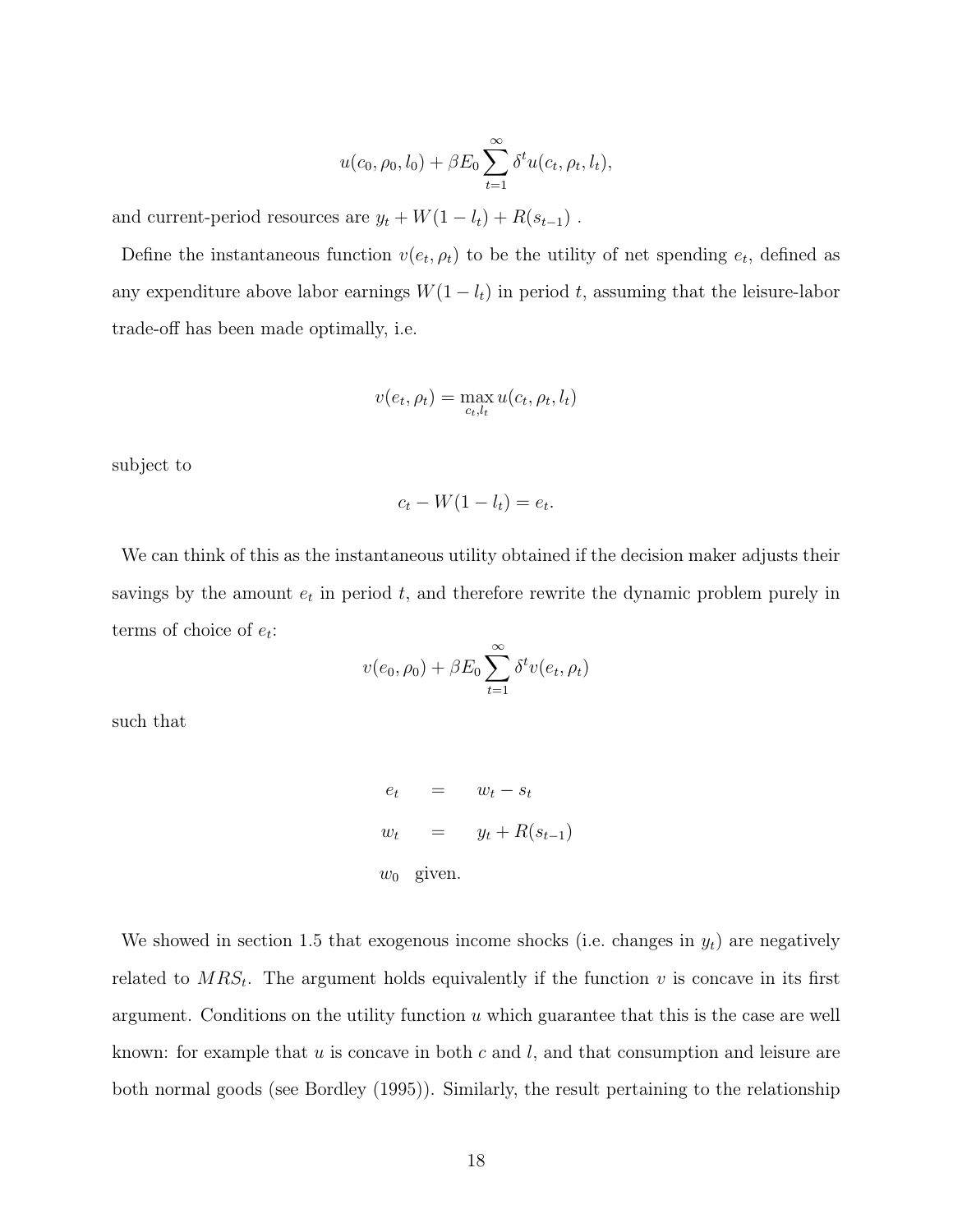$$u(c_0, \rho_0, l_0) + \beta E_0 \sum_{t=1}^{\infty} \delta^t u(c_t, \rho_t, l_t),$$

and current-period resources are $y_t + W(1 - l_t) + R(s_{t-1})$ .

Define the instantaneous function $v(e_t, \rho_t)$ to be the utility of net spending $e_t$, defined as any expenditure above labor earnings $W(1 - l_t)$ in period $t$, assuming that the leisure-labor trade-off has been made optimally, i.e.

$$v(e_t, \rho_t) = \max_{c_t, l_t} u(c_t, \rho_t, l_t)$$

subject to

$$c_t - W(1 - l_t) = e_t.$$

We can think of this as the instantaneous utility obtained if the decision maker adjusts their savings by the amount $e_t$ in period $t$, and therefore rewrite the dynamic problem purely in terms of choice of $e_t$:

$$v(e_0, \rho_0) + \beta E_0 \sum_{t=1}^{\infty} \delta^t v(e_t, \rho_t)$$

such that

$$
\begin{aligned}
e_t &= w_t - s_t \\
w_t &= y_t + R(s_{t-1}) \\
w_0 &\text{ given.}
\end{aligned}
$$

We showed in section 1.5 that exogenous income shocks (i.e. changes in $y_t$) are negatively related to $MRS_t$. The argument holds equivalently if the function $v$ is concave in its first argument. Conditions on the utility function $u$ which guarantee that this is the case are well known: for example that $u$ is concave in both $c$ and $l$, and that consumption and leisure are both normal goods (see Bordley (1995)). Similarly, the result pertaining to the relationship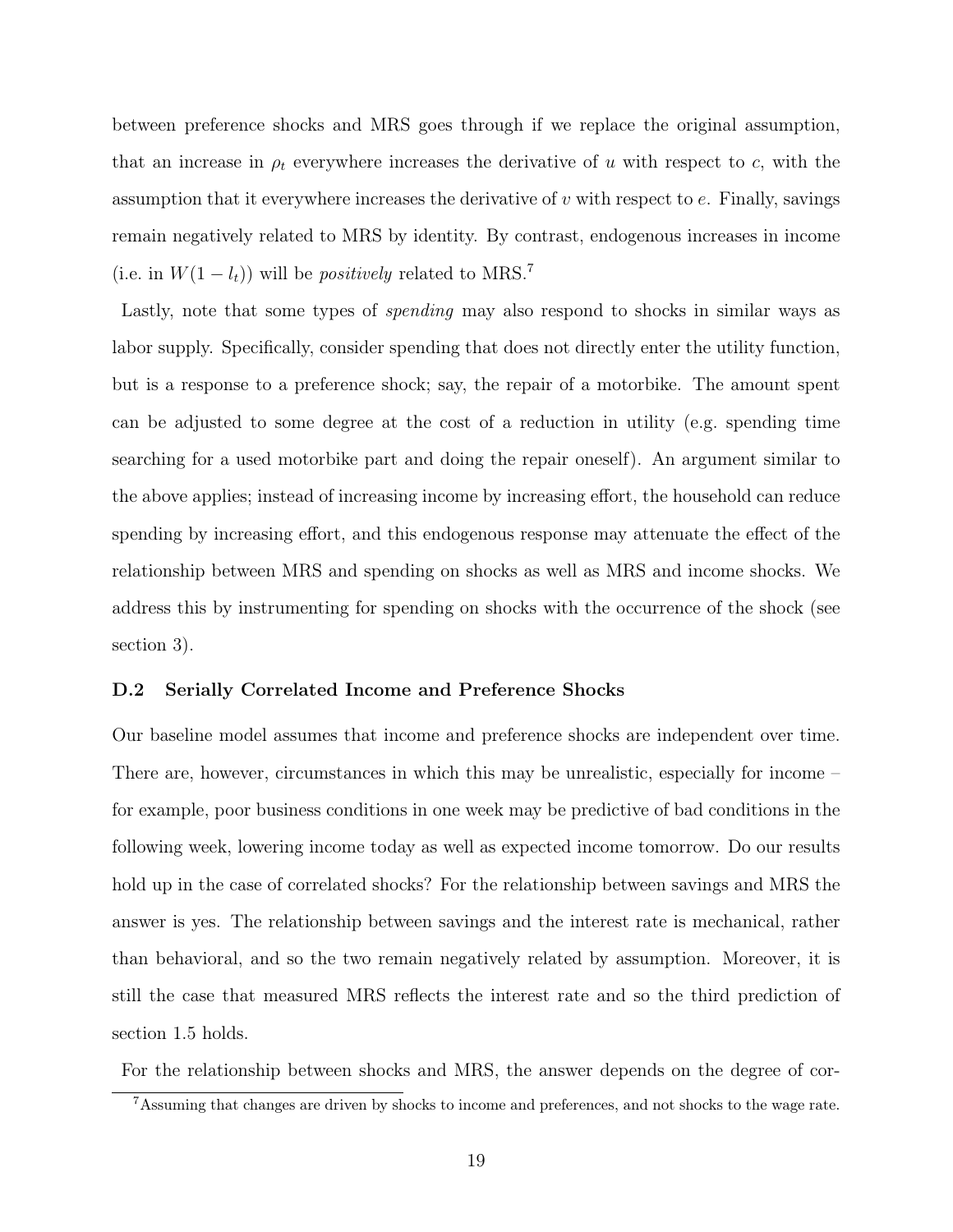between preference shocks and MRS goes through if we replace the original assumption, that an increase in $\rho_t$ everywhere increases the derivative of $u$ with respect to $c$, with the assumption that it everywhere increases the derivative of $v$ with respect to $e$. Finally, savings remain negatively related to MRS by identity. By contrast, endogenous increases in income (i.e. in $W(1-l_t)$) will be *positively* related to MRS.[7]

Lastly, note that some types of *spending* may also respond to shocks in similar ways as labor supply. Specifically, consider spending that does not directly enter the utility function, but is a response to a preference shock; say, the repair of a motorbike. The amount spent can be adjusted to some degree at the cost of a reduction in utility (e.g. spending time searching for a used motorbike part and doing the repair oneself). An argument similar to the above applies; instead of increasing income by increasing effort, the household can reduce spending by increasing effort, and this endogenous response may attenuate the effect of the relationship between MRS and spending on shocks as well as MRS and income shocks. We address this by instrumenting for spending on shocks with the occurrence of the shock (see section 3).

### D.2 Serially Correlated Income and Preference Shocks

Our baseline model assumes that income and preference shocks are independent over time. There are, however, circumstances in which this may be unrealistic, especially for income – for example, poor business conditions in one week may be predictive of bad conditions in the following week, lowering income today as well as expected income tomorrow. Do our results hold up in the case of correlated shocks? For the relationship between savings and MRS the answer is yes. The relationship between savings and the interest rate is mechanical, rather than behavioral, and so the two remain negatively related by assumption. Moreover, it is still the case that measured MRS reflects the interest rate and so the third prediction of section 1.5 holds.

For the relationship between shocks and MRS, the answer depends on the degree of cor-

[7] Assuming that changes are driven by shocks to income and preferences, and not shocks to the wage rate.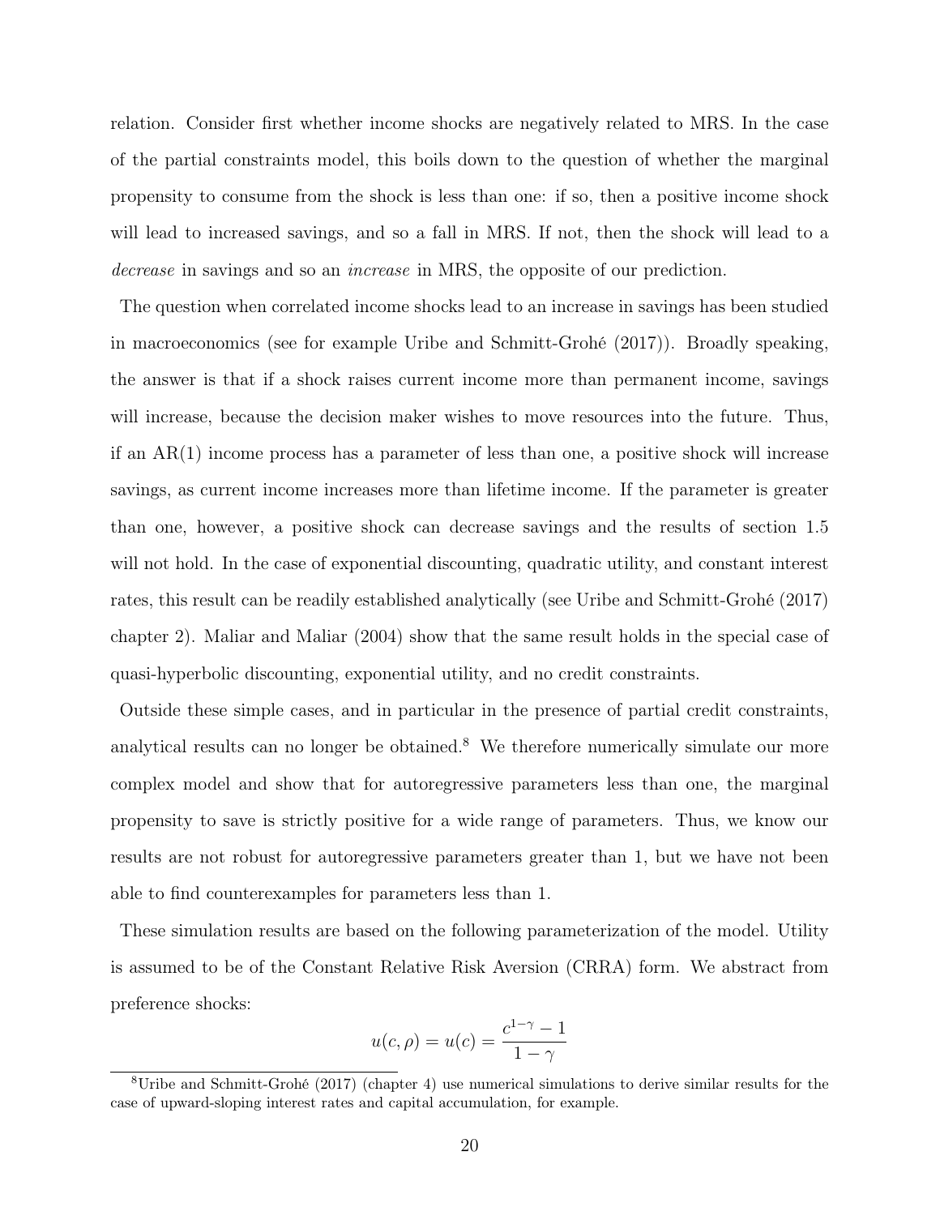relation. Consider first whether income shocks are negatively related to MRS. In the case of the partial constraints model, this boils down to the question of whether the marginal propensity to consume from the shock is less than one: if so, then a positive income shock will lead to increased savings, and so a fall in MRS. If not, then the shock will lead to a *decrease* in savings and so an *increase* in MRS, the opposite of our prediction.

The question when correlated income shocks lead to an increase in savings has been studied in macroeconomics (see for example Uribe and Schmitt-Grohé (2017)). Broadly speaking, the answer is that if a shock raises current income more than permanent income, savings will increase, because the decision maker wishes to move resources into the future. Thus, if an AR(1) income process has a parameter of less than one, a positive shock will increase savings, as current income increases more than lifetime income. If the parameter is greater than one, however, a positive shock can decrease savings and the results of section 1.5 will not hold. In the case of exponential discounting, quadratic utility, and constant interest rates, this result can be readily established analytically (see Uribe and Schmitt-Grohé (2017) chapter 2). Maliar and Maliar (2004) show that the same result holds in the special case of quasi-hyperbolic discounting, exponential utility, and no credit constraints.

Outside these simple cases, and in particular in the presence of partial credit constraints, analytical results can no longer be obtained.[8] We therefore numerically simulate our more complex model and show that for autoregressive parameters less than one, the marginal propensity to save is strictly positive for a wide range of parameters. Thus, we know our results are not robust for autoregressive parameters greater than 1, but we have not been able to find counterexamples for parameters less than 1.

These simulation results are based on the following parameterization of the model. Utility is assumed to be of the Constant Relative Risk Aversion (CRRA) form. We abstract from preference shocks:

$$u(c, \rho) = u(c) = \frac{c^{1-\gamma} - 1}{1 - \gamma}$$

[8] Uribe and Schmitt-Grohé (2017) (chapter 4) use numerical simulations to derive similar results for the case of upward-sloping interest rates and capital accumulation, for example.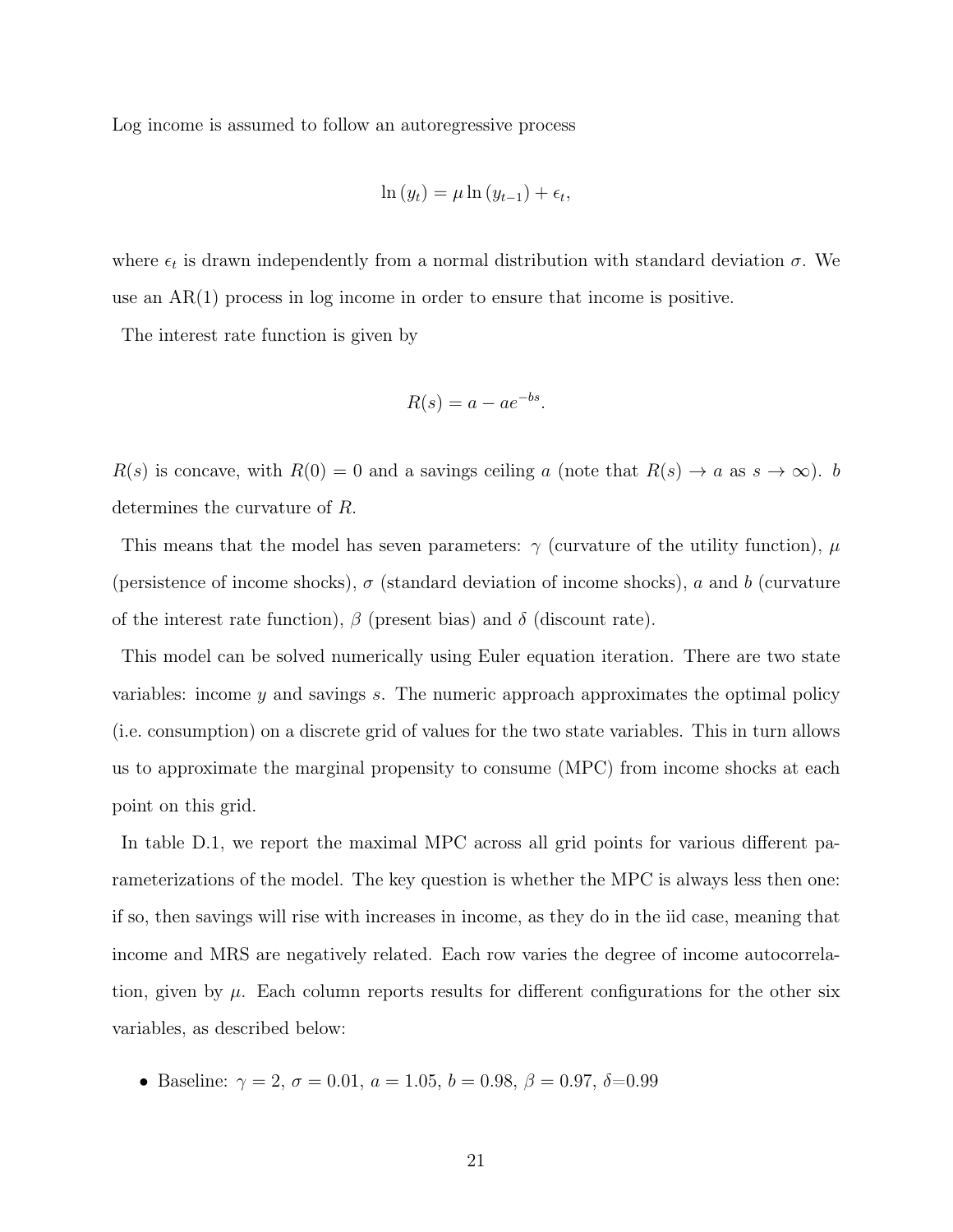Log income is assumed to follow an autoregressive process

$$\ln(y_t) = \mu \ln(y_{t-1}) + \epsilon_t,$$

where $\epsilon_t$ is drawn independently from a normal distribution with standard deviation $\sigma$. We use an AR(1) process in log income in order to ensure that income is positive.

The interest rate function is given by

$$R(s) = a - ae^{-bs}.$$

$R(s)$ is concave, with $R(0) = 0$ and a savings ceiling $a$ (note that $R(s) \to a$ as $s \to \infty$). $b$ determines the curvature of $R$.

This means that the model has seven parameters: $\gamma$ (curvature of the utility function), $\mu$ (persistence of income shocks), $\sigma$ (standard deviation of income shocks), $a$ and $b$ (curvature of the interest rate function), $\beta$ (present bias) and $\delta$ (discount rate).

This model can be solved numerically using Euler equation iteration. There are two state variables: income $y$ and savings $s$. The numeric approach approximates the optimal policy (i.e. consumption) on a discrete grid of values for the two state variables. This in turn allows us to approximate the marginal propensity to consume (MPC) from income shocks at each point on this grid.

In table D.1, we report the maximal MPC across all grid points for various different parameterizations of the model. The key question is whether the MPC is always less then one: if so, then savings will rise with increases in income, as they do in the iid case, meaning that income and MRS are negatively related. Each row varies the degree of income autocorrelation, given by $\mu$. Each column reports results for different configurations for the other six variables, as described below:

- Baseline: $\gamma = 2$, $\sigma = 0.01$, $a = 1.05$, $b = 0.98$, $\beta = 0.97$, $\delta$=0.99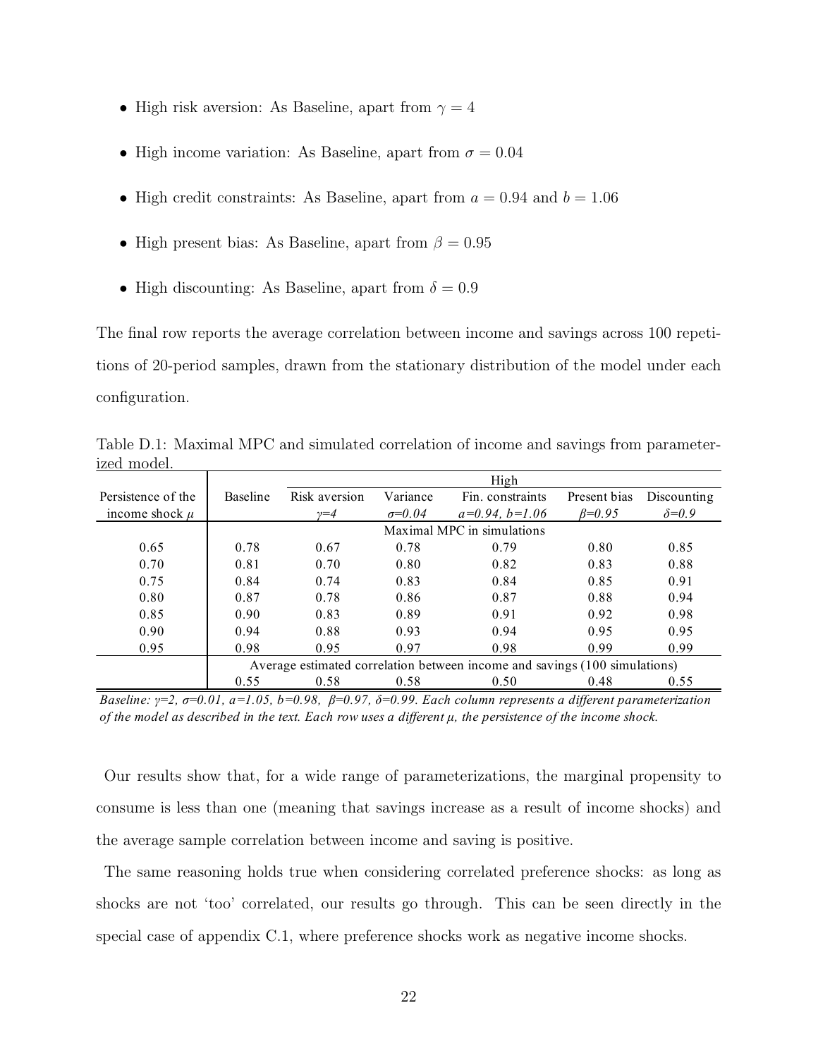- High risk aversion: As Baseline, apart from $\gamma = 4$
- High income variation: As Baseline, apart from $\sigma = 0.04$
- High credit constraints: As Baseline, apart from $a = 0.94$ and $b = 1.06$
- High present bias: As Baseline, apart from $\beta = 0.95$
- High discounting: As Baseline, apart from $\delta = 0.9$

The final row reports the average correlation between income and savings across 100 repetitions of 20-period samples, drawn from the stationary distribution of the model under each configuration.

Table D.1: Maximal MPC and simulated correlation of income and savings from parameterized model.

| Persistence of the income shock $\mu$ | Baseline | High: Risk aversion $\gamma=4$ | High: Variance $\sigma=0.04$ | High: Fin. constraints $a=0.94$, $b=1.06$ | High: Present bias $\beta=0.95$ | High: Discounting $\delta=0.9$ |
|---|---|---|---|---|---|---|
| | Maximal MPC in simulations | | | | | |
| 0.65 | 0.78 | 0.67 | 0.78 | 0.79 | 0.80 | 0.85 |
| 0.70 | 0.81 | 0.70 | 0.80 | 0.82 | 0.83 | 0.88 |
| 0.75 | 0.84 | 0.74 | 0.83 | 0.84 | 0.85 | 0.91 |
| 0.80 | 0.87 | 0.78 | 0.86 | 0.87 | 0.88 | 0.94 |
| 0.85 | 0.90 | 0.83 | 0.89 | 0.91 | 0.92 | 0.98 |
| 0.90 | 0.94 | 0.88 | 0.93 | 0.94 | 0.95 | 0.95 |
| 0.95 | 0.98 | 0.95 | 0.97 | 0.98 | 0.99 | 0.99 |
| | Average estimated correlation between income and savings (100 simulations) | | | | | |
| | 0.55 | 0.58 | 0.58 | 0.50 | 0.48 | 0.55 |

*Baseline: $\gamma$=2, $\sigma$=0.01, a=1.05, b=0.98, $\beta$=0.97, $\delta$=0.99. Each column represents a different parameterization of the model as described in the text. Each row uses a different $\mu$, the persistence of the income shock.*

Our results show that, for a wide range of parameterizations, the marginal propensity to consume is less than one (meaning that savings increase as a result of income shocks) and the average sample correlation between income and saving is positive.

The same reasoning holds true when considering correlated preference shocks: as long as shocks are not 'too' correlated, our results go through. This can be seen directly in the special case of appendix C.1, where preference shocks work as negative income shocks.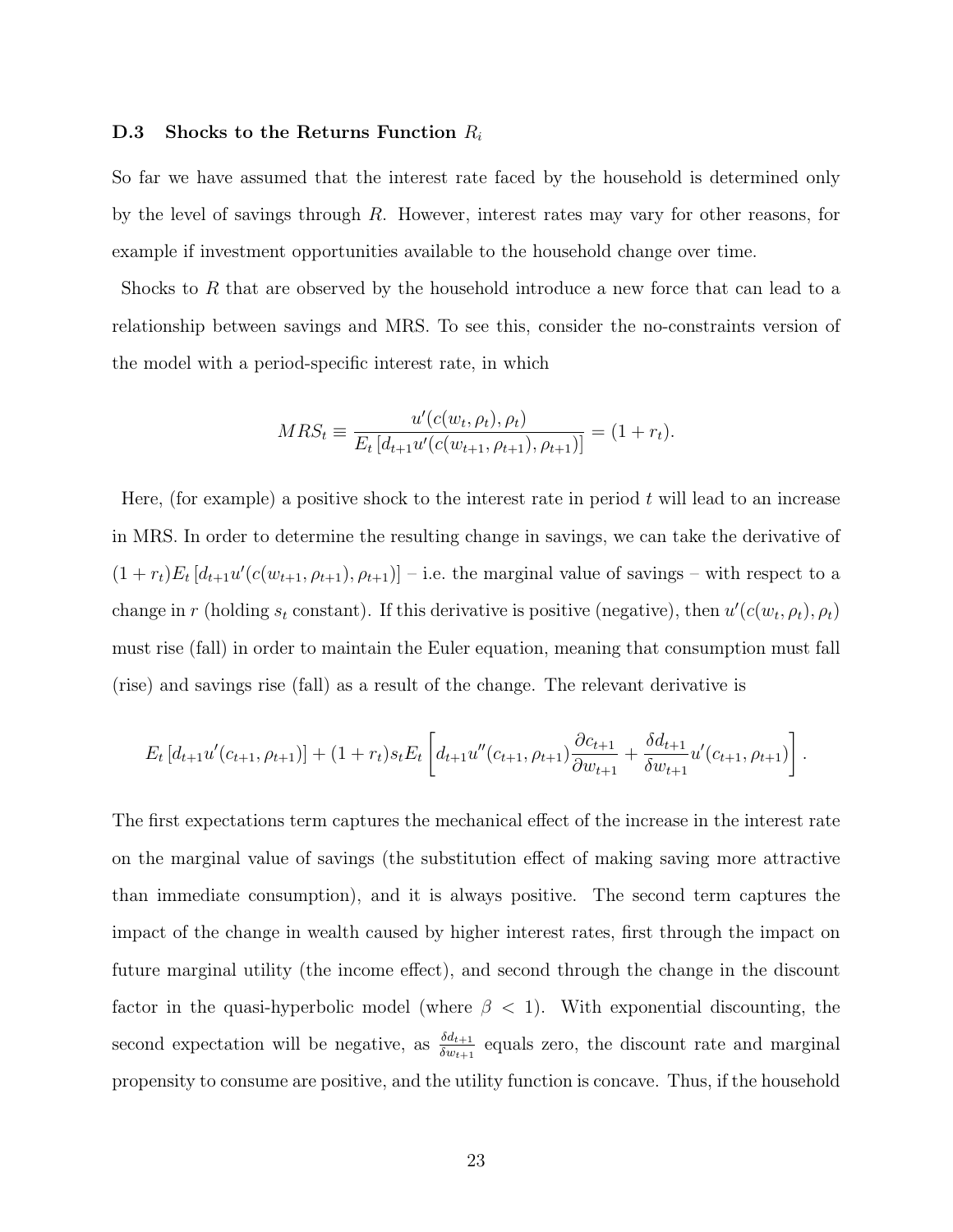### D.3 Shocks to the Returns Function $R_i$

So far we have assumed that the interest rate faced by the household is determined only by the level of savings through $R$. However, interest rates may vary for other reasons, for example if investment opportunities available to the household change over time.

Shocks to $R$ that are observed by the household introduce a new force that can lead to a relationship between savings and MRS. To see this, consider the no-constraints version of the model with a period-specific interest rate, in which

$$MRS_t \equiv \frac{u'(c(w_t, \rho_t), \rho_t)}{E_t\left[d_{t+1}u'(c(w_{t+1}, \rho_{t+1}), \rho_{t+1})\right]} = (1 + r_t).$$

Here, (for example) a positive shock to the interest rate in period $t$ will lead to an increase in MRS. In order to determine the resulting change in savings, we can take the derivative of $(1 + r_t)E_t\left[d_{t+1}u'(c(w_{t+1}, \rho_{t+1}), \rho_{t+1})\right]$ – i.e. the marginal value of savings – with respect to a change in $r$ (holding $s_t$ constant). If this derivative is positive (negative), then $u'(c(w_t, \rho_t), \rho_t)$ must rise (fall) in order to maintain the Euler equation, meaning that consumption must fall (rise) and savings rise (fall) as a result of the change. The relevant derivative is

$$E_t\left[d_{t+1}u'(c_{t+1}, \rho_{t+1})\right] + (1 + r_t)s_t E_t\left[d_{t+1}u''(c_{t+1}, \rho_{t+1})\frac{\partial c_{t+1}}{\partial w_{t+1}} + \frac{\delta d_{t+1}}{\delta w_{t+1}}u'(c_{t+1}, \rho_{t+1})\right].$$

The first expectations term captures the mechanical effect of the increase in the interest rate on the marginal value of savings (the substitution effect of making saving more attractive than immediate consumption), and it is always positive. The second term captures the impact of the change in wealth caused by higher interest rates, first through the impact on future marginal utility (the income effect), and second through the change in the discount factor in the quasi-hyperbolic model (where $\beta < 1$). With exponential discounting, the second expectation will be negative, as $\frac{\delta d_{t+1}}{\delta w_{t+1}}$ equals zero, the discount rate and marginal propensity to consume are positive, and the utility function is concave. Thus, if the household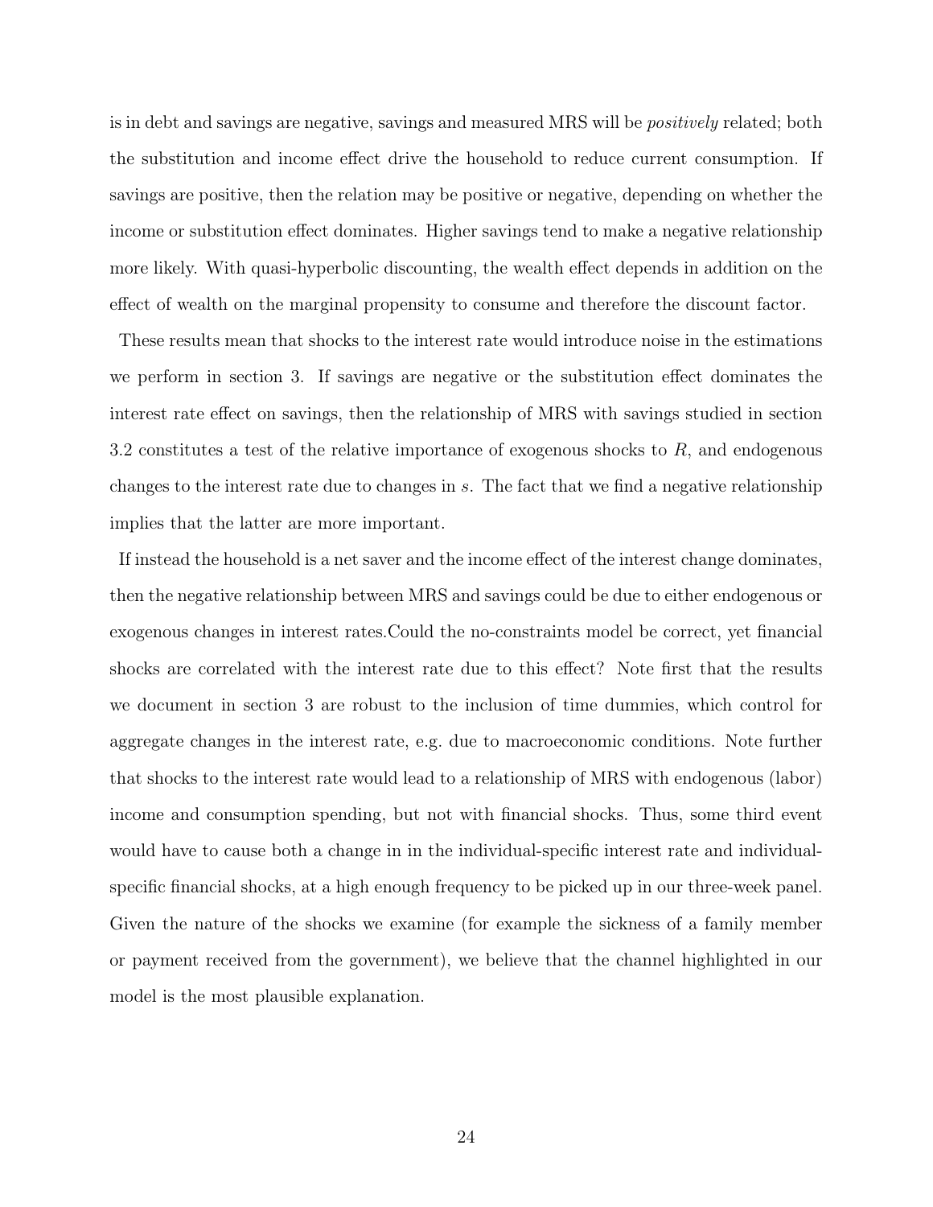is in debt and savings are negative, savings and measured MRS will be *positively* related; both the substitution and income effect drive the household to reduce current consumption. If savings are positive, then the relation may be positive or negative, depending on whether the income or substitution effect dominates. Higher savings tend to make a negative relationship more likely. With quasi-hyperbolic discounting, the wealth effect depends in addition on the effect of wealth on the marginal propensity to consume and therefore the discount factor.

These results mean that shocks to the interest rate would introduce noise in the estimations we perform in section 3. If savings are negative or the substitution effect dominates the interest rate effect on savings, then the relationship of MRS with savings studied in section 3.2 constitutes a test of the relative importance of exogenous shocks to $R$, and endogenous changes to the interest rate due to changes in $s$. The fact that we find a negative relationship implies that the latter are more important.

If instead the household is a net saver and the income effect of the interest change dominates, then the negative relationship between MRS and savings could be due to either endogenous or exogenous changes in interest rates.Could the no-constraints model be correct, yet financial shocks are correlated with the interest rate due to this effect? Note first that the results we document in section 3 are robust to the inclusion of time dummies, which control for aggregate changes in the interest rate, e.g. due to macroeconomic conditions. Note further that shocks to the interest rate would lead to a relationship of MRS with endogenous (labor) income and consumption spending, but not with financial shocks. Thus, some third event would have to cause both a change in in the individual-specific interest rate and individual-specific financial shocks, at a high enough frequency to be picked up in our three-week panel. Given the nature of the shocks we examine (for example the sickness of a family member or payment received from the government), we believe that the channel highlighted in our model is the most plausible explanation.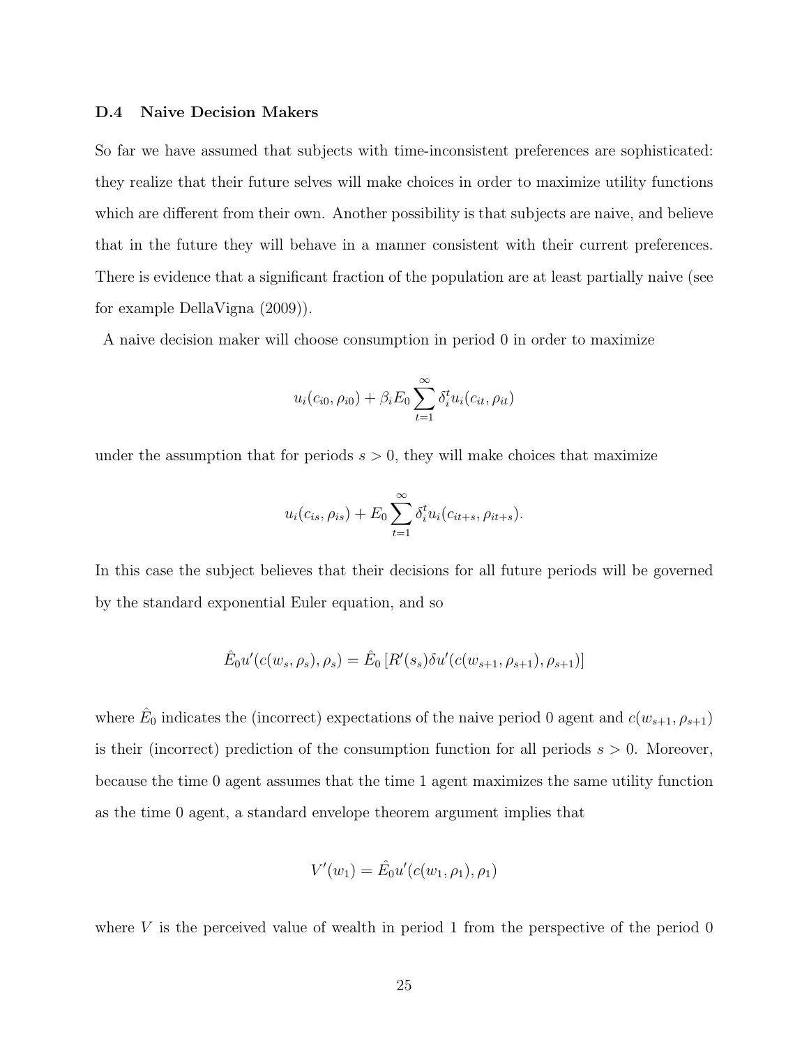### D.4 Naive Decision Makers

So far we have assumed that subjects with time-inconsistent preferences are sophisticated: they realize that their future selves will make choices in order to maximize utility functions which are different from their own. Another possibility is that subjects are naive, and believe that in the future they will behave in a manner consistent with their current preferences. There is evidence that a significant fraction of the population are at least partially naive (see for example DellaVigna (2009)).

A naive decision maker will choose consumption in period 0 in order to maximize

$$u_i(c_{i0}, \rho_{i0}) + \beta_i E_0 \sum_{t=1}^{\infty} \delta_i^t u_i(c_{it}, \rho_{it})$$

under the assumption that for periods $s > 0$, they will make choices that maximize

$$u_i(c_{is}, \rho_{is}) + E_0 \sum_{t=1}^{\infty} \delta_i^t u_i(c_{it+s}, \rho_{it+s}).$$

In this case the subject believes that their decisions for all future periods will be governed by the standard exponential Euler equation, and so

$$\hat{E}_0 u'(c(w_s, \rho_s), \rho_s) = \hat{E}_0 \left[R'(s_s) \delta u'(c(w_{s+1}, \rho_{s+1}), \rho_{s+1})\right]$$

where $\hat{E}_0$ indicates the (incorrect) expectations of the naive period 0 agent and $c(w_{s+1}, \rho_{s+1})$ is their (incorrect) prediction of the consumption function for all periods $s > 0$. Moreover, because the time 0 agent assumes that the time 1 agent maximizes the same utility function as the time 0 agent, a standard envelope theorem argument implies that

$$V'(w_1) = \hat{E}_0 u'(c(w_1, \rho_1), \rho_1)$$

where $V$ is the perceived value of wealth in period 1 from the perspective of the period 0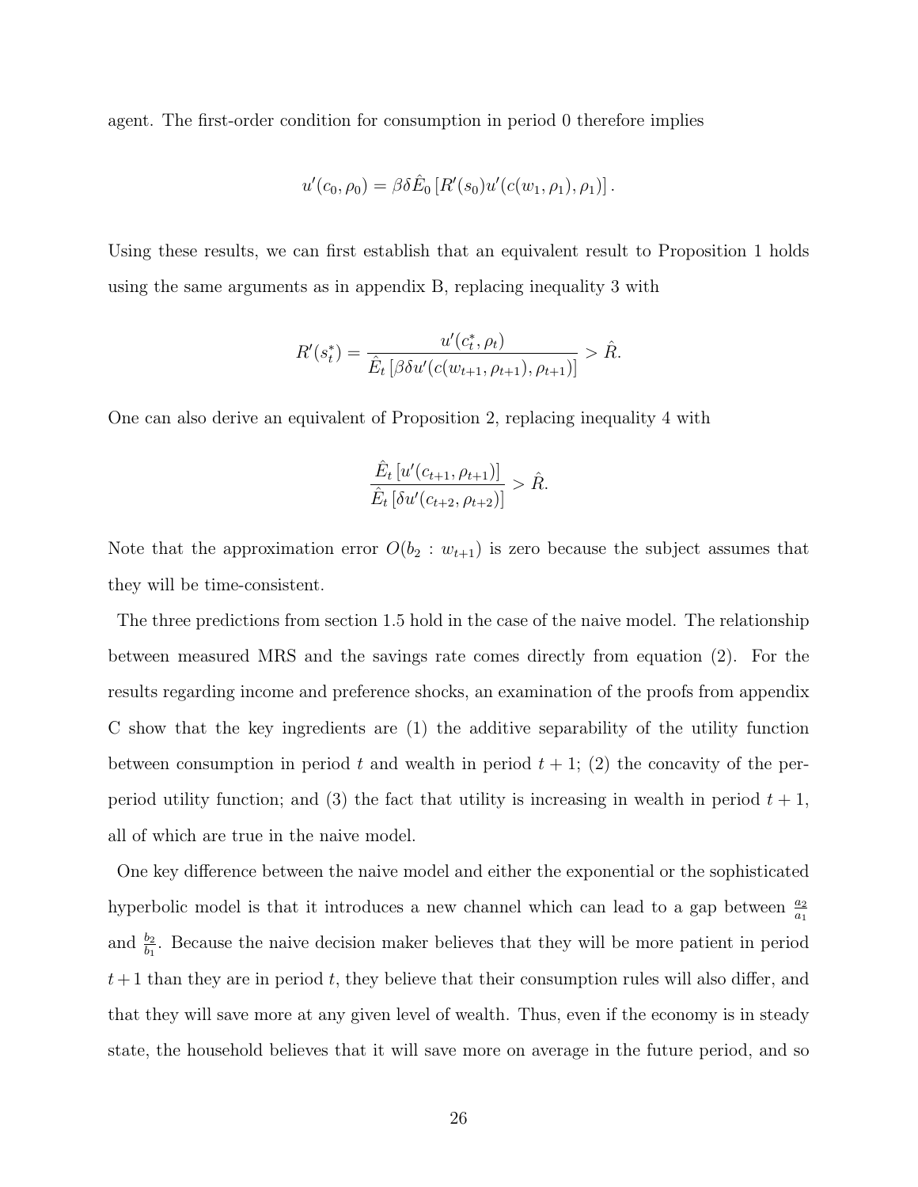agent. The first-order condition for consumption in period 0 therefore implies

$$u'(c_0, \rho_0) = \beta\delta\hat{E}_0\left[R'(s_0)u'(c(w_1, \rho_1), \rho_1)\right].$$

Using these results, we can first establish that an equivalent result to Proposition 1 holds using the same arguments as in appendix B, replacing inequality 3 with

$$R'(s_t^*) = \frac{u'(c_t^*, \rho_t)}{\hat{E}_t\left[\beta\delta u'(c(w_{t+1}, \rho_{t+1}), \rho_{t+1})\right]} > \hat{R}.$$

One can also derive an equivalent of Proposition 2, replacing inequality 4 with

$$\frac{\hat{E}_t\left[u'(c_{t+1}, \rho_{t+1})\right]}{\hat{E}_t\left[\delta u'(c_{t+2}, \rho_{t+2})\right]} > \hat{R}.$$

Note that the approximation error $O(b_2 : w_{t+1})$ is zero because the subject assumes that they will be time-consistent.

The three predictions from section 1.5 hold in the case of the naive model. The relationship between measured MRS and the savings rate comes directly from equation (2). For the results regarding income and preference shocks, an examination of the proofs from appendix C show that the key ingredients are (1) the additive separability of the utility function between consumption in period $t$ and wealth in period $t+1$; (2) the concavity of the per-period utility function; and (3) the fact that utility is increasing in wealth in period $t+1$, all of which are true in the naive model.

One key difference between the naive model and either the exponential or the sophisticated hyperbolic model is that it introduces a new channel which can lead to a gap between $\frac{a_2}{a_1}$ and $\frac{b_2}{b_1}$. Because the naive decision maker believes that they will be more patient in period $t+1$ than they are in period $t$, they believe that their consumption rules will also differ, and that they will save more at any given level of wealth. Thus, even if the economy is in steady state, the household believes that it will save more on average in the future period, and so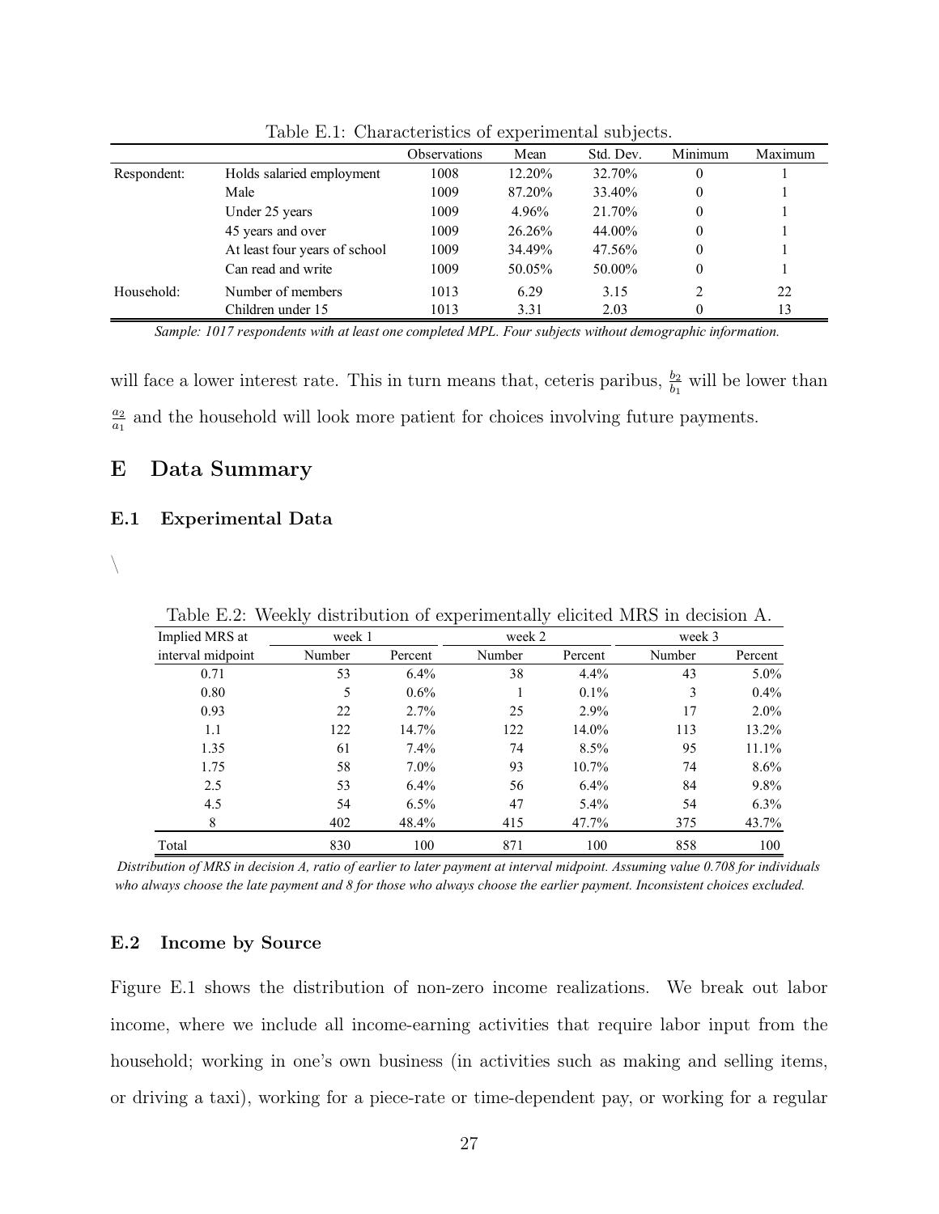Table E.1: Characteristics of experimental subjects.

| | | Observations | Mean | Std. Dev. | Minimum | Maximum |
|---|---|---|---|---|---|---|
| Respondent: | Holds salaried employment | 1008 | 12.20% | 32.70% | 0 | 1 |
| | Male | 1009 | 87.20% | 33.40% | 0 | 1 |
| | Under 25 years | 1009 | 4.96% | 21.70% | 0 | 1 |
| | 45 years and over | 1009 | 26.26% | 44.00% | 0 | 1 |
| | At least four years of school | 1009 | 34.49% | 47.56% | 0 | 1 |
| | Can read and write | 1009 | 50.05% | 50.00% | 0 | 1 |
| Household: | Number of members | 1013 | 6.29 | 3.15 | 2 | 22 |
| | Children under 15 | 1013 | 3.31 | 2.03 | 0 | 13 |

*Sample: 1017 respondents with at least one completed MPL. Four subjects without demographic information.*

will face a lower interest rate. This in turn means that, ceteris paribus, $\frac{b_2}{b_1}$ will be lower than $\frac{a_2}{a_1}$ and the household will look more patient for choices involving future payments.

## E Data Summary

### E.1 Experimental Data

\

Table E.2: Weekly distribution of experimentally elicited MRS in decision A.

| Implied MRS at | week 1 | | week 2 | | week 3 | |
|---|---|---|---|---|---|---|
| interval midpoint | Number | Percent | Number | Percent | Number | Percent |
| 0.71 | 53 | 6.4% | 38 | 4.4% | 43 | 5.0% |
| 0.80 | 5 | 0.6% | 1 | 0.1% | 3 | 0.4% |
| 0.93 | 22 | 2.7% | 25 | 2.9% | 17 | 2.0% |
| 1.1 | 122 | 14.7% | 122 | 14.0% | 113 | 13.2% |
| 1.35 | 61 | 7.4% | 74 | 8.5% | 95 | 11.1% |
| 1.75 | 58 | 7.0% | 93 | 10.7% | 74 | 8.6% |
| 2.5 | 53 | 6.4% | 56 | 6.4% | 84 | 9.8% |
| 4.5 | 54 | 6.5% | 47 | 5.4% | 54 | 6.3% |
| 8 | 402 | 48.4% | 415 | 47.7% | 375 | 43.7% |
| Total | 830 | 100 | 871 | 100 | 858 | 100 |

*Distribution of MRS in decision A, ratio of earlier to later payment at interval midpoint. Assuming value 0.708 for individuals who always choose the late payment and 8 for those who always choose the earlier payment. Inconsistent choices excluded.*

### E.2 Income by Source

Figure E.1 shows the distribution of non-zero income realizations. We break out labor income, where we include all income-earning activities that require labor input from the household; working in one's own business (in activities such as making and selling items, or driving a taxi), working for a piece-rate or time-dependent pay, or working for a regular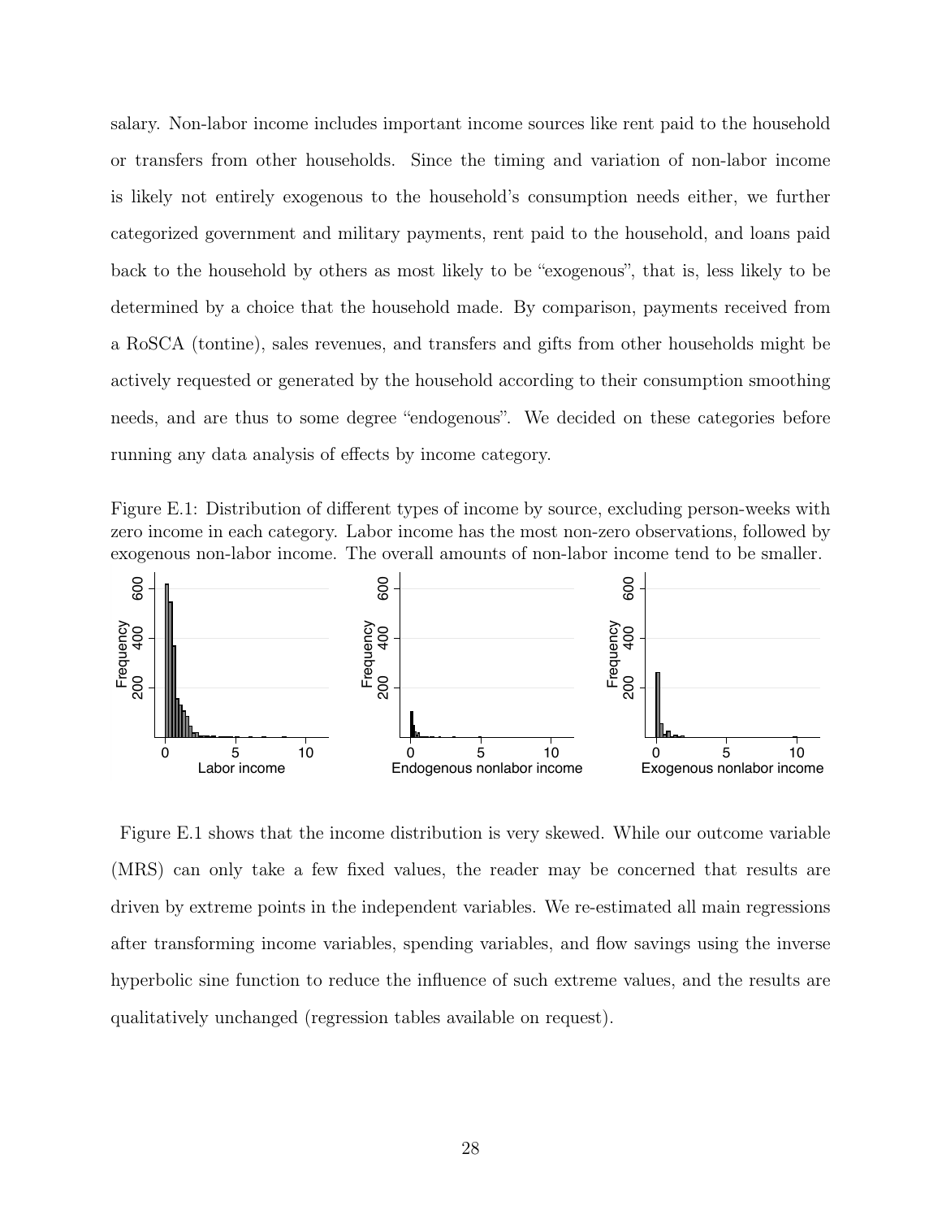salary. Non-labor income includes important income sources like rent paid to the household or transfers from other households. Since the timing and variation of non-labor income is likely not entirely exogenous to the household's consumption needs either, we further categorized government and military payments, rent paid to the household, and loans paid back to the household by others as most likely to be "exogenous", that is, less likely to be determined by a choice that the household made. By comparison, payments received from a RoSCA (tontine), sales revenues, and transfers and gifts from other households might be actively requested or generated by the household according to their consumption smoothing needs, and are thus to some degree "endogenous". We decided on these categories before running any data analysis of effects by income category.

Figure E.1: Distribution of different types of income by source, excluding person-weeks with zero income in each category. Labor income has the most non-zero observations, followed by exogenous non-labor income. The overall amounts of non-labor income tend to be smaller.

Figure E.1 shows that the income distribution is very skewed. While our outcome variable (MRS) can only take a few fixed values, the reader may be concerned that results are driven by extreme points in the independent variables. We re-estimated all main regressions after transforming income variables, spending variables, and flow savings using the inverse hyperbolic sine function to reduce the influence of such extreme values, and the results are qualitatively unchanged (regression tables available on request).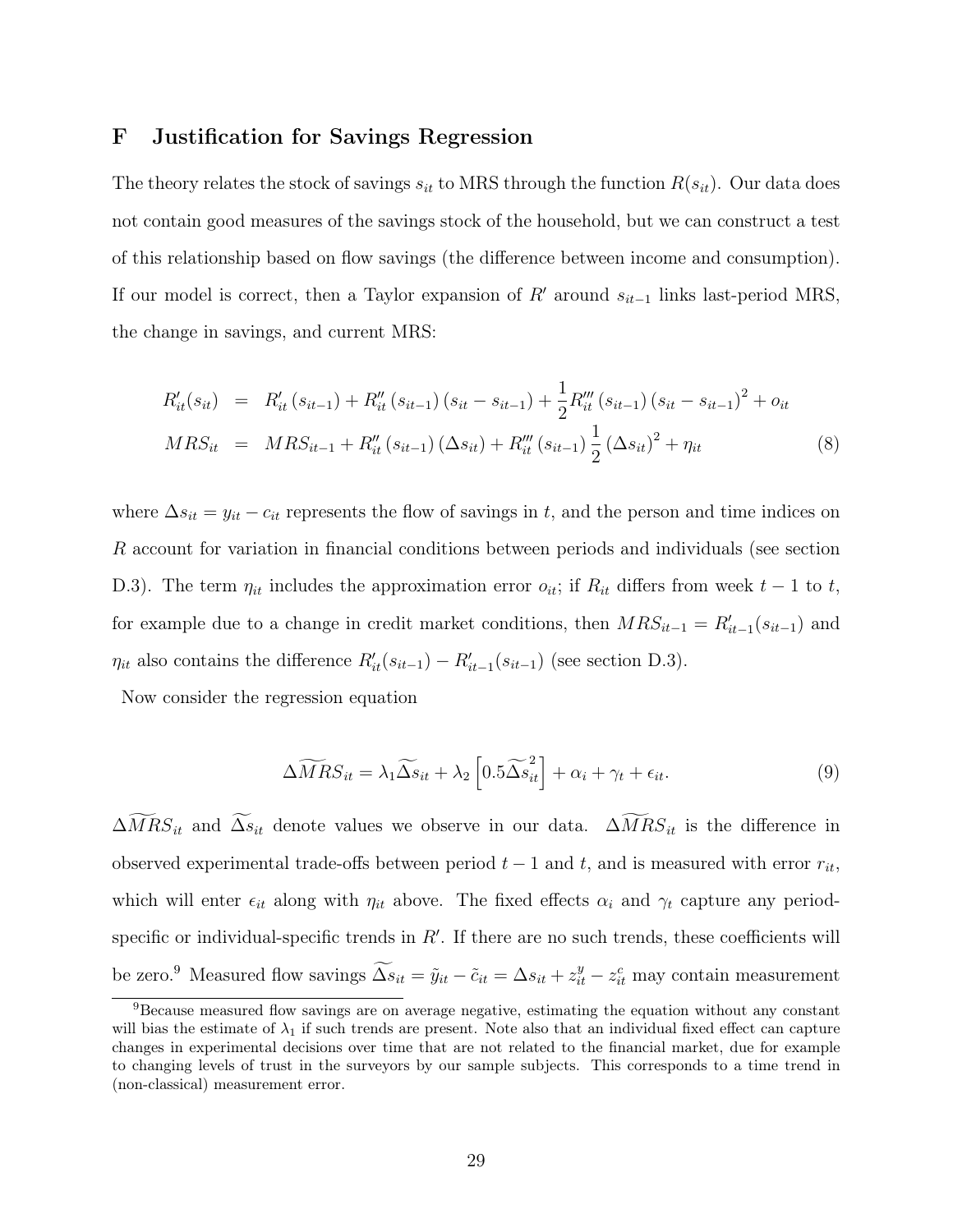# F Justification for Savings Regression

The theory relates the stock of savings $s_{it}$ to MRS through the function $R(s_{it})$. Our data does not contain good measures of the savings stock of the household, but we can construct a test of this relationship based on flow savings (the difference between income and consumption). If our model is correct, then a Taylor expansion of $R'$ around $s_{it-1}$ links last-period MRS, the change in savings, and current MRS:

$$
\begin{aligned}
R'_{it}(s_{it}) &= R'_{it}(s_{it-1}) + R''_{it}(s_{it-1})(s_{it} - s_{it-1}) + \frac{1}{2}R'''_{it}(s_{it-1})(s_{it} - s_{it-1})^2 + o_{it} \\
MRS_{it} &= MRS_{it-1} + R''_{it}(s_{it-1})(\Delta s_{it}) + R'''_{it}(s_{it-1})\frac{1}{2}(\Delta s_{it})^2 + \eta_{it}
\end{aligned}
\tag{8}
$$

where $\Delta s_{it} = y_{it} - c_{it}$ represents the flow of savings in $t$, and the person and time indices on $R$ account for variation in financial conditions between periods and individuals (see section D.3). The term $\eta_{it}$ includes the approximation error $o_{it}$; if $R_{it}$ differs from week $t-1$ to $t$, for example due to a change in credit market conditions, then $MRS_{it-1} = R'_{it-1}(s_{it-1})$ and $\eta_{it}$ also contains the difference $R'_{it}(s_{it-1}) - R'_{it-1}(s_{it-1})$ (see section D.3).

Now consider the regression equation

$$
\Delta\widetilde{MRS}_{it} = \lambda_1 \widetilde{\Delta s}_{it} + \lambda_2\left[0.5\widetilde{\Delta s}_{it}^2\right] + \alpha_i + \gamma_t + \epsilon_{it}. \tag{9}
$$

$\Delta\widetilde{MRS}_{it}$ and $\widetilde{\Delta s}_{it}$ denote values we observe in our data. $\Delta\widetilde{MRS}_{it}$ is the difference in observed experimental trade-offs between period $t-1$ and $t$, and is measured with error $r_{it}$, which will enter $\epsilon_{it}$ along with $\eta_{it}$ above. The fixed effects $\alpha_i$ and $\gamma_t$ capture any period-specific or individual-specific trends in $R'$. If there are no such trends, these coefficients will be zero.[9] Measured flow savings $\widetilde{\Delta s}_{it} = \tilde{y}_{it} - \tilde{c}_{it} = \Delta s_{it} + z^y_{it} - z^c_{it}$ may contain measurement

[9] Because measured flow savings are on average negative, estimating the equation without any constant will bias the estimate of $\lambda_1$ if such trends are present. Note also that an individual fixed effect can capture changes in experimental decisions over time that are not related to the financial market, due for example to changing levels of trust in the surveyors by our sample subjects. This corresponds to a time trend in (non-classical) measurement error.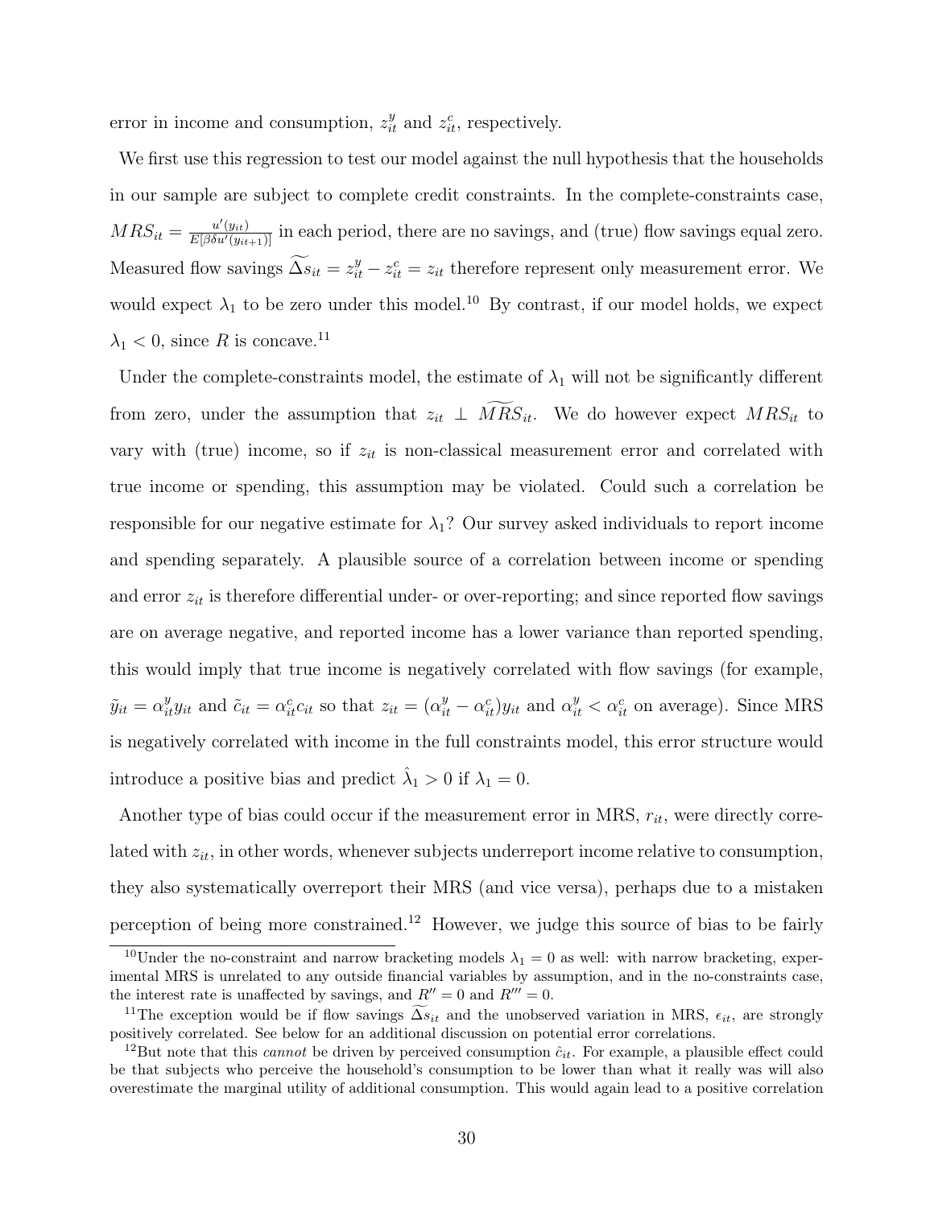error in income and consumption, $z_{it}^y$ and $z_{it}^c$, respectively.

We first use this regression to test our model against the null hypothesis that the households in our sample are subject to complete credit constraints. In the complete-constraints case, $MRS_{it} = \frac{u'(y_{it})}{E[\beta\delta u'(y_{it+1})]}$ in each period, there are no savings, and (true) flow savings equal zero. Measured flow savings $\widetilde{\Delta} s_{it} = z_{it}^y - z_{it}^c = z_{it}$ therefore represent only measurement error. We would expect $\lambda_1$ to be zero under this model.[10] By contrast, if our model holds, we expect $\lambda_1 < 0$, since $R$ is concave.[11]

Under the complete-constraints model, the estimate of $\lambda_1$ will not be significantly different from zero, under the assumption that $z_{it} \perp \widetilde{MRS}_{it}$. We do however expect $MRS_{it}$ to vary with (true) income, so if $z_{it}$ is non-classical measurement error and correlated with true income or spending, this assumption may be violated. Could such a correlation be responsible for our negative estimate for $\lambda_1$? Our survey asked individuals to report income and spending separately. A plausible source of a correlation between income or spending and error $z_{it}$ is therefore differential under- or over-reporting; and since reported flow savings are on average negative, and reported income has a lower variance than reported spending, this would imply that true income is negatively correlated with flow savings (for example, $\tilde{y}_{it} = \alpha_{it}^y y_{it}$ and $\tilde{c}_{it} = \alpha_{it}^c c_{it}$ so that $z_{it} = (\alpha_{it}^y - \alpha_{it}^c) y_{it}$ and $\alpha_{it}^y < \alpha_{it}^c$ on average). Since MRS is negatively correlated with income in the full constraints model, this error structure would introduce a positive bias and predict $\hat{\lambda}_1 > 0$ if $\lambda_1 = 0$.

Another type of bias could occur if the measurement error in MRS, $r_{it}$, were directly correlated with $z_{it}$, in other words, whenever subjects underreport income relative to consumption, they also systematically overreport their MRS (and vice versa), perhaps due to a mistaken perception of being more constrained.[12] However, we judge this source of bias to be fairly

[10] Under the no-constraint and narrow bracketing models $\lambda_1 = 0$ as well: with narrow bracketing, experimental MRS is unrelated to any outside financial variables by assumption, and in the no-constraints case, the interest rate is unaffected by savings, and $R'' = 0$ and $R''' = 0$.

[11] The exception would be if flow savings $\widetilde{\Delta} s_{it}$ and the unobserved variation in MRS, $\epsilon_{it}$, are strongly positively correlated. See below for an additional discussion on potential error correlations.

[12] But note that this *cannot* be driven by perceived consumption $\hat{c}_{it}$. For example, a plausible effect could be that subjects who perceive the household's consumption to be lower than what it really was will also overestimate the marginal utility of additional consumption. This would again lead to a positive correlation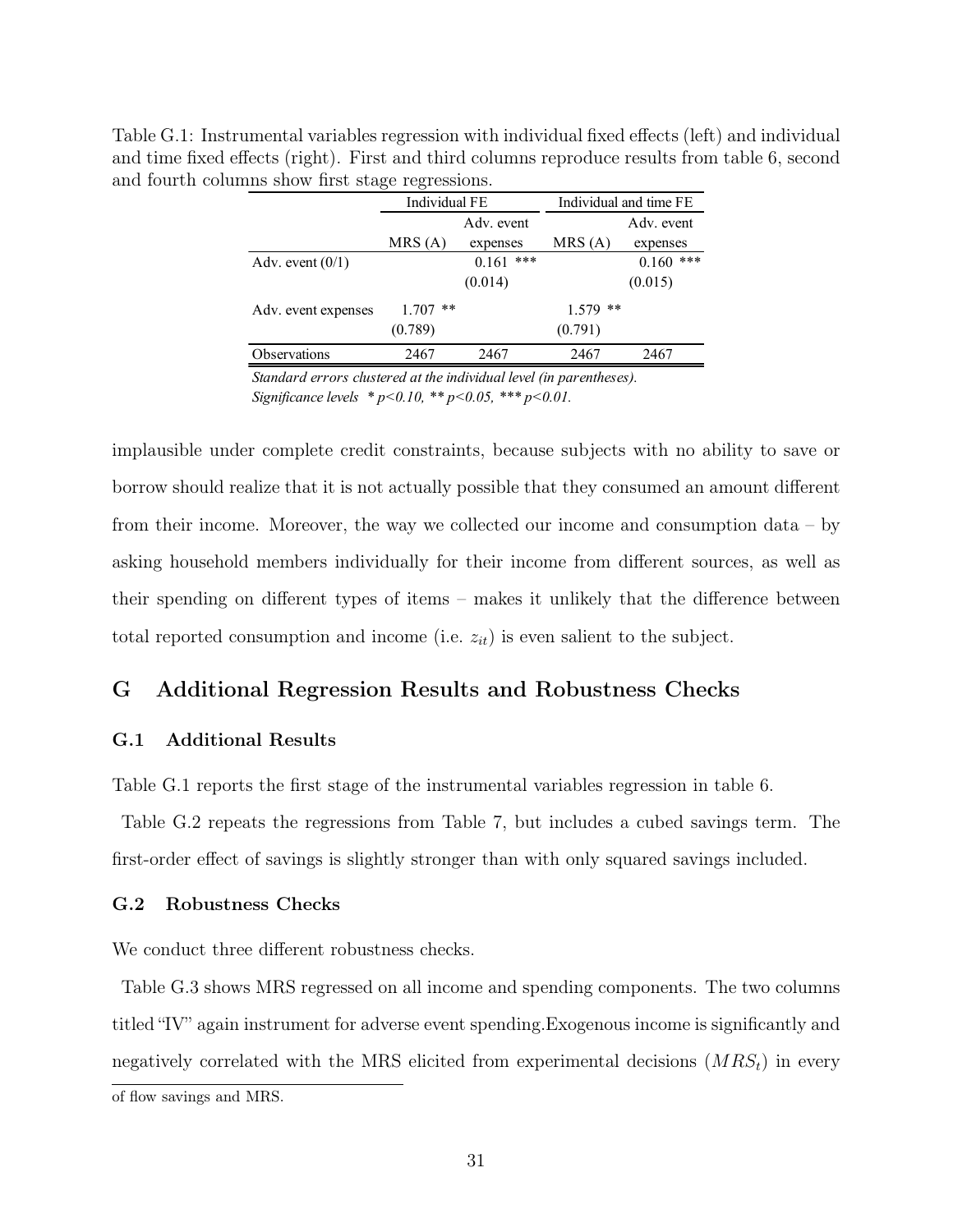Table G.1: Instrumental variables regression with individual fixed effects (left) and individual and time fixed effects (right). First and third columns reproduce results from table 6, second and fourth columns show first stage regressions.

| | Individual FE | | Individual and time FE | |
|---|---|---|---|---|
| | MRS (A) | Adv. event expenses | MRS (A) | Adv. event expenses |
| Adv. event (0/1) | | 0.161 *** | | 0.160 *** |
| | | (0.014) | | (0.015) |
| Adv. event expenses | 1.707 ** | | 1.579 ** | |
| | (0.789) | | (0.791) | |
| Observations | 2467 | 2467 | 2467 | 2467 |

*Standard errors clustered at the individual level (in parentheses).*
*Significance levels * p<0.10, ** p<0.05, *** p<0.01.*

implausible under complete credit constraints, because subjects with no ability to save or borrow should realize that it is not actually possible that they consumed an amount different from their income. Moreover, the way we collected our income and consumption data – by asking household members individually for their income from different sources, as well as their spending on different types of items – makes it unlikely that the difference between total reported consumption and income (i.e. $z_{it}$) is even salient to the subject.

## G Additional Regression Results and Robustness Checks

### G.1 Additional Results

Table G.1 reports the first stage of the instrumental variables regression in table 6.

Table G.2 repeats the regressions from Table 7, but includes a cubed savings term. The first-order effect of savings is slightly stronger than with only squared savings included.

### G.2 Robustness Checks

We conduct three different robustness checks.

Table G.3 shows MRS regressed on all income and spending components. The two columns titled "IV" again instrument for adverse event spending. Exogenous income is significantly and negatively correlated with the MRS elicited from experimental decisions ($MRS_t$) in every

of flow savings and MRS.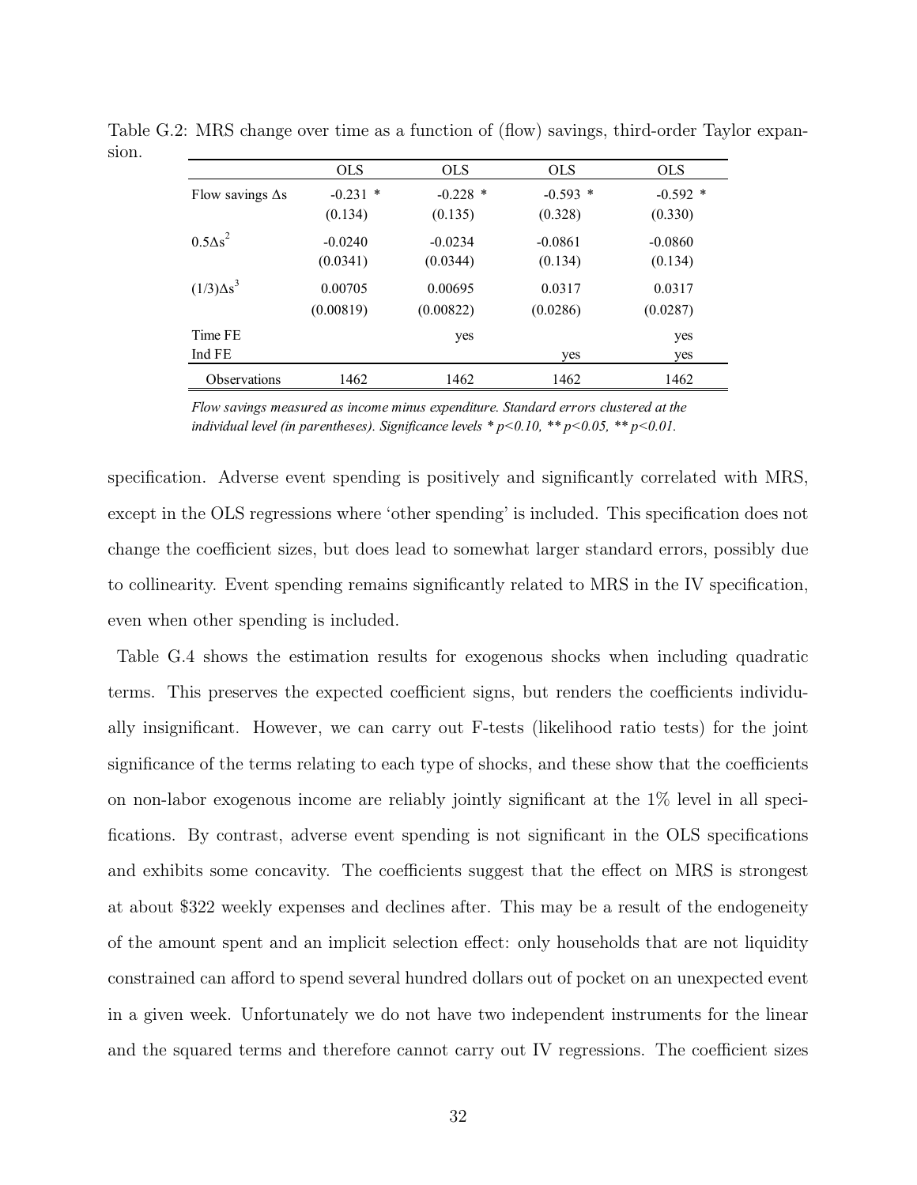Table G.2: MRS change over time as a function of (flow) savings, third-order Taylor expansion.

| | OLS | OLS | OLS | OLS |
|---|---|---|---|---|
| Flow savings $\Delta s$ | -0.231 * | -0.228 * | -0.593 * | -0.592 * |
| | (0.134) | (0.135) | (0.328) | (0.330) |
| $0.5\Delta s^2$ | -0.0240 | -0.0234 | -0.0861 | -0.0860 |
| | (0.0341) | (0.0344) | (0.134) | (0.134) |
| $(1/3)\Delta s^3$ | 0.00705 | 0.00695 | 0.0317 | 0.0317 |
| | (0.00819) | (0.00822) | (0.0286) | (0.0287) |
| Time FE | | yes | | yes |
| Ind FE | | | yes | yes |
| Observations | 1462 | 1462 | 1462 | 1462 |

*Flow savings measured as income minus expenditure. Standard errors clustered at the individual level (in parentheses). Significance levels * p<0.10, ** p<0.05, ** p<0.01.*

specification. Adverse event spending is positively and significantly correlated with MRS, except in the OLS regressions where 'other spending' is included. This specification does not change the coefficient sizes, but does lead to somewhat larger standard errors, possibly due to collinearity. Event spending remains significantly related to MRS in the IV specification, even when other spending is included.

Table G.4 shows the estimation results for exogenous shocks when including quadratic terms. This preserves the expected coefficient signs, but renders the coefficients individually insignificant. However, we can carry out F-tests (likelihood ratio tests) for the joint significance of the terms relating to each type of shocks, and these show that the coefficients on non-labor exogenous income are reliably jointly significant at the 1% level in all specifications. By contrast, adverse event spending is not significant in the OLS specifications and exhibits some concavity. The coefficients suggest that the effect on MRS is strongest at about \$322 weekly expenses and declines after. This may be a result of the endogeneity of the amount spent and an implicit selection effect: only households that are not liquidity constrained can afford to spend several hundred dollars out of pocket on an unexpected event in a given week. Unfortunately we do not have two independent instruments for the linear and the squared terms and therefore cannot carry out IV regressions. The coefficient sizes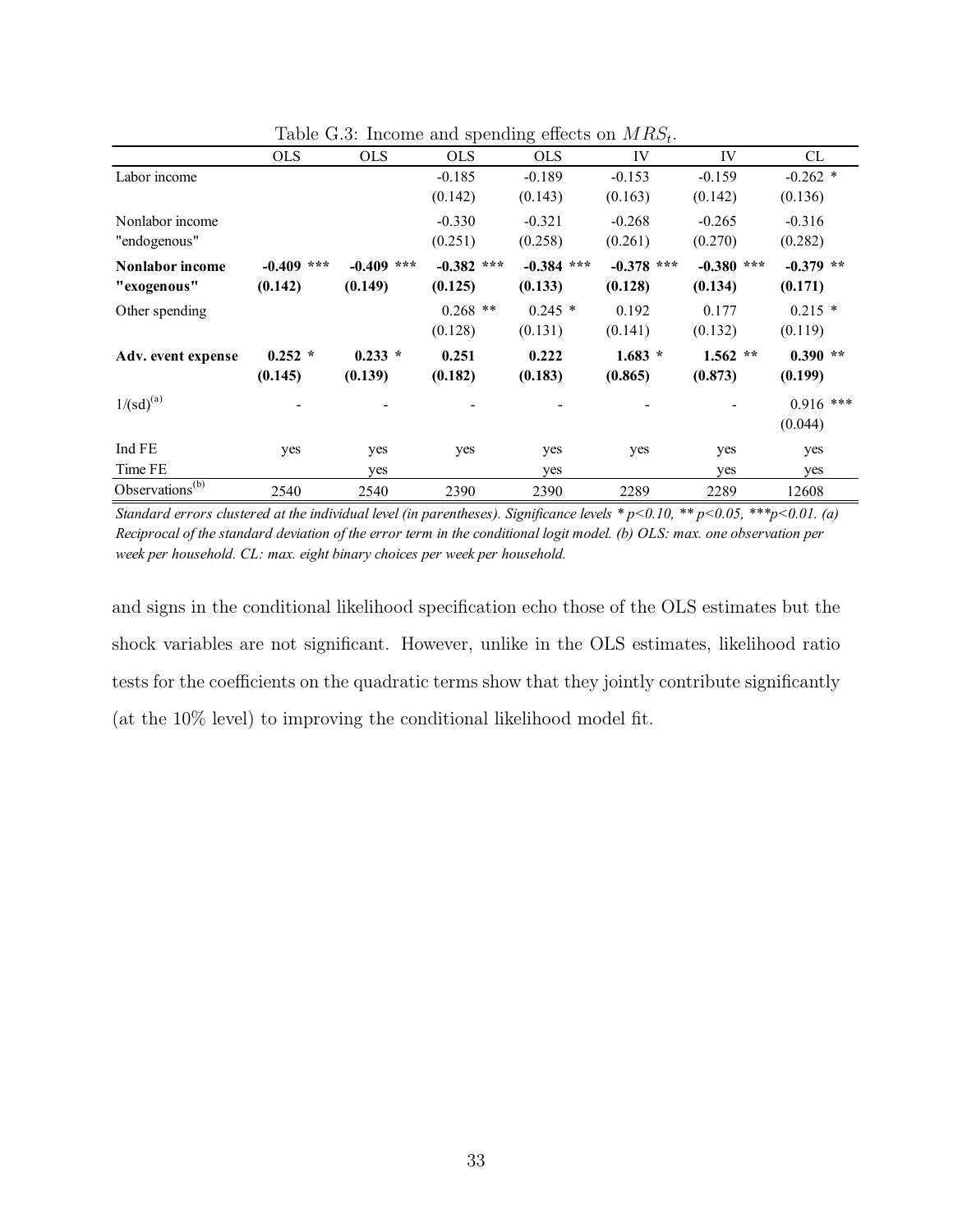Table G.3: Income and spending effects on $MRS_t$.

| | OLS | OLS | OLS | OLS | IV | IV | CL |
|---|---|---|---|---|---|---|---|
| Labor income | | | -0.185 | -0.189 | -0.153 | -0.159 | -0.262 * |
| | | | (0.142) | (0.143) | (0.163) | (0.142) | (0.136) |
| Nonlabor income "endogenous" | | | -0.330 | -0.321 | -0.268 | -0.265 | -0.316 |
| | | | (0.251) | (0.258) | (0.261) | (0.270) | (0.282) |
| **Nonlabor income "exogenous"** | **-0.409** *** | **-0.409** *** | **-0.382** *** | **-0.384** *** | **-0.378** *** | **-0.380** *** | **-0.379** ** |
| | **(0.142)** | **(0.149)** | **(0.125)** | **(0.133)** | **(0.128)** | **(0.134)** | **(0.171)** |
| Other spending | | | 0.268 ** | 0.245 * | 0.192 | 0.177 | 0.215 * |
| | | | (0.128) | (0.131) | (0.141) | (0.132) | (0.119) |
| **Adv. event expense** | **0.252** * | **0.233** * | **0.251** | **0.222** | **1.683** * | **1.562** ** | **0.390** ** |
| | **(0.145)** | **(0.139)** | **(0.182)** | **(0.183)** | **(0.865)** | **(0.873)** | **(0.199)** |
| 1/(sd)[(a)] | - | - | - | - | - | - | 0.916 *** |
| | | | | | | | (0.044) |
| Ind FE | yes | yes | yes | yes | yes | yes | yes |
| Time FE | | yes | | yes | | yes | yes |
| Observations[(b)] | 2540 | 2540 | 2390 | 2390 | 2289 | 2289 | 12608 |

*Standard errors clustered at the individual level (in parentheses). Significance levels * p<0.10, ** p<0.05, ***p<0.01. (a) Reciprocal of the standard deviation of the error term in the conditional logit model. (b) OLS: max. one observation per week per household. CL: max. eight binary choices per week per household.*

and signs in the conditional likelihood specification echo those of the OLS estimates but the shock variables are not significant. However, unlike in the OLS estimates, likelihood ratio tests for the coefficients on the quadratic terms show that they jointly contribute significantly (at the 10% level) to improving the conditional likelihood model fit.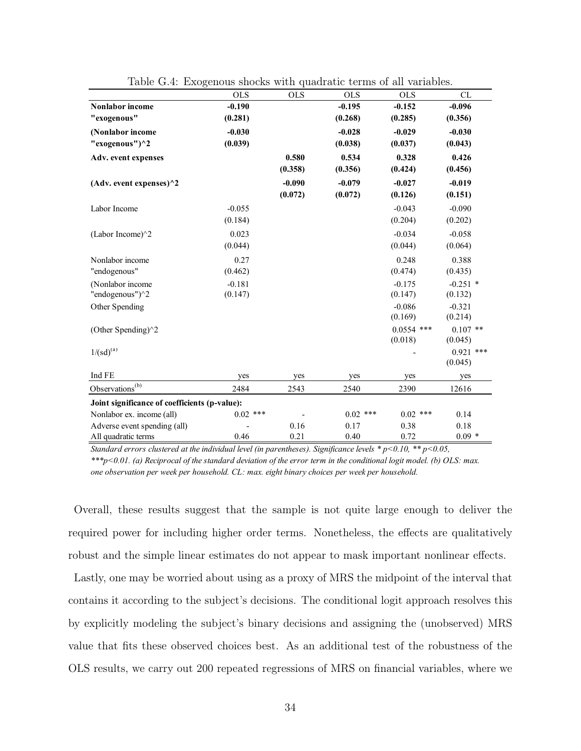Table G.4: Exogenous shocks with quadratic terms of all variables.

| | OLS | OLS | OLS | OLS | CL |
|---|---|---|---|---|---|
| **Nonlabor income "exogenous"** | **-0.190** | | **-0.195** | **-0.152** | **-0.096** |
| | **(0.281)** | | **(0.268)** | **(0.285)** | **(0.356)** |
| **(Nonlabor income "exogenous")^2** | **-0.030** | | **-0.028** | **-0.029** | **-0.030** |
| | **(0.039)** | | **(0.038)** | **(0.037)** | **(0.043)** |
| **Adv. event expenses** | | **0.580** | **0.534** | **0.328** | **0.426** |
| | | **(0.358)** | **(0.356)** | **(0.424)** | **(0.456)** |
| **(Adv. event expenses)^2** | | **-0.090** | **-0.079** | **-0.027** | **-0.019** |
| | | **(0.072)** | **(0.072)** | **(0.126)** | **(0.151)** |
| Labor Income | -0.055 | | | -0.043 | -0.090 |
| | (0.184) | | | (0.204) | (0.202) |
| (Labor Income)^2 | 0.023 | | | -0.034 | -0.058 |
| | (0.044) | | | (0.044) | (0.064) |
| Nonlabor income "endogenous" | 0.27 | | | 0.248 | 0.388 |
| | (0.462) | | | (0.474) | (0.435) |
| (Nonlabor income "endogenous")^2 | -0.181 | | | -0.175 | -0.251 * |
| | (0.147) | | | (0.147) | (0.132) |
| Other Spending | | | | -0.086 | -0.321 |
| | | | | (0.169) | (0.214) |
| (Other Spending)^2 | | | | 0.0554 *** | 0.107 ** |
| | | | | (0.018) | (0.045) |
| 1/(sd)[(a)] | | | | - | 0.921 *** |
| | | | | | (0.045) |
| Ind FE | yes | yes | yes | yes | yes |
| Observations[(b)] | 2484 | 2543 | 2540 | 2390 | 12616 |
| **Joint significance of coefficients (p-value):** | | | | | |
| Nonlabor ex. income (all) | 0.02 *** | - | 0.02 *** | 0.02 *** | 0.14 |
| Adverse event spending (all) | - | 0.16 | 0.17 | 0.38 | 0.18 |
| All quadratic terms | 0.46 | 0.21 | 0.40 | 0.72 | 0.09 * |

*Standard errors clustered at the individual level (in parentheses). Significance levels * p<0.10, ** p<0.05, ***p<0.01. (a) Reciprocal of the standard deviation of the error term in the conditional logit model. (b) OLS: max. one observation per week per household. CL: max. eight binary choices per week per household.*

Overall, these results suggest that the sample is not quite large enough to deliver the required power for including higher order terms. Nonetheless, the effects are qualitatively robust and the simple linear estimates do not appear to mask important nonlinear effects.

Lastly, one may be worried about using as a proxy of MRS the midpoint of the interval that contains it according to the subject's decisions. The conditional logit approach resolves this by explicitly modeling the subject's binary decisions and assigning the (unobserved) MRS value that fits these observed choices best. As an additional test of the robustness of the OLS results, we carry out 200 repeated regressions of MRS on financial variables, where we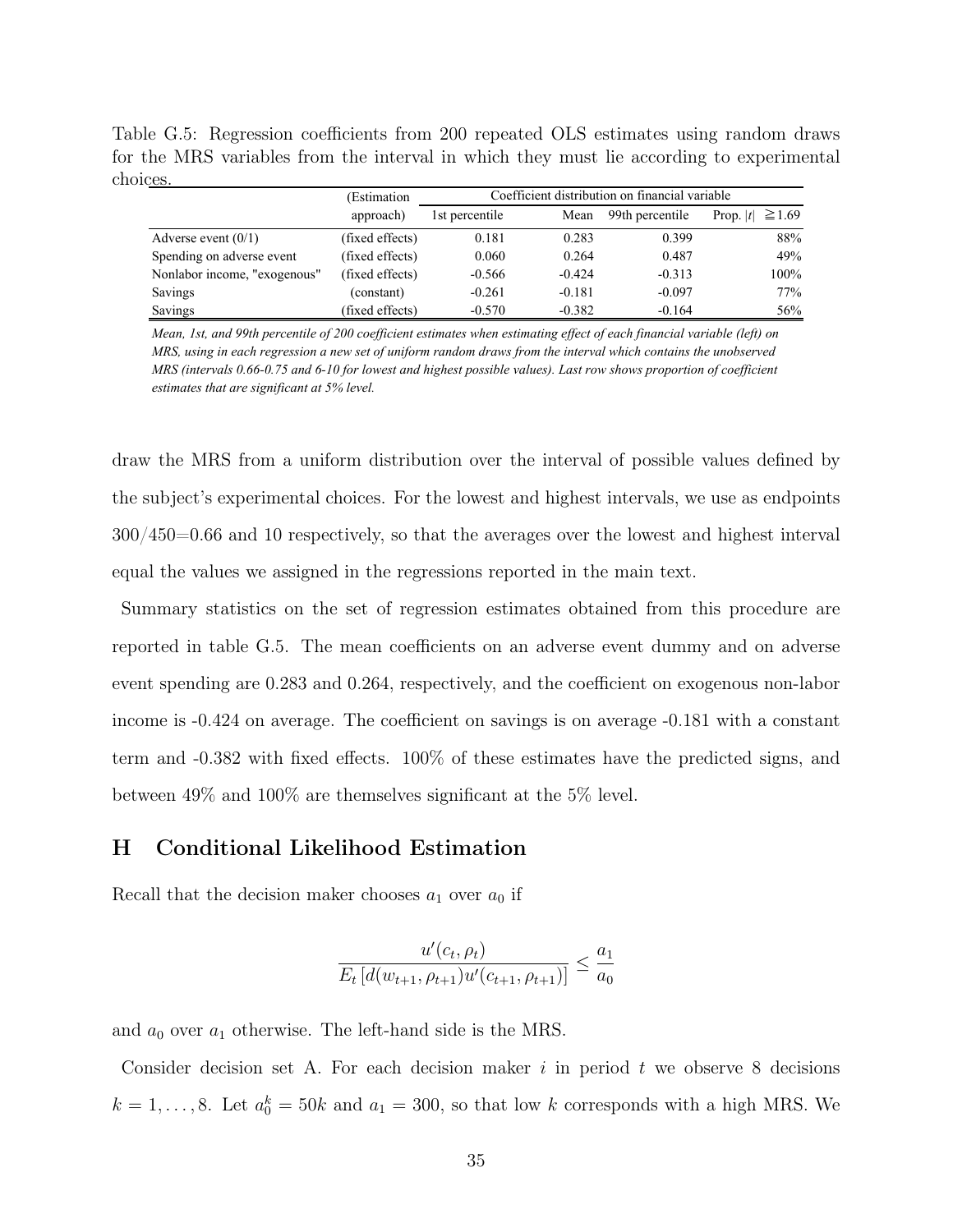Table G.5: Regression coefficients from 200 repeated OLS estimates using random draws for the MRS variables from the interval in which they must lie according to experimental choices.

| | (Estimation approach) | Coefficient distribution on financial variable | | | |
|---|---|---|---|---|---|
| | | 1st percentile | Mean | 99th percentile | Prop. $\|t\| \geqq 1.69$ |
| Adverse event (0/1) | (fixed effects) | 0.181 | 0.283 | 0.399 | 88% |
| Spending on adverse event | (fixed effects) | 0.060 | 0.264 | 0.487 | 49% |
| Nonlabor income, "exogenous" | (fixed effects) | -0.566 | -0.424 | -0.313 | 100% |
| Savings | (constant) | -0.261 | -0.181 | -0.097 | 77% |
| Savings | (fixed effects) | -0.570 | -0.382 | -0.164 | 56% |

*Mean, 1st, and 99th percentile of 200 coefficient estimates when estimating effect of each financial variable (left) on MRS, using in each regression a new set of uniform random draws from the interval which contains the unobserved MRS (intervals 0.66-0.75 and 6-10 for lowest and highest possible values). Last row shows proportion of coefficient estimates that are significant at 5% level.*

draw the MRS from a uniform distribution over the interval of possible values defined by the subject's experimental choices. For the lowest and highest intervals, we use as endpoints 300/450=0.66 and 10 respectively, so that the averages over the lowest and highest interval equal the values we assigned in the regressions reported in the main text.

Summary statistics on the set of regression estimates obtained from this procedure are reported in table G.5. The mean coefficients on an adverse event dummy and on adverse event spending are 0.283 and 0.264, respectively, and the coefficient on exogenous non-labor income is -0.424 on average. The coefficient on savings is on average -0.181 with a constant term and -0.382 with fixed effects. 100% of these estimates have the predicted signs, and between 49% and 100% are themselves significant at the 5% level.

## H Conditional Likelihood Estimation

Recall that the decision maker chooses $a_1$ over $a_0$ if

$$\frac{u'(c_t, \rho_t)}{E_t\left[d(w_{t+1}, \rho_{t+1})u'(c_{t+1}, \rho_{t+1})\right]} \leq \frac{a_1}{a_0}$$

and $a_0$ over $a_1$ otherwise. The left-hand side is the MRS.

Consider decision set A. For each decision maker $i$ in period $t$ we observe 8 decisions $k = 1, \ldots, 8$. Let $a_0^k = 50k$ and $a_1 = 300$, so that low $k$ corresponds with a high MRS. We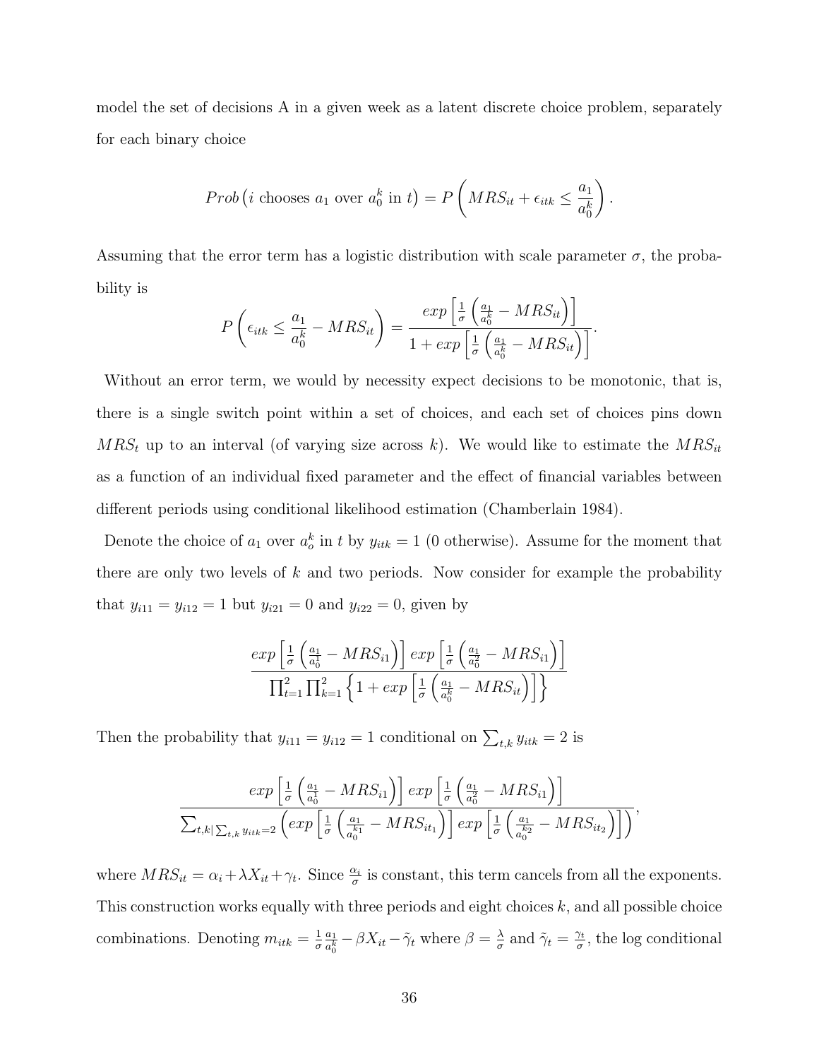model the set of decisions A in a given week as a latent discrete choice problem, separately for each binary choice

$$Prob\left(i \text{ chooses } a_1 \text{ over } a_0^k \text{ in } t\right) = P\left(MRS_{it} + \epsilon_{itk} \leq \frac{a_1}{a_0^k}\right).$$

Assuming that the error term has a logistic distribution with scale parameter $\sigma$, the probability is

$$P\left(\epsilon_{itk} \leq \frac{a_1}{a_0^k} - MRS_{it}\right) = \frac{exp\left[\frac{1}{\sigma}\left(\frac{a_1}{a_0^k} - MRS_{it}\right)\right]}{1 + exp\left[\frac{1}{\sigma}\left(\frac{a_1}{a_0^k} - MRS_{it}\right)\right]}.$$

Without an error term, we would by necessity expect decisions to be monotonic, that is, there is a single switch point within a set of choices, and each set of choices pins down $MRS_t$ up to an interval (of varying size across $k$). We would like to estimate the $MRS_{it}$ as a function of an individual fixed parameter and the effect of financial variables between different periods using conditional likelihood estimation (Chamberlain 1984).

Denote the choice of $a_1$ over $a_o^k$ in $t$ by $y_{itk} = 1$ (0 otherwise). Assume for the moment that there are only two levels of $k$ and two periods. Now consider for example the probability that $y_{i11} = y_{i12} = 1$ but $y_{i21} = 0$ and $y_{i22} = 0$, given by

$$\frac{exp\left[\frac{1}{\sigma}\left(\frac{a_1}{a_0^1} - MRS_{i1}\right)\right] exp\left[\frac{1}{\sigma}\left(\frac{a_1}{a_0^2} - MRS_{i1}\right)\right]}{\prod_{t=1}^{2}\prod_{k=1}^{2}\left\{1 + exp\left[\frac{1}{\sigma}\left(\frac{a_1}{a_0^k} - MRS_{it}\right)\right]\right\}}$$

Then the probability that $y_{i11} = y_{i12} = 1$ conditional on $\sum_{t,k} y_{itk} = 2$ is

$$\frac{exp\left[\frac{1}{\sigma}\left(\frac{a_1}{a_0^1} - MRS_{i1}\right)\right] exp\left[\frac{1}{\sigma}\left(\frac{a_1}{a_0^2} - MRS_{i1}\right)\right]}{\sum_{t,k|\sum_{t,k} y_{itk}=2}\left(exp\left[\frac{1}{\sigma}\left(\frac{a_1}{a_0^{k_1}} - MRS_{it_1}\right)\right] exp\left[\frac{1}{\sigma}\left(\frac{a_1}{a_0^{k_2}} - MRS_{it_2}\right)\right]\right)},$$

where $MRS_{it} = \alpha_i + \lambda X_{it} + \gamma_t$. Since $\frac{\alpha_i}{\sigma}$ is constant, this term cancels from all the exponents. This construction works equally with three periods and eight choices $k$, and all possible choice combinations. Denoting $m_{itk} = \frac{1}{\sigma}\frac{a_1}{a_0^k} - \beta X_{it} - \tilde{\gamma}_t$ where $\beta = \frac{\lambda}{\sigma}$ and $\tilde{\gamma}_t = \frac{\gamma_t}{\sigma}$, the log conditional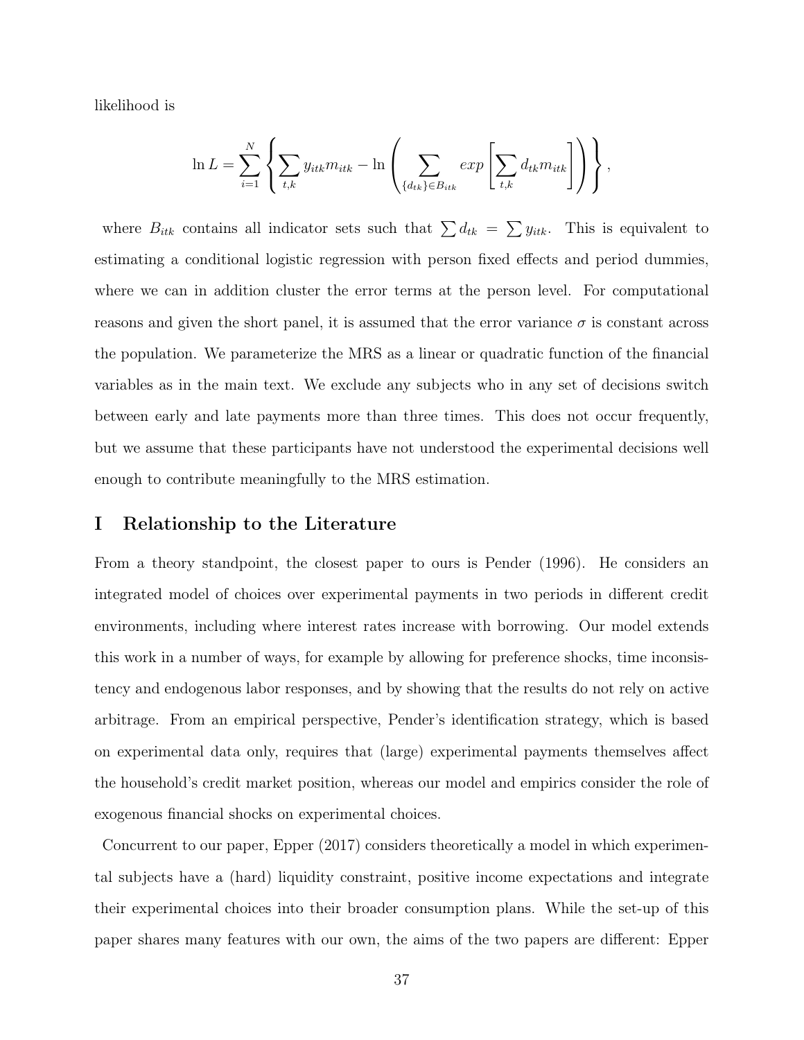likelihood is

$$\ln L = \sum_{i=1}^{N} \left\{ \sum_{t,k} y_{itk} m_{itk} - \ln \left( \sum_{\{d_{tk}\} \in B_{itk}} exp \left[ \sum_{t,k} d_{tk} m_{itk} \right] \right) \right\},$$

where $B_{itk}$ contains all indicator sets such that $\sum d_{tk} = \sum y_{itk}$. This is equivalent to estimating a conditional logistic regression with person fixed effects and period dummies, where we can in addition cluster the error terms at the person level. For computational reasons and given the short panel, it is assumed that the error variance $\sigma$ is constant across the population. We parameterize the MRS as a linear or quadratic function of the financial variables as in the main text. We exclude any subjects who in any set of decisions switch between early and late payments more than three times. This does not occur frequently, but we assume that these participants have not understood the experimental decisions well enough to contribute meaningfully to the MRS estimation.

# I Relationship to the Literature

From a theory standpoint, the closest paper to ours is Pender (1996). He considers an integrated model of choices over experimental payments in two periods in different credit environments, including where interest rates increase with borrowing. Our model extends this work in a number of ways, for example by allowing for preference shocks, time inconsistency and endogenous labor responses, and by showing that the results do not rely on active arbitrage. From an empirical perspective, Pender's identification strategy, which is based on experimental data only, requires that (large) experimental payments themselves affect the household's credit market position, whereas our model and empirics consider the role of exogenous financial shocks on experimental choices.

Concurrent to our paper, Epper (2017) considers theoretically a model in which experimental subjects have a (hard) liquidity constraint, positive income expectations and integrate their experimental choices into their broader consumption plans. While the set-up of this paper shares many features with our own, the aims of the two papers are different: Epper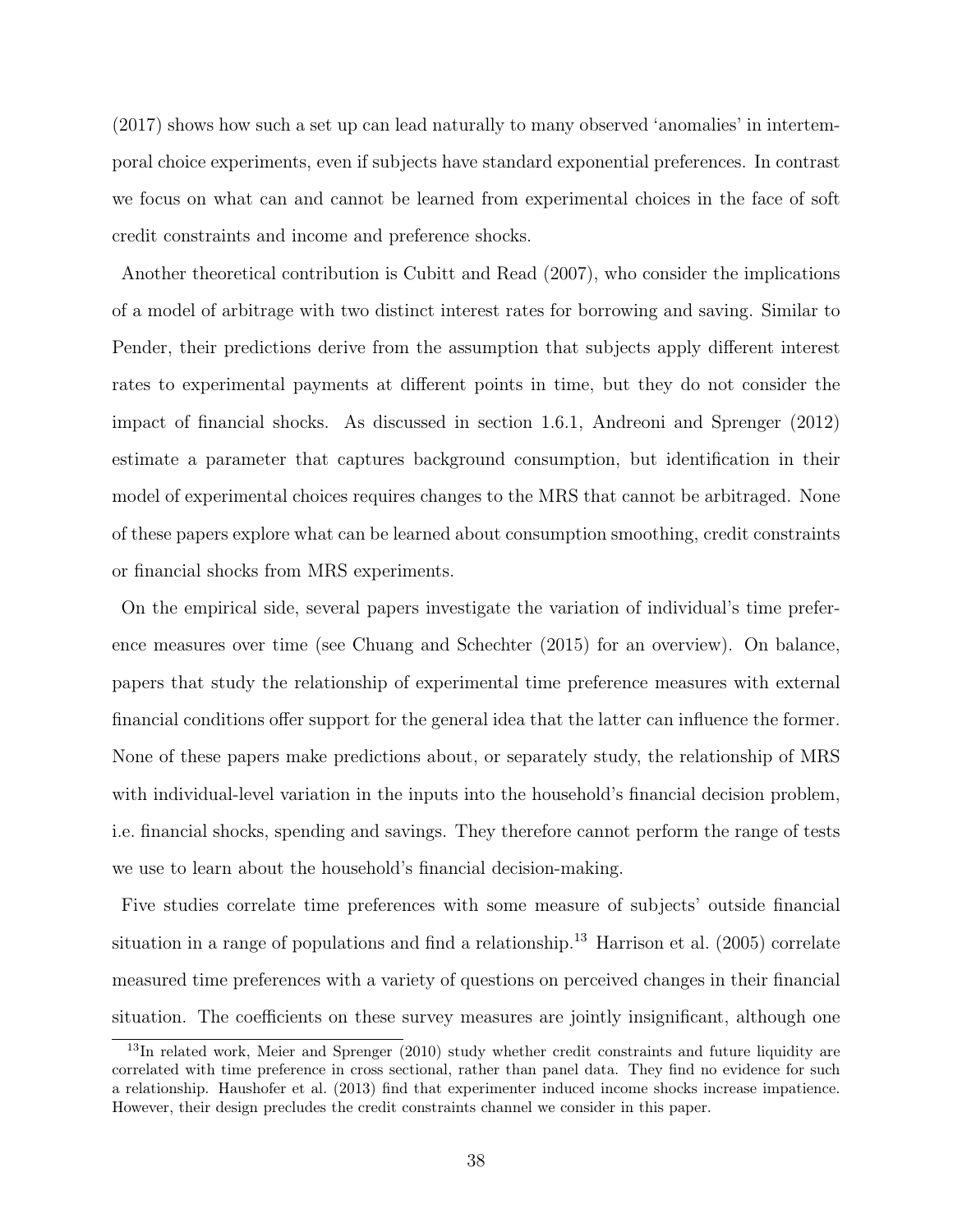(2017) shows how such a set up can lead naturally to many observed 'anomalies' in intertemporal choice experiments, even if subjects have standard exponential preferences. In contrast we focus on what can and cannot be learned from experimental choices in the face of soft credit constraints and income and preference shocks.

Another theoretical contribution is Cubitt and Read (2007), who consider the implications of a model of arbitrage with two distinct interest rates for borrowing and saving. Similar to Pender, their predictions derive from the assumption that subjects apply different interest rates to experimental payments at different points in time, but they do not consider the impact of financial shocks. As discussed in section 1.6.1, Andreoni and Sprenger (2012) estimate a parameter that captures background consumption, but identification in their model of experimental choices requires changes to the MRS that cannot be arbitraged. None of these papers explore what can be learned about consumption smoothing, credit constraints or financial shocks from MRS experiments.

On the empirical side, several papers investigate the variation of individual's time preference measures over time (see Chuang and Schechter (2015) for an overview). On balance, papers that study the relationship of experimental time preference measures with external financial conditions offer support for the general idea that the latter can influence the former. None of these papers make predictions about, or separately study, the relationship of MRS with individual-level variation in the inputs into the household's financial decision problem, i.e. financial shocks, spending and savings. They therefore cannot perform the range of tests we use to learn about the household's financial decision-making.

Five studies correlate time preferences with some measure of subjects' outside financial situation in a range of populations and find a relationship.[13] Harrison et al. (2005) correlate measured time preferences with a variety of questions on perceived changes in their financial situation. The coefficients on these survey measures are jointly insignificant, although one

[13] In related work, Meier and Sprenger (2010) study whether credit constraints and future liquidity are correlated with time preference in cross sectional, rather than panel data. They find no evidence for such a relationship. Haushofer et al. (2013) find that experimenter induced income shocks increase impatience. However, their design precludes the credit constraints channel we consider in this paper.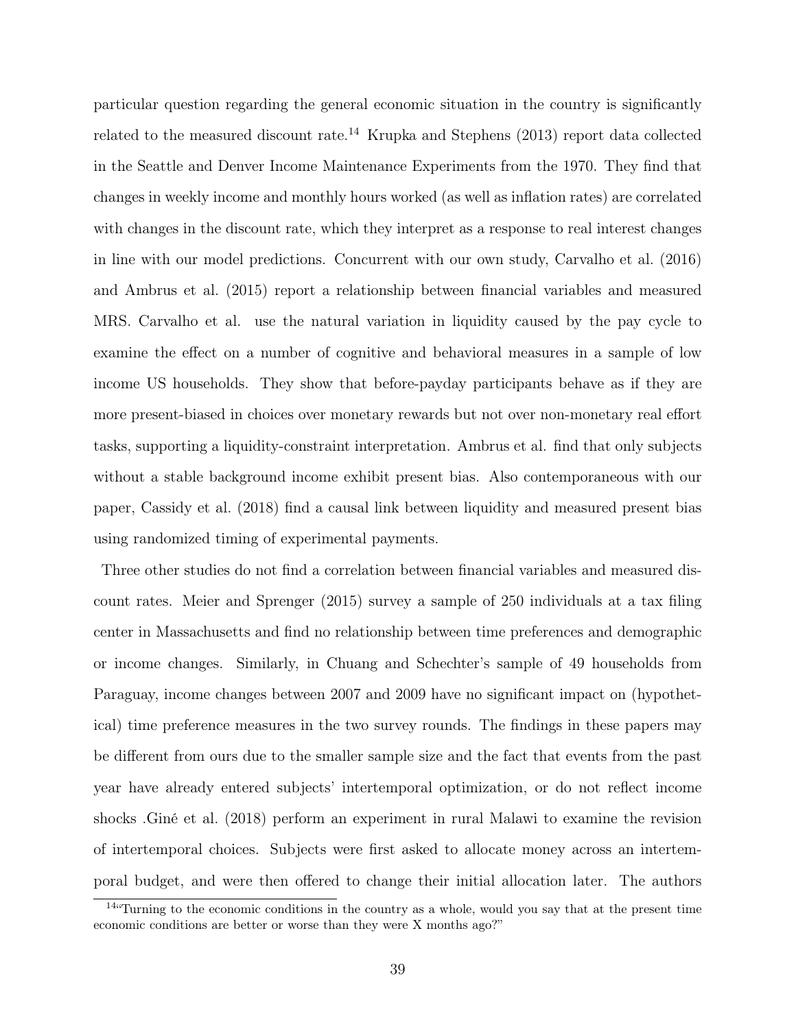particular question regarding the general economic situation in the country is significantly related to the measured discount rate.[14] Krupka and Stephens (2013) report data collected in the Seattle and Denver Income Maintenance Experiments from the 1970. They find that changes in weekly income and monthly hours worked (as well as inflation rates) are correlated with changes in the discount rate, which they interpret as a response to real interest changes in line with our model predictions. Concurrent with our own study, Carvalho et al. (2016) and Ambrus et al. (2015) report a relationship between financial variables and measured MRS. Carvalho et al. use the natural variation in liquidity caused by the pay cycle to examine the effect on a number of cognitive and behavioral measures in a sample of low income US households. They show that before-payday participants behave as if they are more present-biased in choices over monetary rewards but not over non-monetary real effort tasks, supporting a liquidity-constraint interpretation. Ambrus et al. find that only subjects without a stable background income exhibit present bias. Also contemporaneous with our paper, Cassidy et al. (2018) find a causal link between liquidity and measured present bias using randomized timing of experimental payments.

Three other studies do not find a correlation between financial variables and measured discount rates. Meier and Sprenger (2015) survey a sample of 250 individuals at a tax filing center in Massachusetts and find no relationship between time preferences and demographic or income changes. Similarly, in Chuang and Schechter's sample of 49 households from Paraguay, income changes between 2007 and 2009 have no significant impact on (hypothetical) time preference measures in the two survey rounds. The findings in these papers may be different from ours due to the smaller sample size and the fact that events from the past year have already entered subjects' intertemporal optimization, or do not reflect income shocks .Giné et al. (2018) perform an experiment in rural Malawi to examine the revision of intertemporal choices. Subjects were first asked to allocate money across an intertemporal budget, and were then offered to change their initial allocation later. The authors

[14] "Turning to the economic conditions in the country as a whole, would you say that at the present time economic conditions are better or worse than they were X months ago?"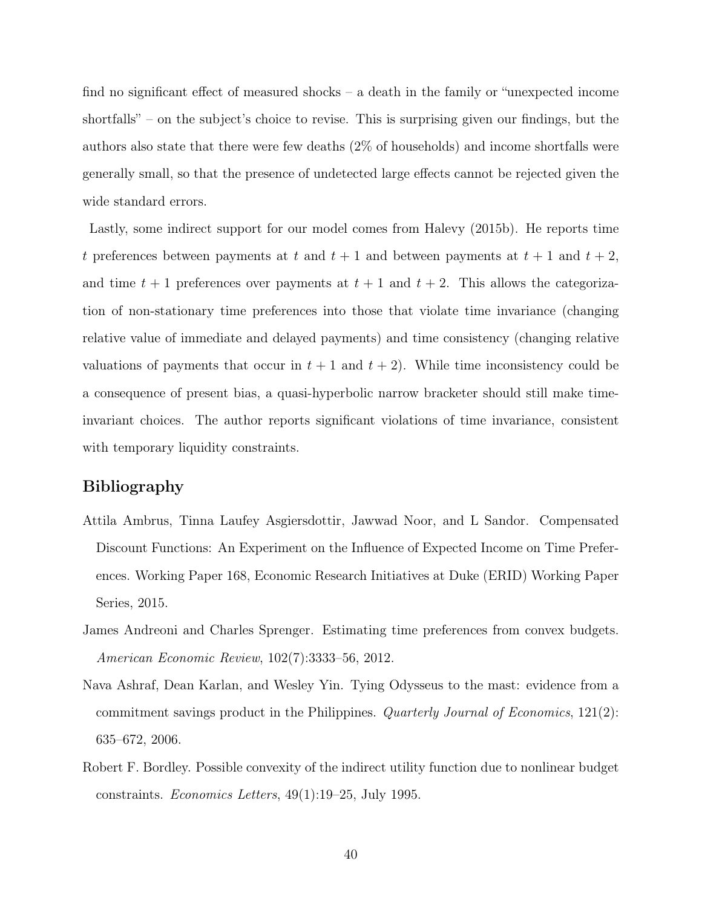find no significant effect of measured shocks – a death in the family or "unexpected income shortfalls" – on the subject's choice to revise. This is surprising given our findings, but the authors also state that there were few deaths (2% of households) and income shortfalls were generally small, so that the presence of undetected large effects cannot be rejected given the wide standard errors.

Lastly, some indirect support for our model comes from Halevy (2015b). He reports time $t$ preferences between payments at $t$ and $t+1$ and between payments at $t+1$ and $t+2$, and time $t+1$ preferences over payments at $t+1$ and $t+2$. This allows the categorization of non-stationary time preferences into those that violate time invariance (changing relative value of immediate and delayed payments) and time consistency (changing relative valuations of payments that occur in $t+1$ and $t+2$). While time inconsistency could be a consequence of present bias, a quasi-hyperbolic narrow bracketer should still make time-invariant choices. The author reports significant violations of time invariance, consistent with temporary liquidity constraints.

## Bibliography

Attila Ambrus, Tinna Laufey Asgiersdottir, Jawwad Noor, and L Sandor. Compensated Discount Functions: An Experiment on the Influence of Expected Income on Time Preferences. Working Paper 168, Economic Research Initiatives at Duke (ERID) Working Paper Series, 2015.

James Andreoni and Charles Sprenger. Estimating time preferences from convex budgets. *American Economic Review*, 102(7):3333–56, 2012.

Nava Ashraf, Dean Karlan, and Wesley Yin. Tying Odysseus to the mast: evidence from a commitment savings product in the Philippines. *Quarterly Journal of Economics*, 121(2): 635–672, 2006.

Robert F. Bordley. Possible convexity of the indirect utility function due to nonlinear budget constraints. *Economics Letters*, 49(1):19–25, July 1995.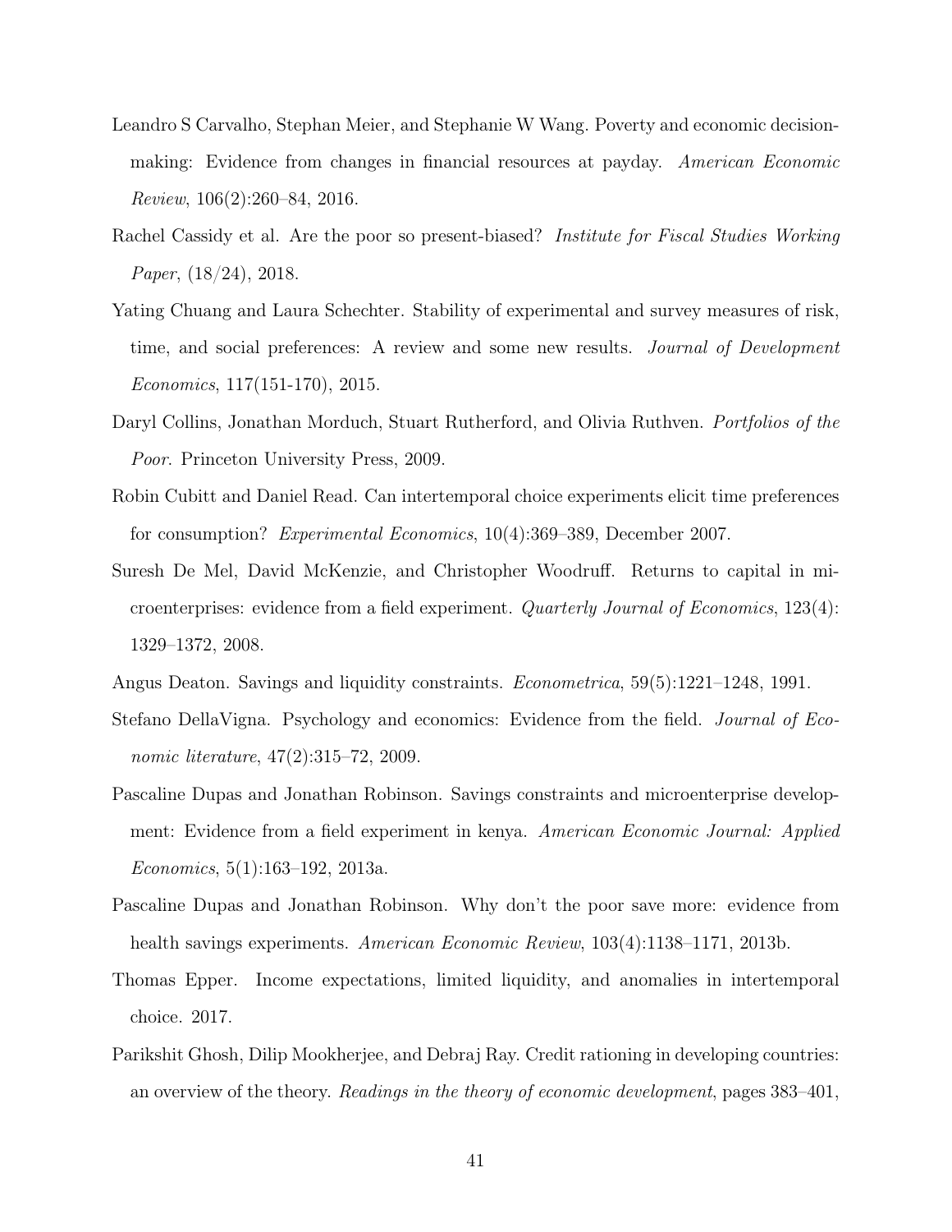Leandro S Carvalho, Stephan Meier, and Stephanie W Wang. Poverty and economic decision-making: Evidence from changes in financial resources at payday. *American Economic Review*, 106(2):260–84, 2016.

Rachel Cassidy et al. Are the poor so present-biased? *Institute for Fiscal Studies Working Paper*, (18/24), 2018.

Yating Chuang and Laura Schechter. Stability of experimental and survey measures of risk, time, and social preferences: A review and some new results. *Journal of Development Economics*, 117(151-170), 2015.

Daryl Collins, Jonathan Morduch, Stuart Rutherford, and Olivia Ruthven. *Portfolios of the Poor*. Princeton University Press, 2009.

Robin Cubitt and Daniel Read. Can intertemporal choice experiments elicit time preferences for consumption? *Experimental Economics*, 10(4):369–389, December 2007.

Suresh De Mel, David McKenzie, and Christopher Woodruff. Returns to capital in microenterprises: evidence from a field experiment. *Quarterly Journal of Economics*, 123(4): 1329–1372, 2008.

Angus Deaton. Savings and liquidity constraints. *Econometrica*, 59(5):1221–1248, 1991.

Stefano DellaVigna. Psychology and economics: Evidence from the field. *Journal of Economic literature*, 47(2):315–72, 2009.

Pascaline Dupas and Jonathan Robinson. Savings constraints and microenterprise development: Evidence from a field experiment in kenya. *American Economic Journal: Applied Economics*, 5(1):163–192, 2013a.

Pascaline Dupas and Jonathan Robinson. Why don't the poor save more: evidence from health savings experiments. *American Economic Review*, 103(4):1138–1171, 2013b.

Thomas Epper. Income expectations, limited liquidity, and anomalies in intertemporal choice. 2017.

Parikshit Ghosh, Dilip Mookherjee, and Debraj Ray. Credit rationing in developing countries: an overview of the theory. *Readings in the theory of economic development*, pages 383–401,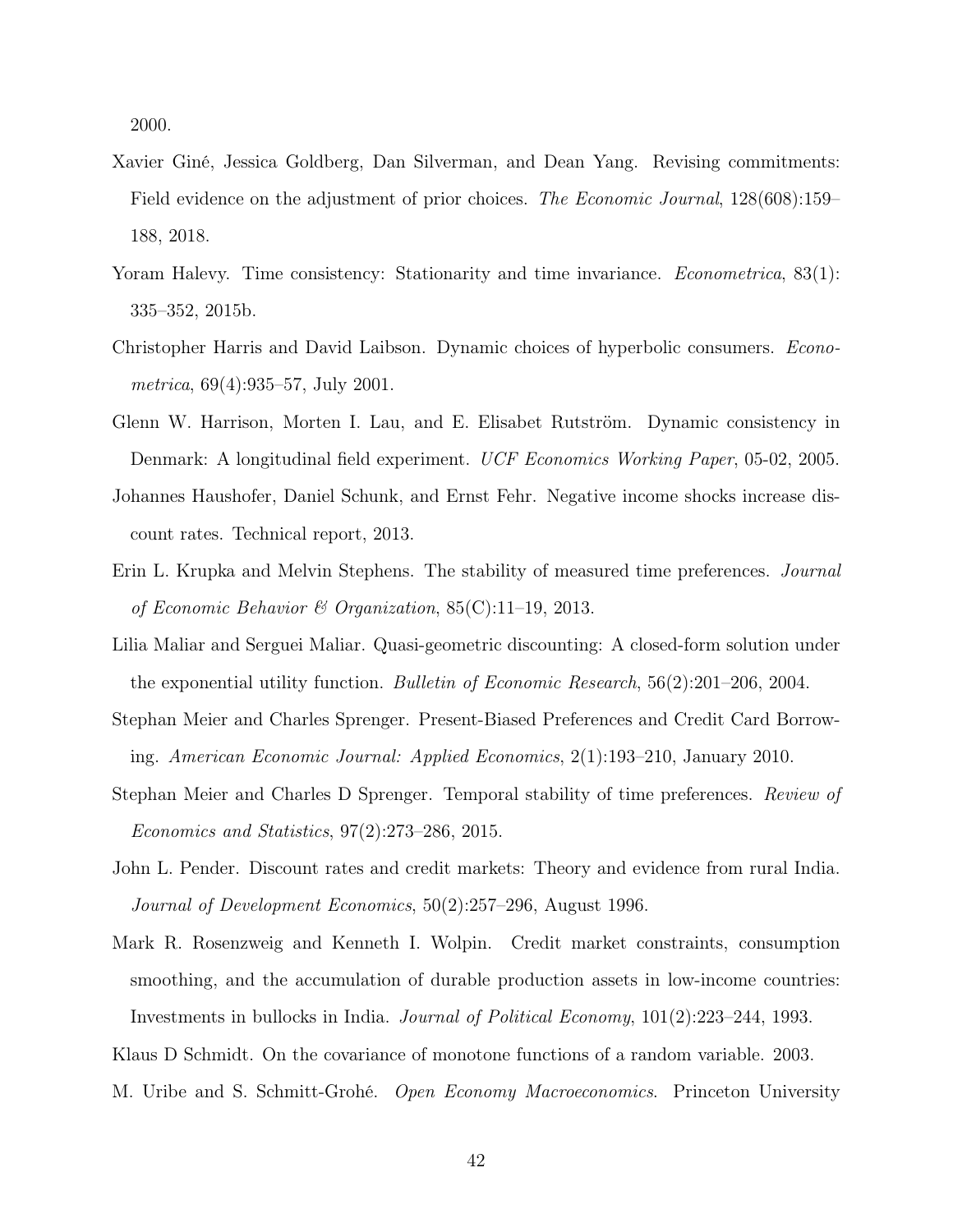2000.

Xavier Giné, Jessica Goldberg, Dan Silverman, and Dean Yang. Revising commitments: Field evidence on the adjustment of prior choices. *The Economic Journal*, 128(608):159–188, 2018.

Yoram Halevy. Time consistency: Stationarity and time invariance. *Econometrica*, 83(1): 335–352, 2015b.

Christopher Harris and David Laibson. Dynamic choices of hyperbolic consumers. *Econometrica*, 69(4):935–57, July 2001.

Glenn W. Harrison, Morten I. Lau, and E. Elisabet Rutström. Dynamic consistency in Denmark: A longitudinal field experiment. *UCF Economics Working Paper*, 05-02, 2005.

Johannes Haushofer, Daniel Schunk, and Ernst Fehr. Negative income shocks increase discount rates. Technical report, 2013.

Erin L. Krupka and Melvin Stephens. The stability of measured time preferences. *Journal of Economic Behavior & Organization*, 85(C):11–19, 2013.

Lilia Maliar and Serguei Maliar. Quasi-geometric discounting: A closed-form solution under the exponential utility function. *Bulletin of Economic Research*, 56(2):201–206, 2004.

Stephan Meier and Charles Sprenger. Present-Biased Preferences and Credit Card Borrowing. *American Economic Journal: Applied Economics*, 2(1):193–210, January 2010.

Stephan Meier and Charles D Sprenger. Temporal stability of time preferences. *Review of Economics and Statistics*, 97(2):273–286, 2015.

John L. Pender. Discount rates and credit markets: Theory and evidence from rural India. *Journal of Development Economics*, 50(2):257–296, August 1996.

Mark R. Rosenzweig and Kenneth I. Wolpin. Credit market constraints, consumption smoothing, and the accumulation of durable production assets in low-income countries: Investments in bullocks in India. *Journal of Political Economy*, 101(2):223–244, 1993.

Klaus D Schmidt. On the covariance of monotone functions of a random variable. 2003.

M. Uribe and S. Schmitt-Grohé. *Open Economy Macroeconomics*. Princeton University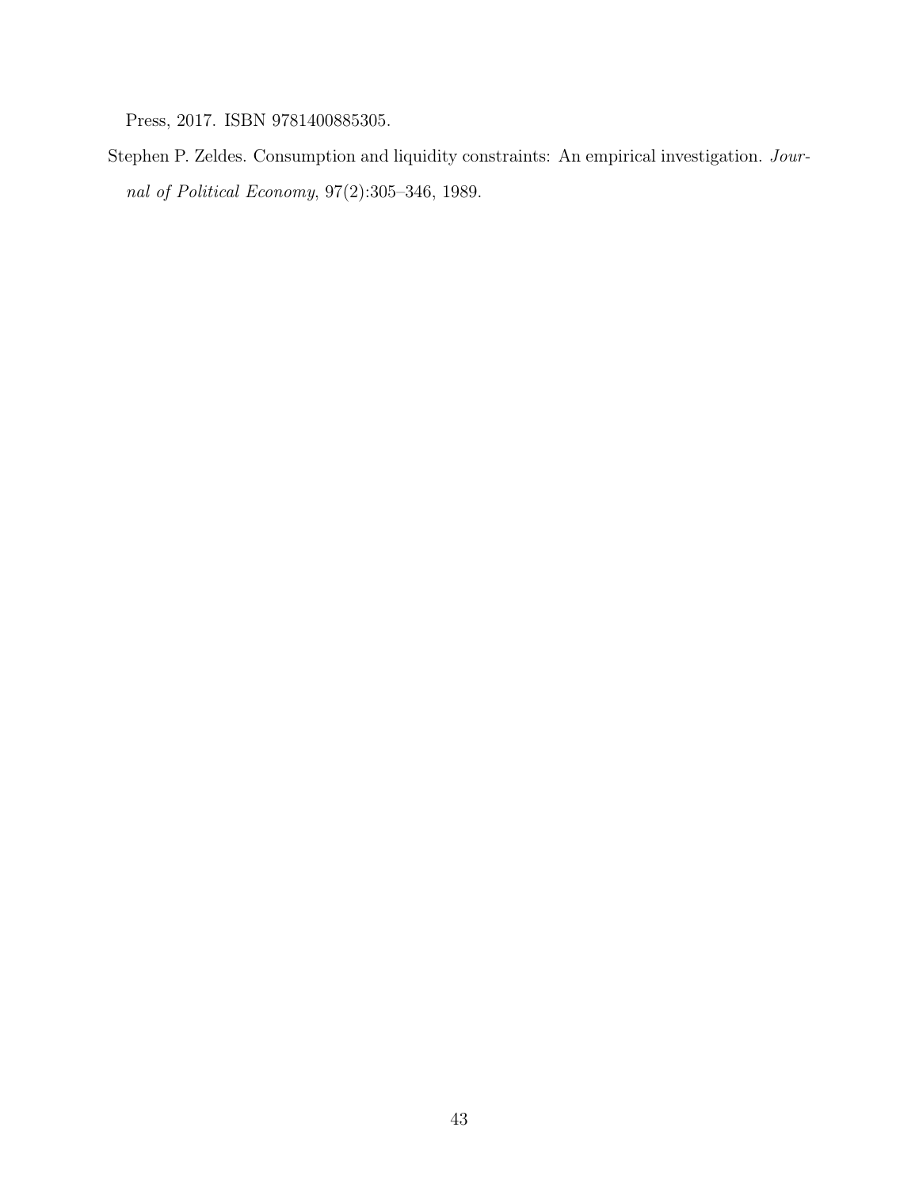Press, 2017. ISBN 9781400885305.

Stephen P. Zeldes. Consumption and liquidity constraints: An empirical investigation. *Journal of Political Economy*, 97(2):305–346, 1989.